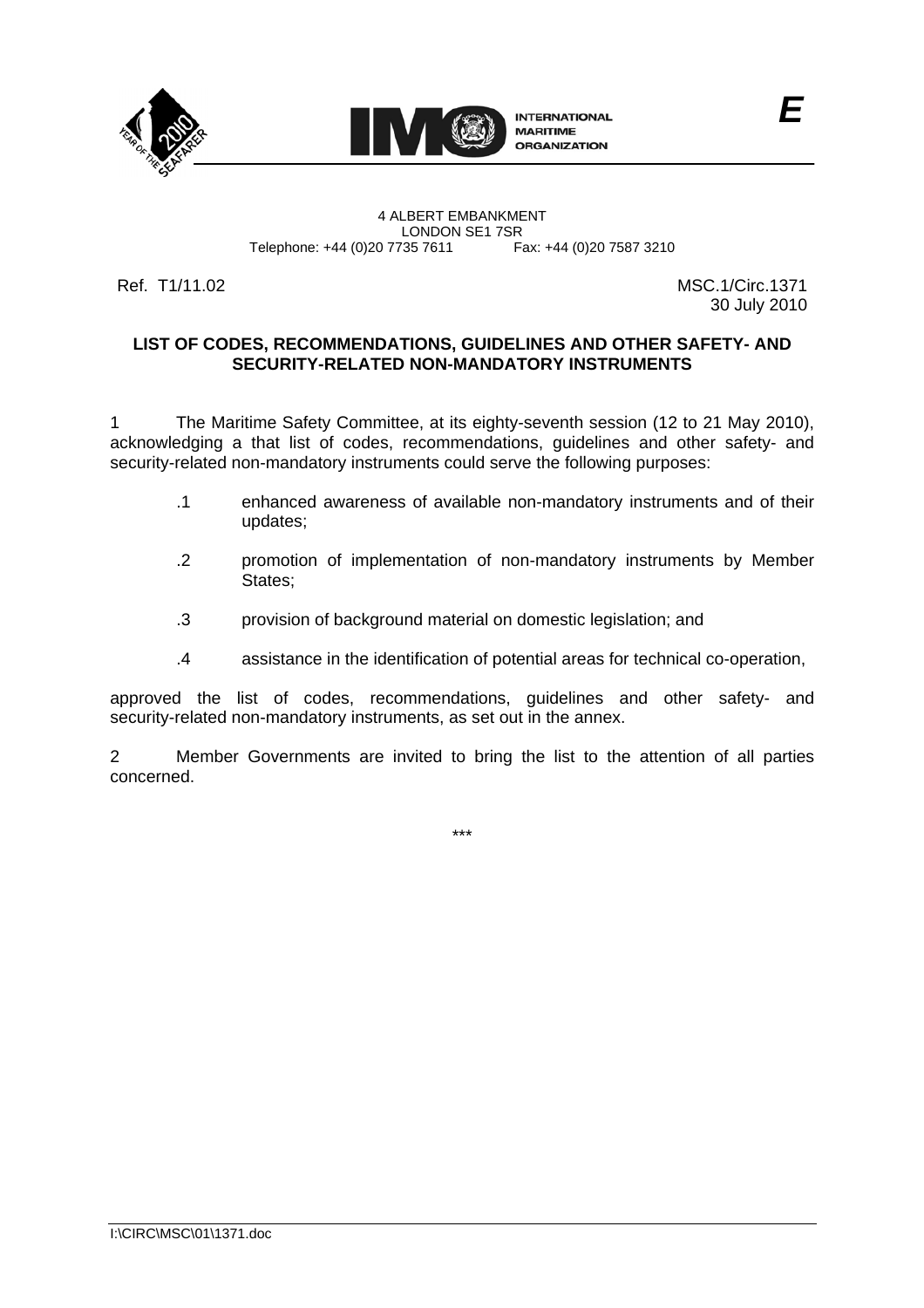INTERNATIONAL MARITIME ORGANIZATION

*E*

4 ALBERT EMBANKMENT
LONDON SE1 7SR
Telephone: +44 (0)20 7735 7611 Fax: +44 (0)20 7587 3210

Ref. T1/11.02

MSC.1/Circ.1371
30 July 2010

**LIST OF CODES, RECOMMENDATIONS, GUIDELINES AND OTHER SAFETY- AND SECURITY-RELATED NON-MANDATORY INSTRUMENTS**

1 The Maritime Safety Committee, at its eighty-seventh session (12 to 21 May 2010), acknowledging a that list of codes, recommendations, guidelines and other safety- and security-related non-mandatory instruments could serve the following purposes:

.1 enhanced awareness of available non-mandatory instruments and of their updates;

.2 promotion of implementation of non-mandatory instruments by Member States;

.3 provision of background material on domestic legislation; and

.4 assistance in the identification of potential areas for technical co-operation,

approved the list of codes, recommendations, guidelines and other safety- and security-related non-mandatory instruments, as set out in the annex.

2 Member Governments are invited to bring the list to the attention of all parties concerned.

\*\*\*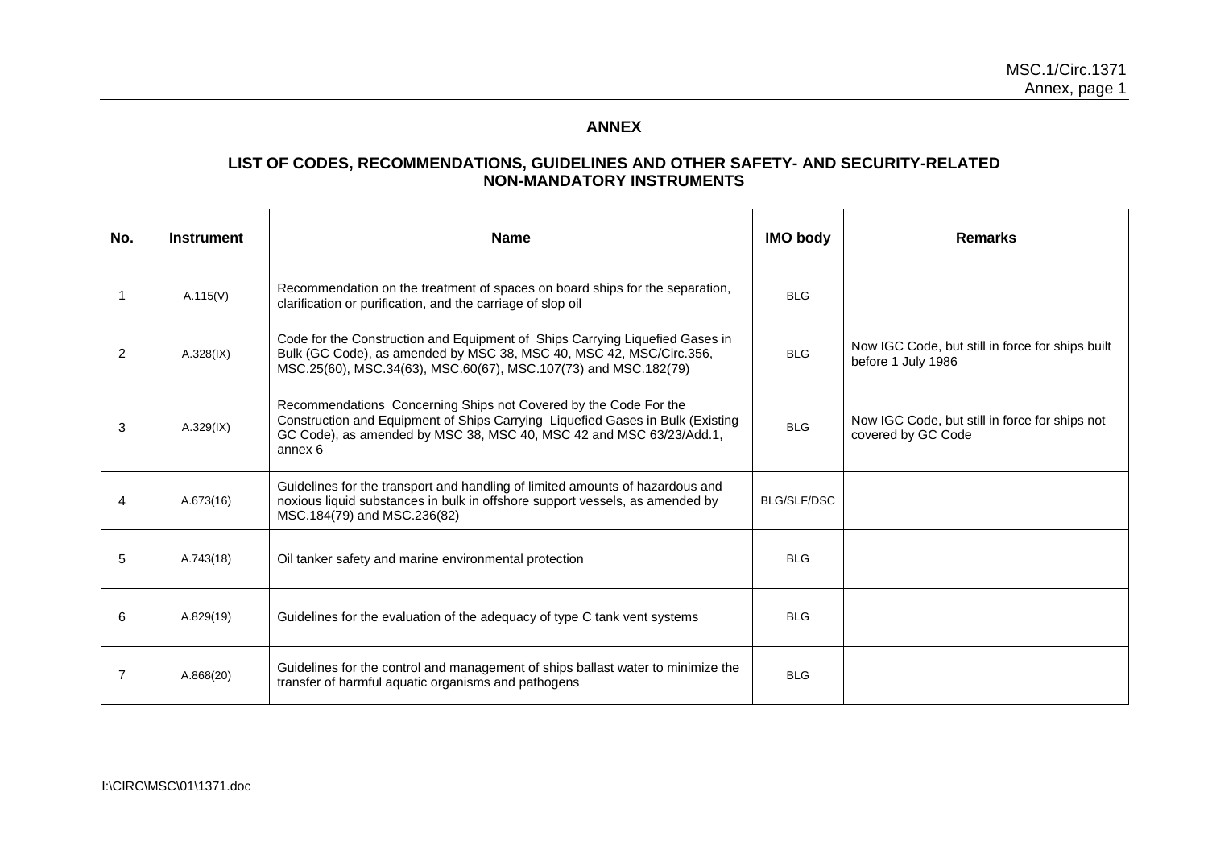## ANNEX

### LIST OF CODES, RECOMMENDATIONS, GUIDELINES AND OTHER SAFETY- AND SECURITY-RELATED NON-MANDATORY INSTRUMENTS

| No. | Instrument | Name | IMO body | Remarks |
|---|---|---|---|---|
| 1 | A.115(V) | Recommendation on the treatment of spaces on board ships for the separation, clarification or purification, and the carriage of slop oil | BLG | |
| 2 | A.328(IX) | Code for the Construction and Equipment of Ships Carrying Liquefied Gases in Bulk (GC Code), as amended by MSC 38, MSC 40, MSC 42, MSC/Circ.356, MSC.25(60), MSC.34(63), MSC.60(67), MSC.107(73) and MSC.182(79) | BLG | Now IGC Code, but still in force for ships built before 1 July 1986 |
| 3 | A.329(IX) | Recommendations Concerning Ships not Covered by the Code For the Construction and Equipment of Ships Carrying Liquefied Gases in Bulk (Existing GC Code), as amended by MSC 38, MSC 40, MSC 42 and MSC 63/23/Add.1, annex 6 | BLG | Now IGC Code, but still in force for ships not covered by GC Code |
| 4 | A.673(16) | Guidelines for the transport and handling of limited amounts of hazardous and noxious liquid substances in bulk in offshore support vessels, as amended by MSC.184(79) and MSC.236(82) | BLG/SLF/DSC | |
| 5 | A.743(18) | Oil tanker safety and marine environmental protection | BLG | |
| 6 | A.829(19) | Guidelines for the evaluation of the adequacy of type C tank vent systems | BLG | |
| 7 | A.868(20) | Guidelines for the control and management of ships ballast water to minimize the transfer of harmful aquatic organisms and pathogens | BLG | |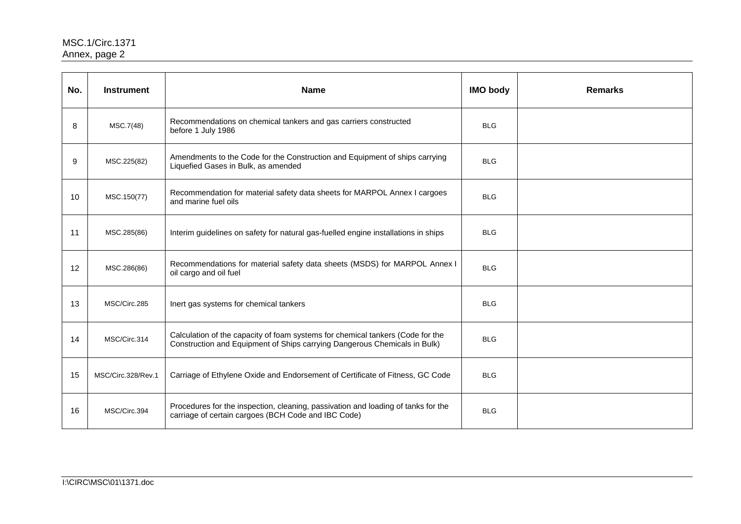| No. | Instrument | Name | IMO body | Remarks |
|---|---|---|---|---|
| 8 | MSC.7(48) | Recommendations on chemical tankers and gas carriers constructed before 1 July 1986 | BLG | |
| 9 | MSC.225(82) | Amendments to the Code for the Construction and Equipment of ships carrying Liquefied Gases in Bulk, as amended | BLG | |
| 10 | MSC.150(77) | Recommendation for material safety data sheets for MARPOL Annex I cargoes and marine fuel oils | BLG | |
| 11 | MSC.285(86) | Interim guidelines on safety for natural gas-fuelled engine installations in ships | BLG | |
| 12 | MSC.286(86) | Recommendations for material safety data sheets (MSDS) for MARPOL Annex I oil cargo and oil fuel | BLG | |
| 13 | MSC/Circ.285 | Inert gas systems for chemical tankers | BLG | |
| 14 | MSC/Circ.314 | Calculation of the capacity of foam systems for chemical tankers (Code for the Construction and Equipment of Ships carrying Dangerous Chemicals in Bulk) | BLG | |
| 15 | MSC/Circ.328/Rev.1 | Carriage of Ethylene Oxide and Endorsement of Certificate of Fitness, GC Code | BLG | |
| 16 | MSC/Circ.394 | Procedures for the inspection, cleaning, passivation and loading of tanks for the carriage of certain cargoes (BCH Code and IBC Code) | BLG | |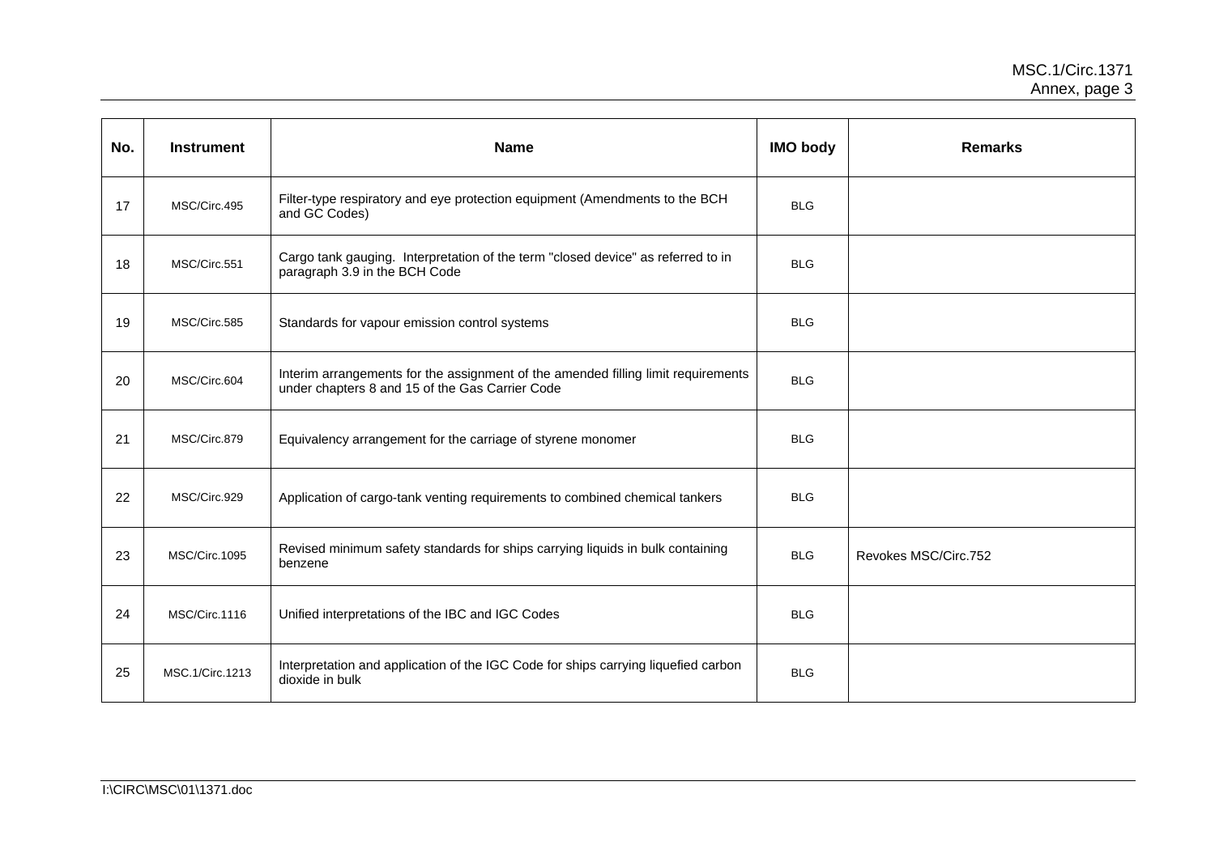| No. | Instrument | Name | IMO body | Remarks |
|---|---|---|---|---|
| 17 | MSC/Circ.495 | Filter-type respiratory and eye protection equipment (Amendments to the BCH and GC Codes) | BLG | |
| 18 | MSC/Circ.551 | Cargo tank gauging. Interpretation of the term "closed device" as referred to in paragraph 3.9 in the BCH Code | BLG | |
| 19 | MSC/Circ.585 | Standards for vapour emission control systems | BLG | |
| 20 | MSC/Circ.604 | Interim arrangements for the assignment of the amended filling limit requirements under chapters 8 and 15 of the Gas Carrier Code | BLG | |
| 21 | MSC/Circ.879 | Equivalency arrangement for the carriage of styrene monomer | BLG | |
| 22 | MSC/Circ.929 | Application of cargo-tank venting requirements to combined chemical tankers | BLG | |
| 23 | MSC/Circ.1095 | Revised minimum safety standards for ships carrying liquids in bulk containing benzene | BLG | Revokes MSC/Circ.752 |
| 24 | MSC/Circ.1116 | Unified interpretations of the IBC and IGC Codes | BLG | |
| 25 | MSC.1/Circ.1213 | Interpretation and application of the IGC Code for ships carrying liquefied carbon dioxide in bulk | BLG | |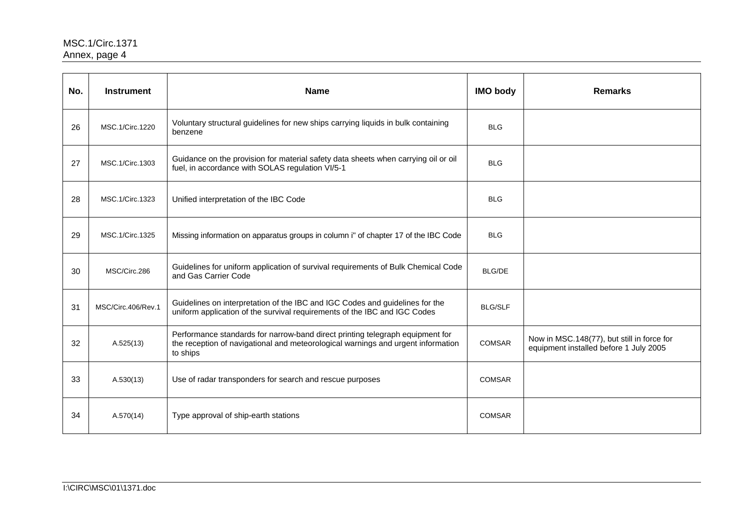| No. | Instrument | Name | IMO body | Remarks |
| --- | --- | --- | --- | --- |
| 26 | MSC.1/Circ.1220 | Voluntary structural guidelines for new ships carrying liquids in bulk containing benzene | BLG | |
| 27 | MSC.1/Circ.1303 | Guidance on the provision for material safety data sheets when carrying oil or oil fuel, in accordance with SOLAS regulation VI/5-1 | BLG | |
| 28 | MSC.1/Circ.1323 | Unified interpretation of the IBC Code | BLG | |
| 29 | MSC.1/Circ.1325 | Missing information on apparatus groups in column i" of chapter 17 of the IBC Code | BLG | |
| 30 | MSC/Circ.286 | Guidelines for uniform application of survival requirements of Bulk Chemical Code and Gas Carrier Code | BLG/DE | |
| 31 | MSC/Circ.406/Rev.1 | Guidelines on interpretation of the IBC and IGC Codes and guidelines for the uniform application of the survival requirements of the IBC and IGC Codes | BLG/SLF | |
| 32 | A.525(13) | Performance standards for narrow-band direct printing telegraph equipment for the reception of navigational and meteorological warnings and urgent information to ships | COMSAR | Now in MSC.148(77), but still in force for equipment installed before 1 July 2005 |
| 33 | A.530(13) | Use of radar transponders for search and rescue purposes | COMSAR | |
| 34 | A.570(14) | Type approval of ship-earth stations | COMSAR | |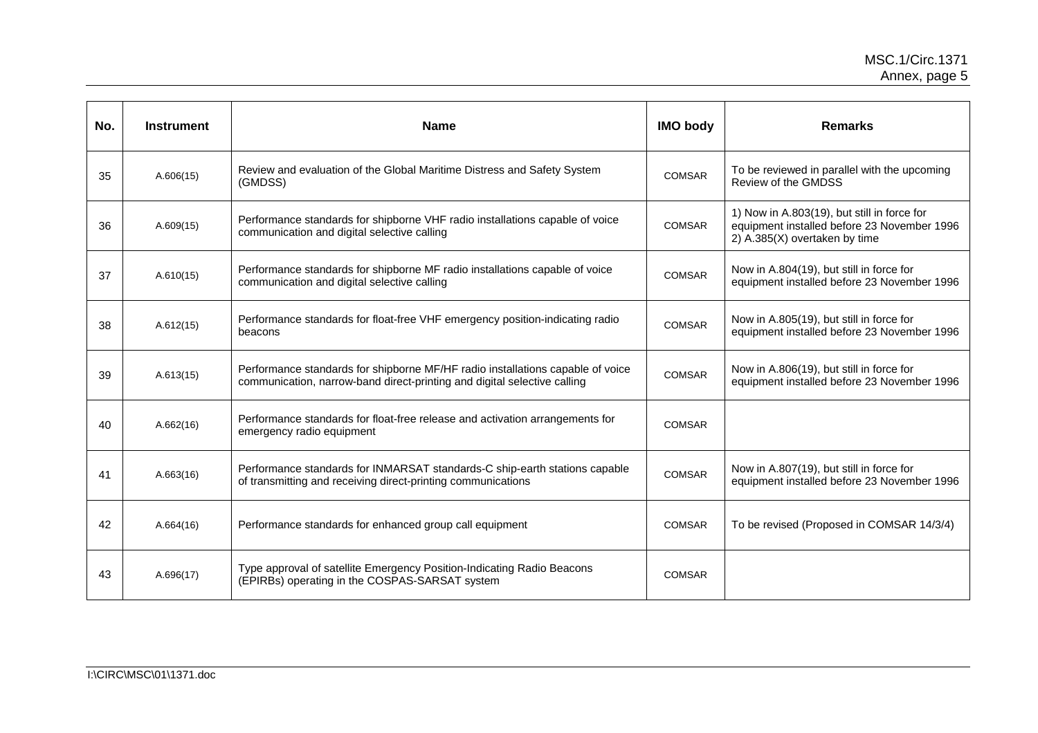| No. | Instrument | Name | IMO body | Remarks |
| --- | --- | --- | --- | --- |
| 35 | A.606(15) | Review and evaluation of the Global Maritime Distress and Safety System (GMDSS) | COMSAR | To be reviewed in parallel with the upcoming Review of the GMDSS |
| 36 | A.609(15) | Performance standards for shipborne VHF radio installations capable of voice communication and digital selective calling | COMSAR | 1) Now in A.803(19), but still in force for equipment installed before 23 November 1996<br>2) A.385(X) overtaken by time |
| 37 | A.610(15) | Performance standards for shipborne MF radio installations capable of voice communication and digital selective calling | COMSAR | Now in A.804(19), but still in force for equipment installed before 23 November 1996 |
| 38 | A.612(15) | Performance standards for float-free VHF emergency position-indicating radio beacons | COMSAR | Now in A.805(19), but still in force for equipment installed before 23 November 1996 |
| 39 | A.613(15) | Performance standards for shipborne MF/HF radio installations capable of voice communication, narrow-band direct-printing and digital selective calling | COMSAR | Now in A.806(19), but still in force for equipment installed before 23 November 1996 |
| 40 | A.662(16) | Performance standards for float-free release and activation arrangements for emergency radio equipment | COMSAR | |
| 41 | A.663(16) | Performance standards for INMARSAT standards-C ship-earth stations capable of transmitting and receiving direct-printing communications | COMSAR | Now in A.807(19), but still in force for equipment installed before 23 November 1996 |
| 42 | A.664(16) | Performance standards for enhanced group call equipment | COMSAR | To be revised (Proposed in COMSAR 14/3/4) |
| 43 | A.696(17) | Type approval of satellite Emergency Position-Indicating Radio Beacons (EPIRBs) operating in the COSPAS-SARSAT system | COMSAR | |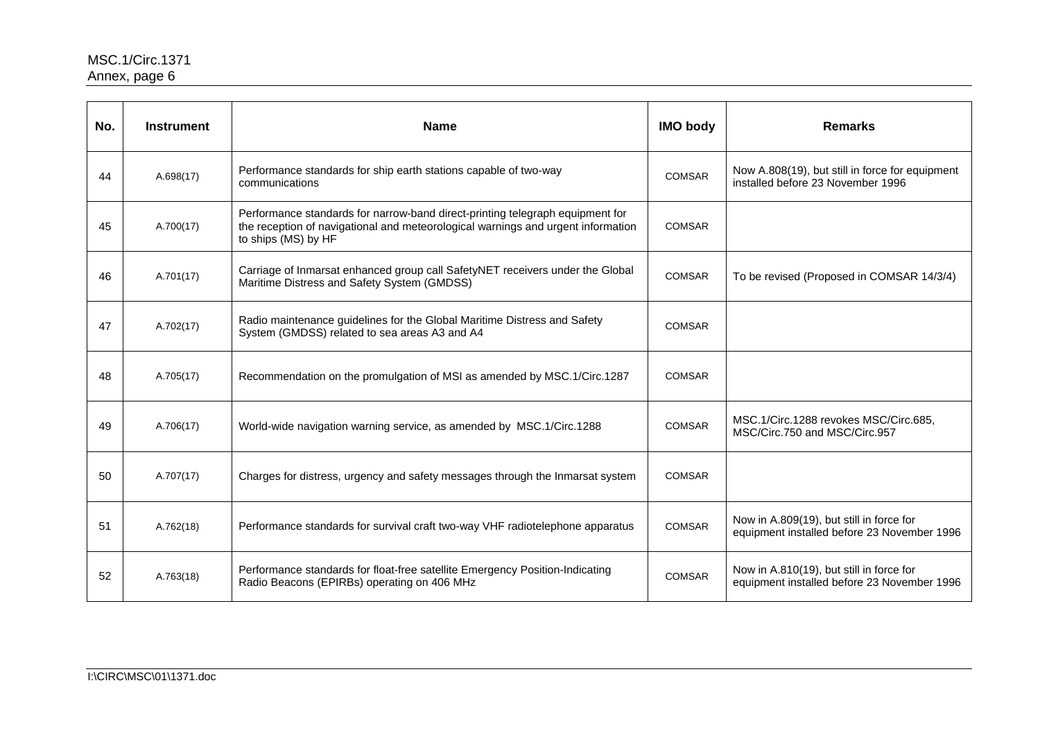| No. | Instrument | Name | IMO body | Remarks |
|---|---|---|---|---|
| 44 | A.698(17) | Performance standards for ship earth stations capable of two-way communications | COMSAR | Now A.808(19), but still in force for equipment installed before 23 November 1996 |
| 45 | A.700(17) | Performance standards for narrow-band direct-printing telegraph equipment for the reception of navigational and meteorological warnings and urgent information to ships (MS) by HF | COMSAR | |
| 46 | A.701(17) | Carriage of Inmarsat enhanced group call SafetyNET receivers under the Global Maritime Distress and Safety System (GMDSS) | COMSAR | To be revised (Proposed in COMSAR 14/3/4) |
| 47 | A.702(17) | Radio maintenance guidelines for the Global Maritime Distress and Safety System (GMDSS) related to sea areas A3 and A4 | COMSAR | |
| 48 | A.705(17) | Recommendation on the promulgation of MSI as amended by MSC.1/Circ.1287 | COMSAR | |
| 49 | A.706(17) | World-wide navigation warning service, as amended by MSC.1/Circ.1288 | COMSAR | MSC.1/Circ.1288 revokes MSC/Circ.685, MSC/Circ.750 and MSC/Circ.957 |
| 50 | A.707(17) | Charges for distress, urgency and safety messages through the Inmarsat system | COMSAR | |
| 51 | A.762(18) | Performance standards for survival craft two-way VHF radiotelephone apparatus | COMSAR | Now in A.809(19), but still in force for equipment installed before 23 November 1996 |
| 52 | A.763(18) | Performance standards for float-free satellite Emergency Position-Indicating Radio Beacons (EPIRBs) operating on 406 MHz | COMSAR | Now in A.810(19), but still in force for equipment installed before 23 November 1996 |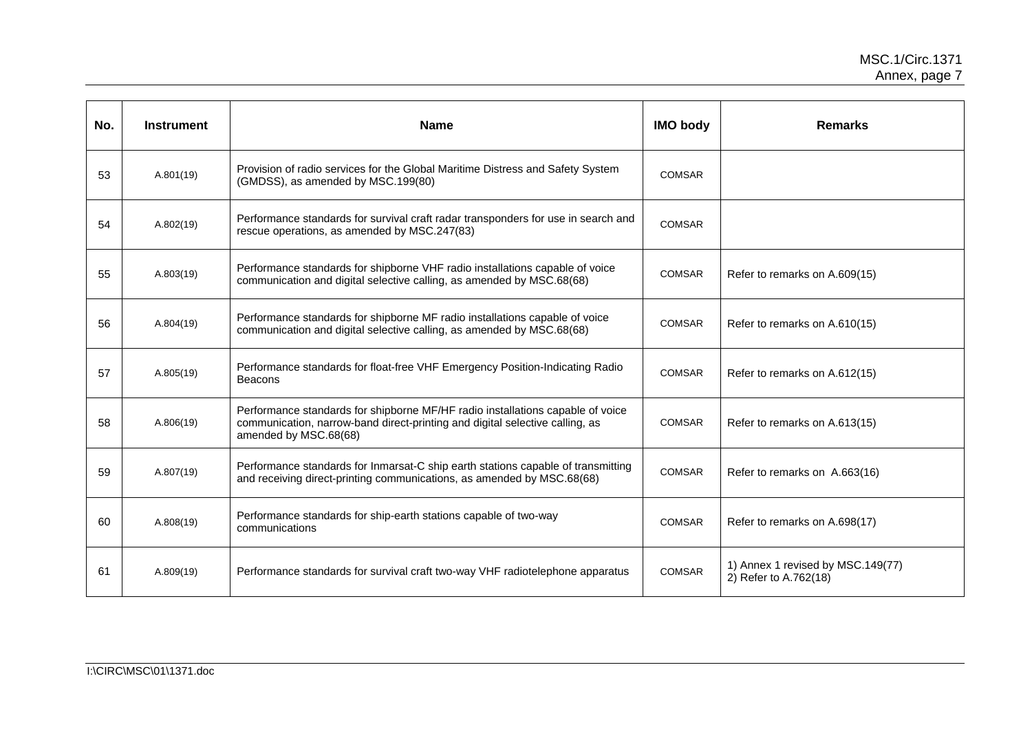| No. | Instrument | Name | IMO body | Remarks |
| --- | --- | --- | --- | --- |
| 53 | A.801(19) | Provision of radio services for the Global Maritime Distress and Safety System (GMDSS), as amended by MSC.199(80) | COMSAR | |
| 54 | A.802(19) | Performance standards for survival craft radar transponders for use in search and rescue operations, as amended by MSC.247(83) | COMSAR | |
| 55 | A.803(19) | Performance standards for shipborne VHF radio installations capable of voice communication and digital selective calling, as amended by MSC.68(68) | COMSAR | Refer to remarks on A.609(15) |
| 56 | A.804(19) | Performance standards for shipborne MF radio installations capable of voice communication and digital selective calling, as amended by MSC.68(68) | COMSAR | Refer to remarks on A.610(15) |
| 57 | A.805(19) | Performance standards for float-free VHF Emergency Position-Indicating Radio Beacons | COMSAR | Refer to remarks on A.612(15) |
| 58 | A.806(19) | Performance standards for shipborne MF/HF radio installations capable of voice communication, narrow-band direct-printing and digital selective calling, as amended by MSC.68(68) | COMSAR | Refer to remarks on A.613(15) |
| 59 | A.807(19) | Performance standards for Inmarsat-C ship earth stations capable of transmitting and receiving direct-printing communications, as amended by MSC.68(68) | COMSAR | Refer to remarks on A.663(16) |
| 60 | A.808(19) | Performance standards for ship-earth stations capable of two-way communications | COMSAR | Refer to remarks on A.698(17) |
| 61 | A.809(19) | Performance standards for survival craft two-way VHF radiotelephone apparatus | COMSAR | 1) Annex 1 revised by MSC.149(77)<br>2) Refer to A.762(18) |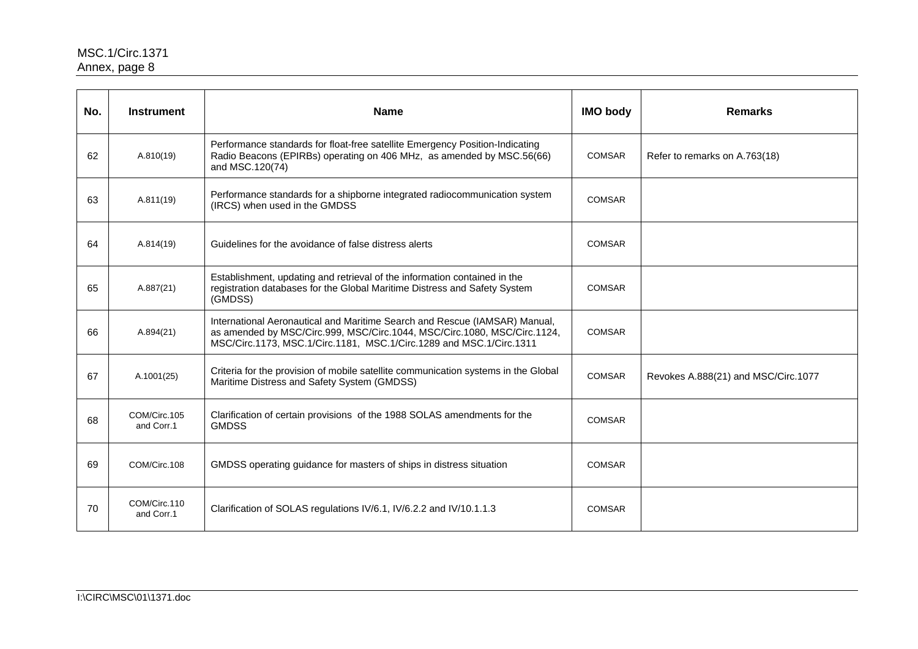| No. | Instrument | Name | IMO body | Remarks |
|---|---|---|---|---|
| 62 | A.810(19) | Performance standards for float-free satellite Emergency Position-Indicating Radio Beacons (EPIRBs) operating on 406 MHz, as amended by MSC.56(66) and MSC.120(74) | COMSAR | Refer to remarks on A.763(18) |
| 63 | A.811(19) | Performance standards for a shipborne integrated radiocommunication system (IRCS) when used in the GMDSS | COMSAR | |
| 64 | A.814(19) | Guidelines for the avoidance of false distress alerts | COMSAR | |
| 65 | A.887(21) | Establishment, updating and retrieval of the information contained in the registration databases for the Global Maritime Distress and Safety System (GMDSS) | COMSAR | |
| 66 | A.894(21) | International Aeronautical and Maritime Search and Rescue (IAMSAR) Manual, as amended by MSC/Circ.999, MSC/Circ.1044, MSC/Circ.1080, MSC/Circ.1124, MSC/Circ.1173, MSC.1/Circ.1181, MSC.1/Circ.1289 and MSC.1/Circ.1311 | COMSAR | |
| 67 | A.1001(25) | Criteria for the provision of mobile satellite communication systems in the Global Maritime Distress and Safety System (GMDSS) | COMSAR | Revokes A.888(21) and MSC/Circ.1077 |
| 68 | COM/Circ.105 and Corr.1 | Clarification of certain provisions of the 1988 SOLAS amendments for the GMDSS | COMSAR | |
| 69 | COM/Circ.108 | GMDSS operating guidance for masters of ships in distress situation | COMSAR | |
| 70 | COM/Circ.110 and Corr.1 | Clarification of SOLAS regulations IV/6.1, IV/6.2.2 and IV/10.1.1.3 | COMSAR | |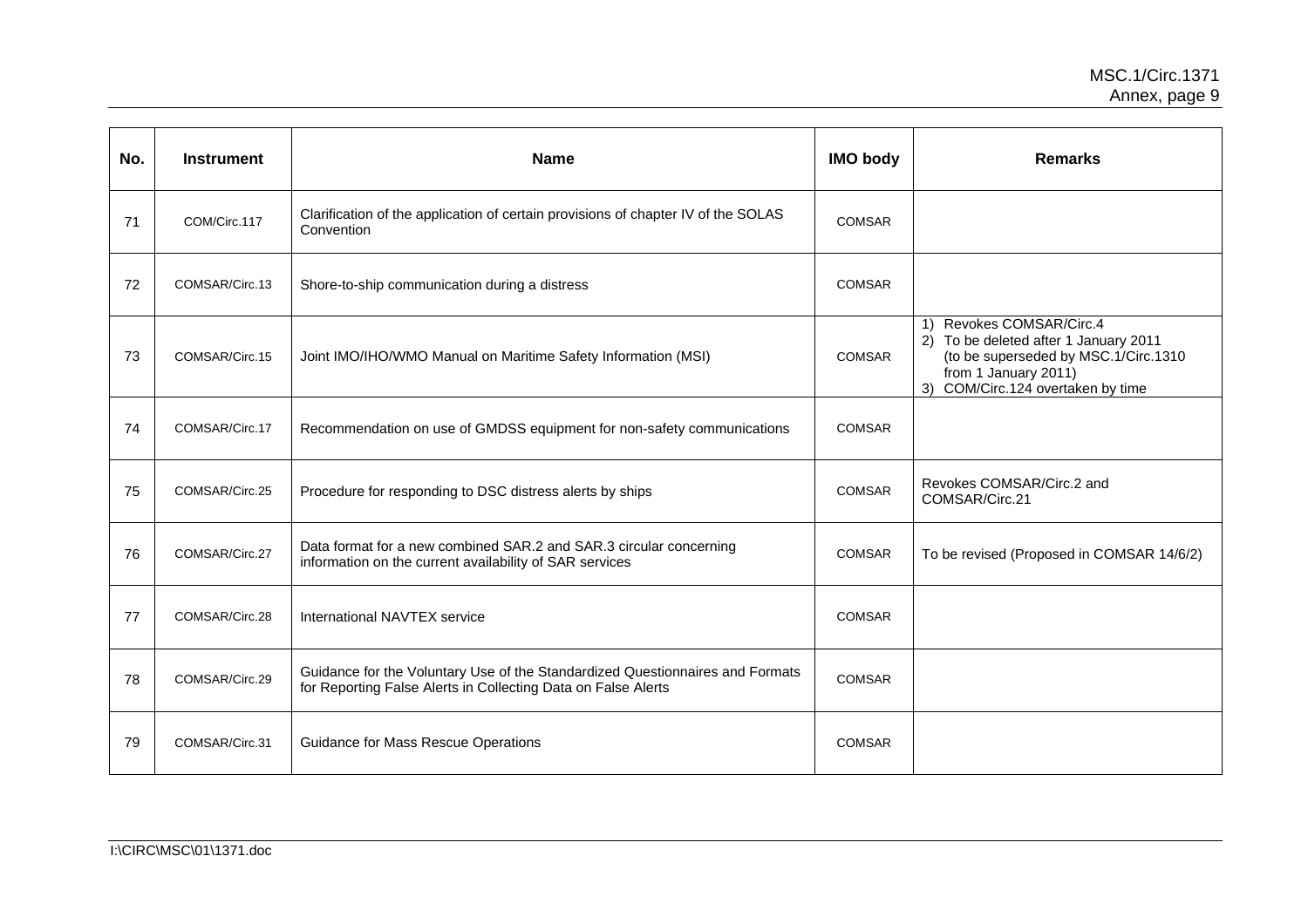| No. | Instrument | Name | IMO body | Remarks |
|---|---|---|---|---|
| 71 | COM/Circ.117 | Clarification of the application of certain provisions of chapter IV of the SOLAS Convention | COMSAR | |
| 72 | COMSAR/Circ.13 | Shore-to-ship communication during a distress | COMSAR | |
| 73 | COMSAR/Circ.15 | Joint IMO/IHO/WMO Manual on Maritime Safety Information (MSI) | COMSAR | 1) Revokes COMSAR/Circ.4<br>2) To be deleted after 1 January 2011 (to be superseded by MSC.1/Circ.1310 from 1 January 2011)<br>3) COM/Circ.124 overtaken by time |
| 74 | COMSAR/Circ.17 | Recommendation on use of GMDSS equipment for non-safety communications | COMSAR | |
| 75 | COMSAR/Circ.25 | Procedure for responding to DSC distress alerts by ships | COMSAR | Revokes COMSAR/Circ.2 and COMSAR/Circ.21 |
| 76 | COMSAR/Circ.27 | Data format for a new combined SAR.2 and SAR.3 circular concerning information on the current availability of SAR services | COMSAR | To be revised (Proposed in COMSAR 14/6/2) |
| 77 | COMSAR/Circ.28 | International NAVTEX service | COMSAR | |
| 78 | COMSAR/Circ.29 | Guidance for the Voluntary Use of the Standardized Questionnaires and Formats for Reporting False Alerts in Collecting Data on False Alerts | COMSAR | |
| 79 | COMSAR/Circ.31 | Guidance for Mass Rescue Operations | COMSAR | |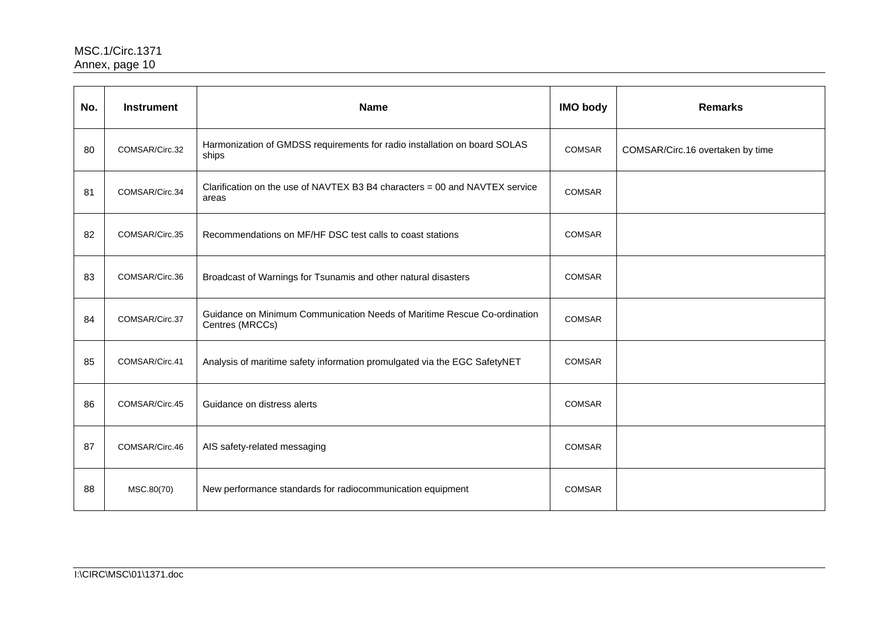| No. | Instrument | Name | IMO body | Remarks |
|---|---|---|---|---|
| 80 | COMSAR/Circ.32 | Harmonization of GMDSS requirements for radio installation on board SOLAS ships | COMSAR | COMSAR/Circ.16 overtaken by time |
| 81 | COMSAR/Circ.34 | Clarification on the use of NAVTEX B3 B4 characters = 00 and NAVTEX service areas | COMSAR | |
| 82 | COMSAR/Circ.35 | Recommendations on MF/HF DSC test calls to coast stations | COMSAR | |
| 83 | COMSAR/Circ.36 | Broadcast of Warnings for Tsunamis and other natural disasters | COMSAR | |
| 84 | COMSAR/Circ.37 | Guidance on Minimum Communication Needs of Maritime Rescue Co-ordination Centres (MRCCs) | COMSAR | |
| 85 | COMSAR/Circ.41 | Analysis of maritime safety information promulgated via the EGC SafetyNET | COMSAR | |
| 86 | COMSAR/Circ.45 | Guidance on distress alerts | COMSAR | |
| 87 | COMSAR/Circ.46 | AIS safety-related messaging | COMSAR | |
| 88 | MSC.80(70) | New performance standards for radiocommunication equipment | COMSAR | |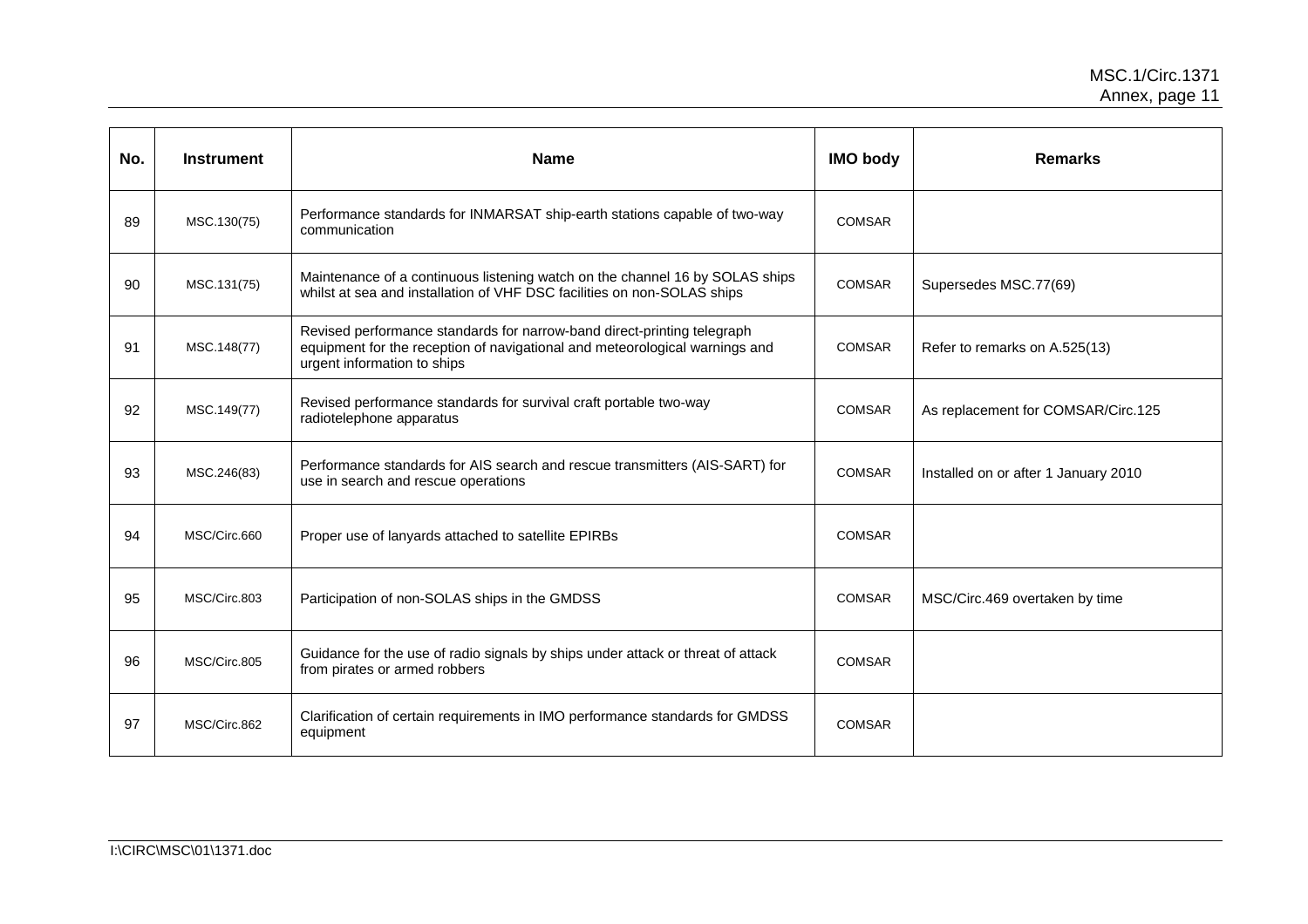| No. | Instrument | Name | IMO body | Remarks |
|---|---|---|---|---|
| 89 | MSC.130(75) | Performance standards for INMARSAT ship-earth stations capable of two-way communication | COMSAR | |
| 90 | MSC.131(75) | Maintenance of a continuous listening watch on the channel 16 by SOLAS ships whilst at sea and installation of VHF DSC facilities on non-SOLAS ships | COMSAR | Supersedes MSC.77(69) |
| 91 | MSC.148(77) | Revised performance standards for narrow-band direct-printing telegraph equipment for the reception of navigational and meteorological warnings and urgent information to ships | COMSAR | Refer to remarks on A.525(13) |
| 92 | MSC.149(77) | Revised performance standards for survival craft portable two-way radiotelephone apparatus | COMSAR | As replacement for COMSAR/Circ.125 |
| 93 | MSC.246(83) | Performance standards for AIS search and rescue transmitters (AIS-SART) for use in search and rescue operations | COMSAR | Installed on or after 1 January 2010 |
| 94 | MSC/Circ.660 | Proper use of lanyards attached to satellite EPIRBs | COMSAR | |
| 95 | MSC/Circ.803 | Participation of non-SOLAS ships in the GMDSS | COMSAR | MSC/Circ.469 overtaken by time |
| 96 | MSC/Circ.805 | Guidance for the use of radio signals by ships under attack or threat of attack from pirates or armed robbers | COMSAR | |
| 97 | MSC/Circ.862 | Clarification of certain requirements in IMO performance standards for GMDSS equipment | COMSAR | |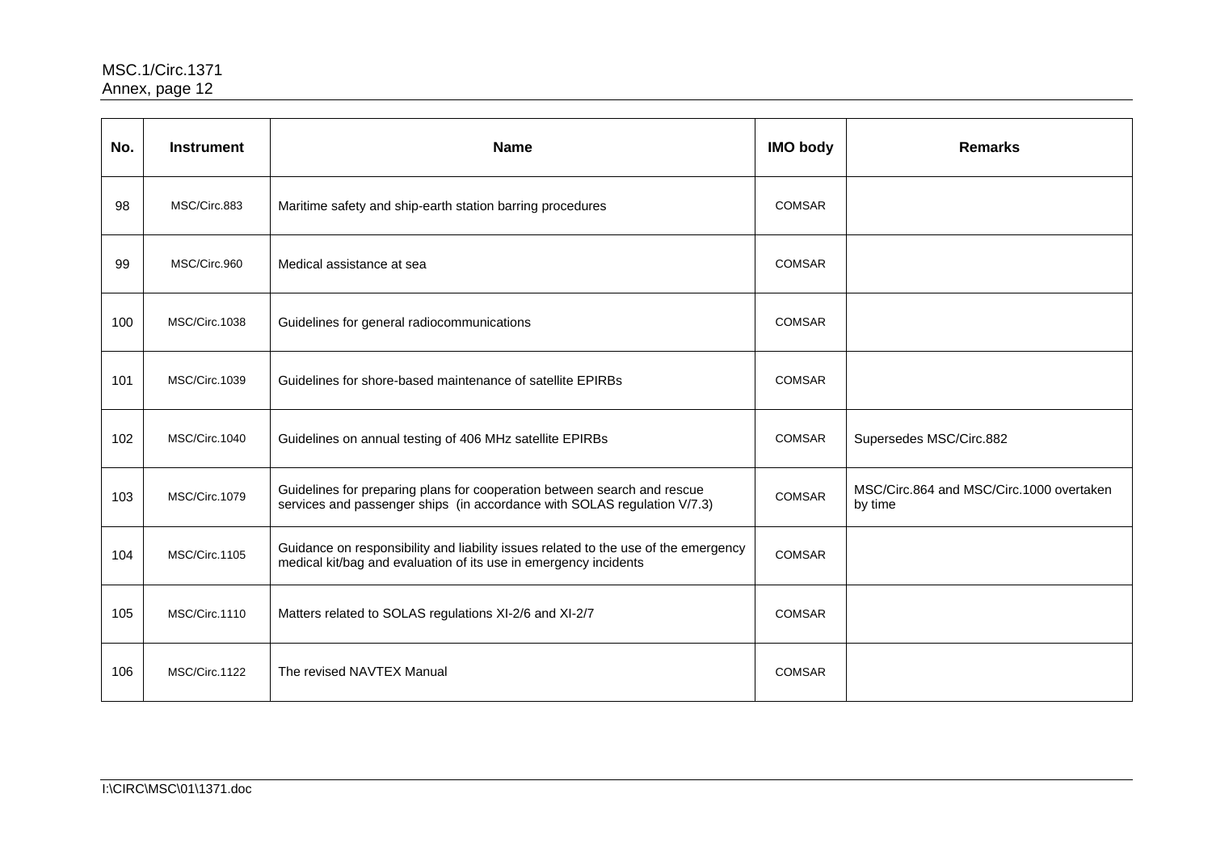| No. | Instrument | Name | IMO body | Remarks |
|---|---|---|---|---|
| 98 | MSC/Circ.883 | Maritime safety and ship-earth station barring procedures | COMSAR | |
| 99 | MSC/Circ.960 | Medical assistance at sea | COMSAR | |
| 100 | MSC/Circ.1038 | Guidelines for general radiocommunications | COMSAR | |
| 101 | MSC/Circ.1039 | Guidelines for shore-based maintenance of satellite EPIRBs | COMSAR | |
| 102 | MSC/Circ.1040 | Guidelines on annual testing of 406 MHz satellite EPIRBs | COMSAR | Supersedes MSC/Circ.882 |
| 103 | MSC/Circ.1079 | Guidelines for preparing plans for cooperation between search and rescue services and passenger ships (in accordance with SOLAS regulation V/7.3) | COMSAR | MSC/Circ.864 and MSC/Circ.1000 overtaken by time |
| 104 | MSC/Circ.1105 | Guidance on responsibility and liability issues related to the use of the emergency medical kit/bag and evaluation of its use in emergency incidents | COMSAR | |
| 105 | MSC/Circ.1110 | Matters related to SOLAS regulations XI-2/6 and XI-2/7 | COMSAR | |
| 106 | MSC/Circ.1122 | The revised NAVTEX Manual | COMSAR | |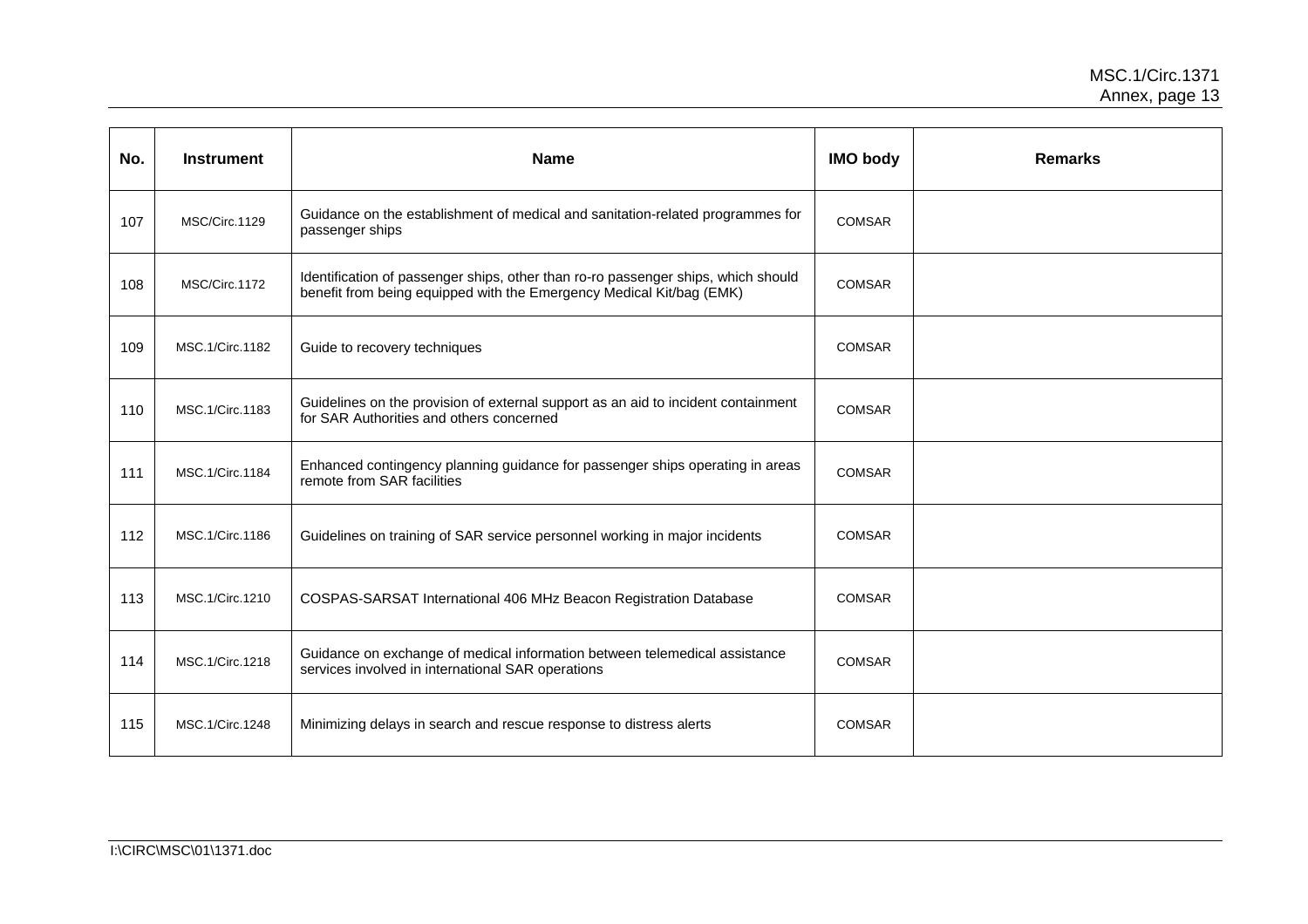| No. | Instrument | Name | IMO body | Remarks |
|---|---|---|---|---|
| 107 | MSC/Circ.1129 | Guidance on the establishment of medical and sanitation-related programmes for passenger ships | COMSAR | |
| 108 | MSC/Circ.1172 | Identification of passenger ships, other than ro-ro passenger ships, which should benefit from being equipped with the Emergency Medical Kit/bag (EMK) | COMSAR | |
| 109 | MSC.1/Circ.1182 | Guide to recovery techniques | COMSAR | |
| 110 | MSC.1/Circ.1183 | Guidelines on the provision of external support as an aid to incident containment for SAR Authorities and others concerned | COMSAR | |
| 111 | MSC.1/Circ.1184 | Enhanced contingency planning guidance for passenger ships operating in areas remote from SAR facilities | COMSAR | |
| 112 | MSC.1/Circ.1186 | Guidelines on training of SAR service personnel working in major incidents | COMSAR | |
| 113 | MSC.1/Circ.1210 | COSPAS-SARSAT International 406 MHz Beacon Registration Database | COMSAR | |
| 114 | MSC.1/Circ.1218 | Guidance on exchange of medical information between telemedical assistance services involved in international SAR operations | COMSAR | |
| 115 | MSC.1/Circ.1248 | Minimizing delays in search and rescue response to distress alerts | COMSAR | |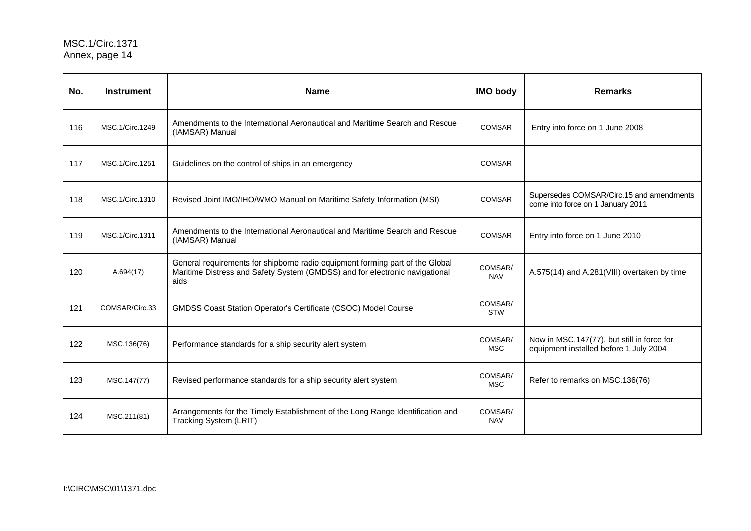| No. | Instrument | Name | IMO body | Remarks |
|---|---|---|---|---|
| 116 | MSC.1/Circ.1249 | Amendments to the International Aeronautical and Maritime Search and Rescue (IAMSAR) Manual | COMSAR | Entry into force on 1 June 2008 |
| 117 | MSC.1/Circ.1251 | Guidelines on the control of ships in an emergency | COMSAR | |
| 118 | MSC.1/Circ.1310 | Revised Joint IMO/IHO/WMO Manual on Maritime Safety Information (MSI) | COMSAR | Supersedes COMSAR/Circ.15 and amendments come into force on 1 January 2011 |
| 119 | MSC.1/Circ.1311 | Amendments to the International Aeronautical and Maritime Search and Rescue (IAMSAR) Manual | COMSAR | Entry into force on 1 June 2010 |
| 120 | A.694(17) | General requirements for shipborne radio equipment forming part of the Global Maritime Distress and Safety System (GMDSS) and for electronic navigational aids | COMSAR/ NAV | A.575(14) and A.281(VIII) overtaken by time |
| 121 | COMSAR/Circ.33 | GMDSS Coast Station Operator's Certificate (CSOC) Model Course | COMSAR/ STW | |
| 122 | MSC.136(76) | Performance standards for a ship security alert system | COMSAR/ MSC | Now in MSC.147(77), but still in force for equipment installed before 1 July 2004 |
| 123 | MSC.147(77) | Revised performance standards for a ship security alert system | COMSAR/ MSC | Refer to remarks on MSC.136(76) |
| 124 | MSC.211(81) | Arrangements for the Timely Establishment of the Long Range Identification and Tracking System (LRIT) | COMSAR/ NAV | |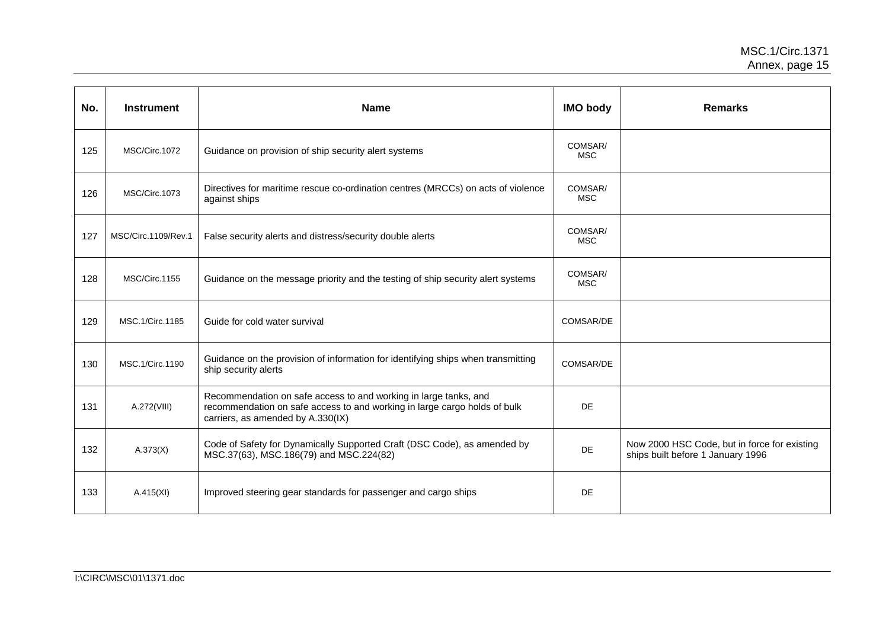| No. | Instrument | Name | IMO body | Remarks |
|---|---|---|---|---|
| 125 | MSC/Circ.1072 | Guidance on provision of ship security alert systems | COMSAR/ MSC | |
| 126 | MSC/Circ.1073 | Directives for maritime rescue co-ordination centres (MRCCs) on acts of violence against ships | COMSAR/ MSC | |
| 127 | MSC/Circ.1109/Rev.1 | False security alerts and distress/security double alerts | COMSAR/ MSC | |
| 128 | MSC/Circ.1155 | Guidance on the message priority and the testing of ship security alert systems | COMSAR/ MSC | |
| 129 | MSC.1/Circ.1185 | Guide for cold water survival | COMSAR/DE | |
| 130 | MSC.1/Circ.1190 | Guidance on the provision of information for identifying ships when transmitting ship security alerts | COMSAR/DE | |
| 131 | A.272(VIII) | Recommendation on safe access to and working in large tanks, and recommendation on safe access to and working in large cargo holds of bulk carriers, as amended by A.330(IX) | DE | |
| 132 | A.373(X) | Code of Safety for Dynamically Supported Craft (DSC Code), as amended by MSC.37(63), MSC.186(79) and MSC.224(82) | DE | Now 2000 HSC Code, but in force for existing ships built before 1 January 1996 |
| 133 | A.415(XI) | Improved steering gear standards for passenger and cargo ships | DE | |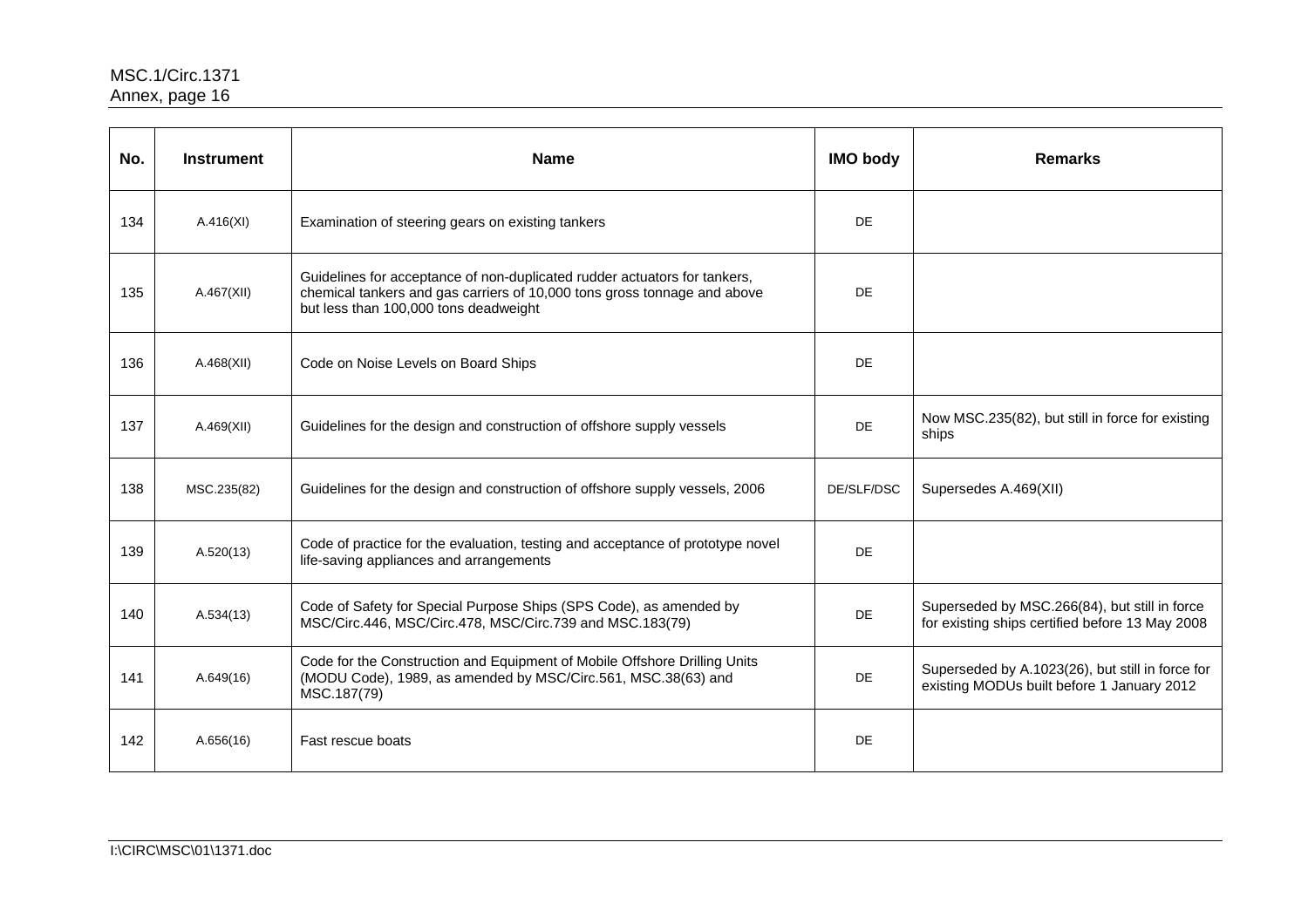| No. | Instrument | Name | IMO body | Remarks |
|---|---|---|---|---|
| 134 | A.416(XI) | Examination of steering gears on existing tankers | DE | |
| 135 | A.467(XII) | Guidelines for acceptance of non-duplicated rudder actuators for tankers, chemical tankers and gas carriers of 10,000 tons gross tonnage and above but less than 100,000 tons deadweight | DE | |
| 136 | A.468(XII) | Code on Noise Levels on Board Ships | DE | |
| 137 | A.469(XII) | Guidelines for the design and construction of offshore supply vessels | DE | Now MSC.235(82), but still in force for existing ships |
| 138 | MSC.235(82) | Guidelines for the design and construction of offshore supply vessels, 2006 | DE/SLF/DSC | Supersedes A.469(XII) |
| 139 | A.520(13) | Code of practice for the evaluation, testing and acceptance of prototype novel life-saving appliances and arrangements | DE | |
| 140 | A.534(13) | Code of Safety for Special Purpose Ships (SPS Code), as amended by MSC/Circ.446, MSC/Circ.478, MSC/Circ.739 and MSC.183(79) | DE | Superseded by MSC.266(84), but still in force for existing ships certified before 13 May 2008 |
| 141 | A.649(16) | Code for the Construction and Equipment of Mobile Offshore Drilling Units (MODU Code), 1989, as amended by MSC/Circ.561, MSC.38(63) and MSC.187(79) | DE | Superseded by A.1023(26), but still in force for existing MODUs built before 1 January 2012 |
| 142 | A.656(16) | Fast rescue boats | DE | |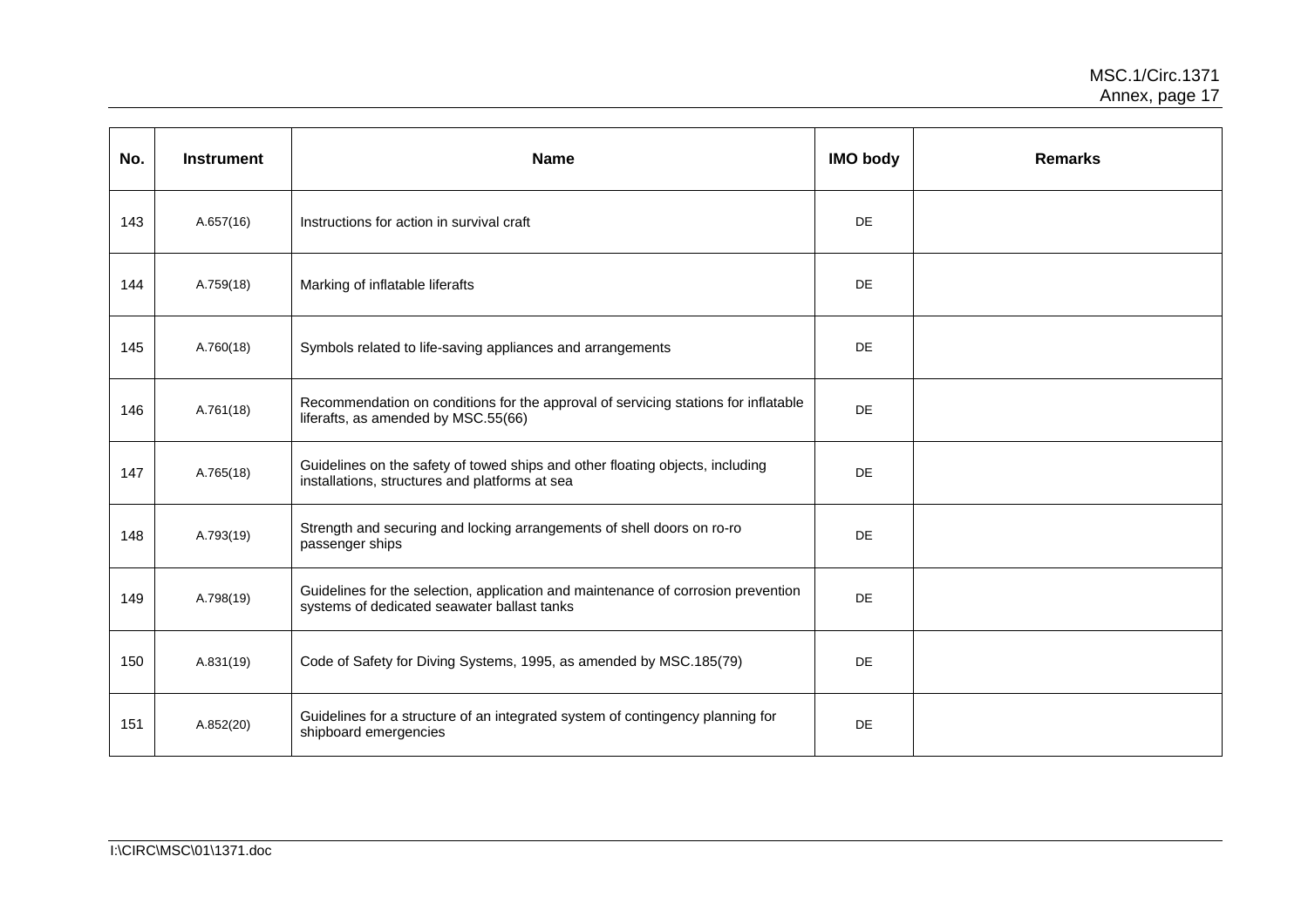| No. | Instrument | Name | IMO body | Remarks |
| --- | --- | --- | --- | --- |
| 143 | A.657(16) | Instructions for action in survival craft | DE | |
| 144 | A.759(18) | Marking of inflatable liferafts | DE | |
| 145 | A.760(18) | Symbols related to life-saving appliances and arrangements | DE | |
| 146 | A.761(18) | Recommendation on conditions for the approval of servicing stations for inflatable liferafts, as amended by MSC.55(66) | DE | |
| 147 | A.765(18) | Guidelines on the safety of towed ships and other floating objects, including installations, structures and platforms at sea | DE | |
| 148 | A.793(19) | Strength and securing and locking arrangements of shell doors on ro-ro passenger ships | DE | |
| 149 | A.798(19) | Guidelines for the selection, application and maintenance of corrosion prevention systems of dedicated seawater ballast tanks | DE | |
| 150 | A.831(19) | Code of Safety for Diving Systems, 1995, as amended by MSC.185(79) | DE | |
| 151 | A.852(20) | Guidelines for a structure of an integrated system of contingency planning for shipboard emergencies | DE | |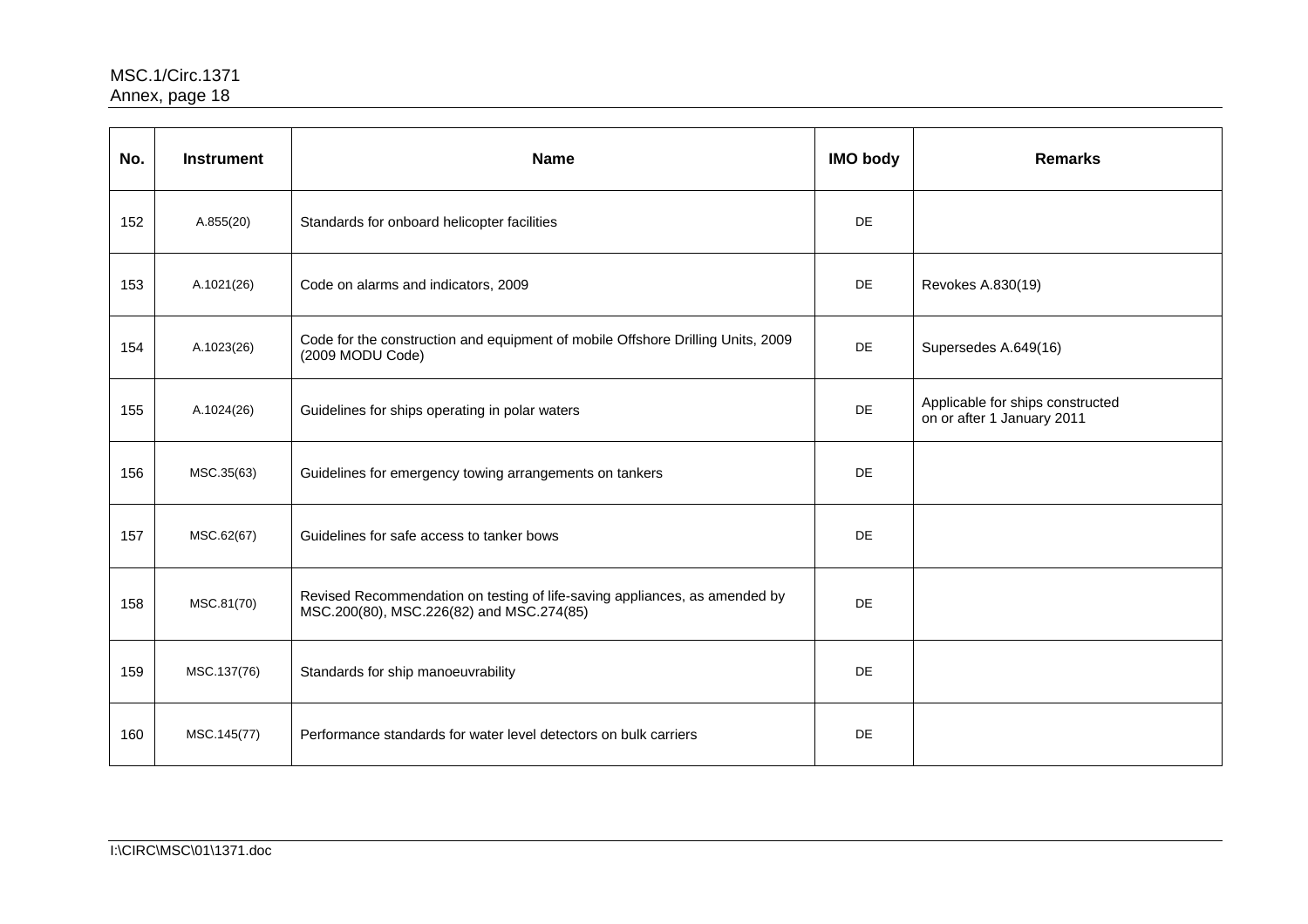| No. | Instrument | Name | IMO body | Remarks |
|---|---|---|---|---|
| 152 | A.855(20) | Standards for onboard helicopter facilities | DE | |
| 153 | A.1021(26) | Code on alarms and indicators, 2009 | DE | Revokes A.830(19) |
| 154 | A.1023(26) | Code for the construction and equipment of mobile Offshore Drilling Units, 2009 (2009 MODU Code) | DE | Supersedes A.649(16) |
| 155 | A.1024(26) | Guidelines for ships operating in polar waters | DE | Applicable for ships constructed on or after 1 January 2011 |
| 156 | MSC.35(63) | Guidelines for emergency towing arrangements on tankers | DE | |
| 157 | MSC.62(67) | Guidelines for safe access to tanker bows | DE | |
| 158 | MSC.81(70) | Revised Recommendation on testing of life-saving appliances, as amended by MSC.200(80), MSC.226(82) and MSC.274(85) | DE | |
| 159 | MSC.137(76) | Standards for ship manoeuvrability | DE | |
| 160 | MSC.145(77) | Performance standards for water level detectors on bulk carriers | DE | |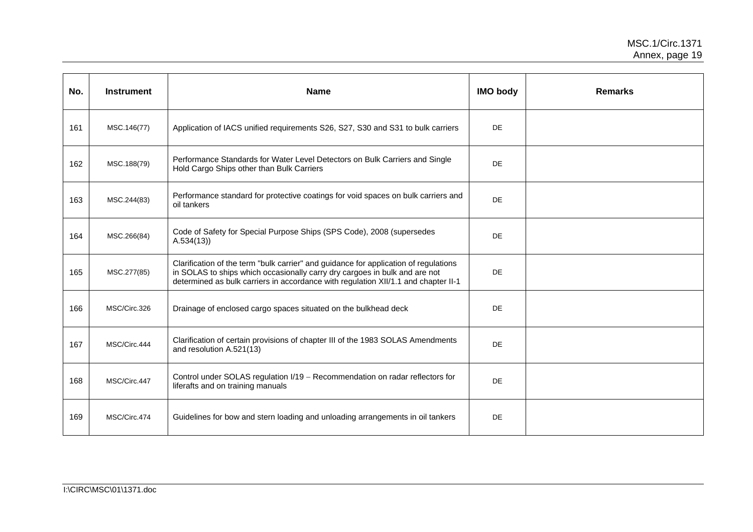| No. | Instrument | Name | IMO body | Remarks |
|---|---|---|---|---|
| 161 | MSC.146(77) | Application of IACS unified requirements S26, S27, S30 and S31 to bulk carriers | DE | |
| 162 | MSC.188(79) | Performance Standards for Water Level Detectors on Bulk Carriers and Single Hold Cargo Ships other than Bulk Carriers | DE | |
| 163 | MSC.244(83) | Performance standard for protective coatings for void spaces on bulk carriers and oil tankers | DE | |
| 164 | MSC.266(84) | Code of Safety for Special Purpose Ships (SPS Code), 2008 (supersedes A.534(13)) | DE | |
| 165 | MSC.277(85) | Clarification of the term "bulk carrier" and guidance for application of regulations in SOLAS to ships which occasionally carry dry cargoes in bulk and are not determined as bulk carriers in accordance with regulation XII/1.1 and chapter II-1 | DE | |
| 166 | MSC/Circ.326 | Drainage of enclosed cargo spaces situated on the bulkhead deck | DE | |
| 167 | MSC/Circ.444 | Clarification of certain provisions of chapter III of the 1983 SOLAS Amendments and resolution A.521(13) | DE | |
| 168 | MSC/Circ.447 | Control under SOLAS regulation I/19 – Recommendation on radar reflectors for liferafts and on training manuals | DE | |
| 169 | MSC/Circ.474 | Guidelines for bow and stern loading and unloading arrangements in oil tankers | DE | |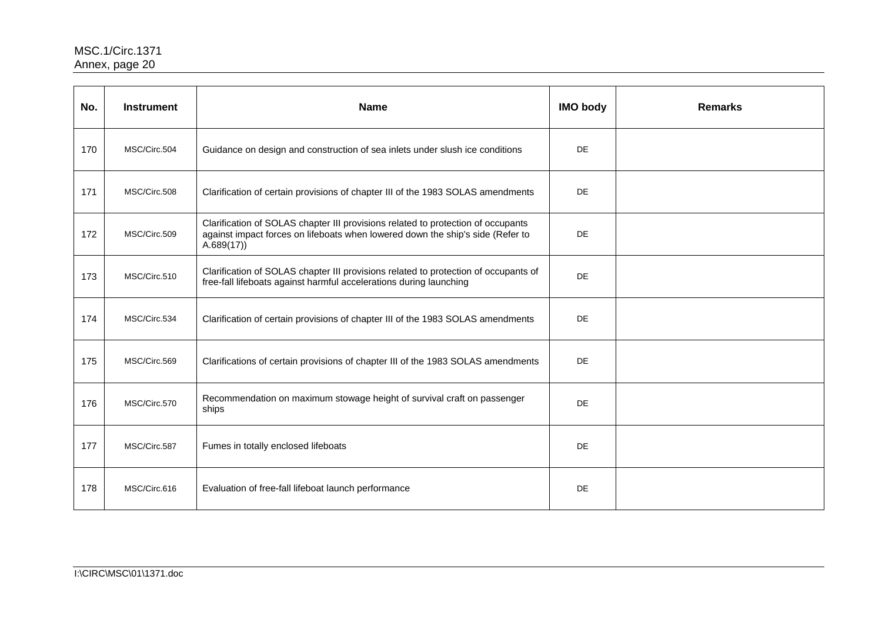| No. | Instrument | Name | IMO body | Remarks |
| --- | --- | --- | --- | --- |
| 170 | MSC/Circ.504 | Guidance on design and construction of sea inlets under slush ice conditions | DE | |
| 171 | MSC/Circ.508 | Clarification of certain provisions of chapter III of the 1983 SOLAS amendments | DE | |
| 172 | MSC/Circ.509 | Clarification of SOLAS chapter III provisions related to protection of occupants against impact forces on lifeboats when lowered down the ship's side (Refer to A.689(17)) | DE | |
| 173 | MSC/Circ.510 | Clarification of SOLAS chapter III provisions related to protection of occupants of free-fall lifeboats against harmful accelerations during launching | DE | |
| 174 | MSC/Circ.534 | Clarification of certain provisions of chapter III of the 1983 SOLAS amendments | DE | |
| 175 | MSC/Circ.569 | Clarifications of certain provisions of chapter III of the 1983 SOLAS amendments | DE | |
| 176 | MSC/Circ.570 | Recommendation on maximum stowage height of survival craft on passenger ships | DE | |
| 177 | MSC/Circ.587 | Fumes in totally enclosed lifeboats | DE | |
| 178 | MSC/Circ.616 | Evaluation of free-fall lifeboat launch performance | DE | |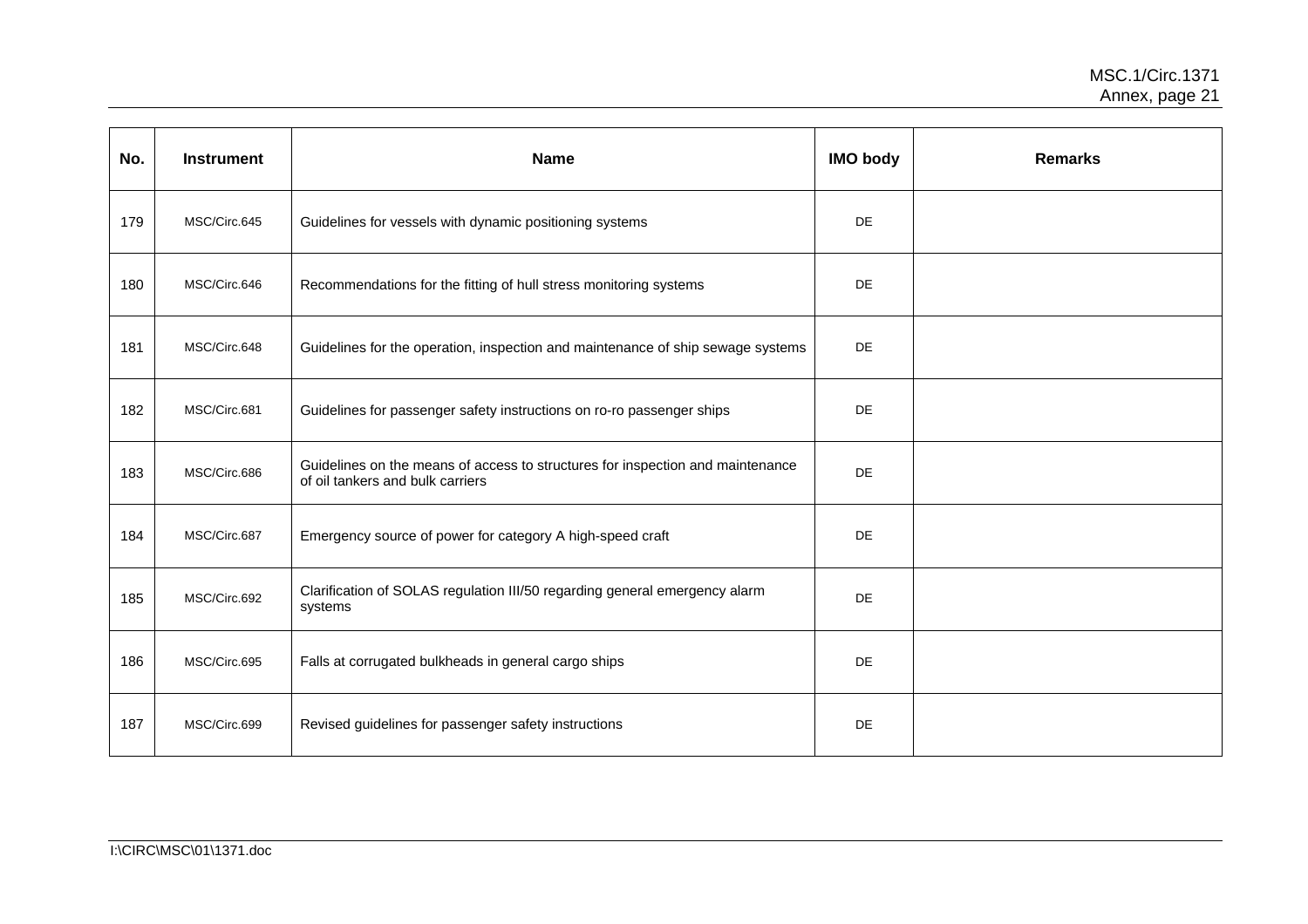| No. | Instrument | Name | IMO body | Remarks |
|---|---|---|---|---|
| 179 | MSC/Circ.645 | Guidelines for vessels with dynamic positioning systems | DE | |
| 180 | MSC/Circ.646 | Recommendations for the fitting of hull stress monitoring systems | DE | |
| 181 | MSC/Circ.648 | Guidelines for the operation, inspection and maintenance of ship sewage systems | DE | |
| 182 | MSC/Circ.681 | Guidelines for passenger safety instructions on ro-ro passenger ships | DE | |
| 183 | MSC/Circ.686 | Guidelines on the means of access to structures for inspection and maintenance of oil tankers and bulk carriers | DE | |
| 184 | MSC/Circ.687 | Emergency source of power for category A high-speed craft | DE | |
| 185 | MSC/Circ.692 | Clarification of SOLAS regulation III/50 regarding general emergency alarm systems | DE | |
| 186 | MSC/Circ.695 | Falls at corrugated bulkheads in general cargo ships | DE | |
| 187 | MSC/Circ.699 | Revised guidelines for passenger safety instructions | DE | |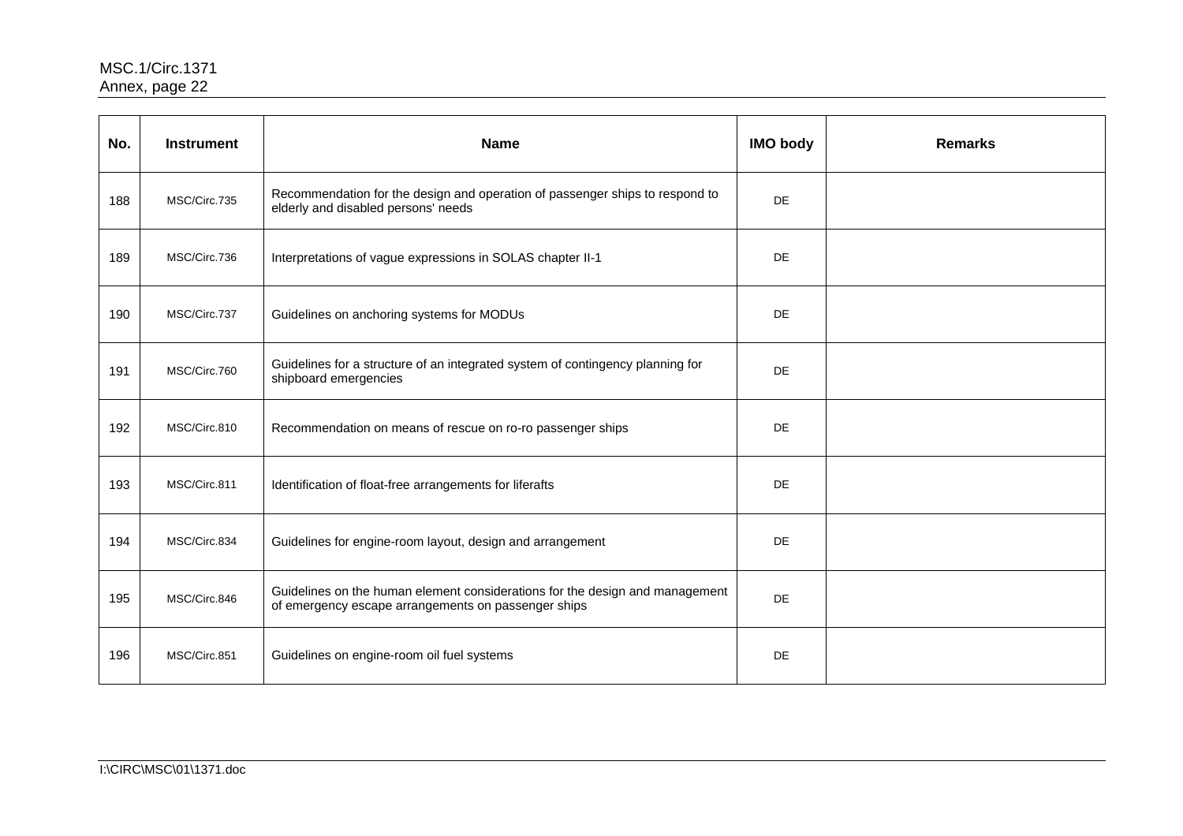| No. | Instrument | Name | IMO body | Remarks |
|---|---|---|---|---|
| 188 | MSC/Circ.735 | Recommendation for the design and operation of passenger ships to respond to elderly and disabled persons' needs | DE | |
| 189 | MSC/Circ.736 | Interpretations of vague expressions in SOLAS chapter II-1 | DE | |
| 190 | MSC/Circ.737 | Guidelines on anchoring systems for MODUs | DE | |
| 191 | MSC/Circ.760 | Guidelines for a structure of an integrated system of contingency planning for shipboard emergencies | DE | |
| 192 | MSC/Circ.810 | Recommendation on means of rescue on ro-ro passenger ships | DE | |
| 193 | MSC/Circ.811 | Identification of float-free arrangements for liferafts | DE | |
| 194 | MSC/Circ.834 | Guidelines for engine-room layout, design and arrangement | DE | |
| 195 | MSC/Circ.846 | Guidelines on the human element considerations for the design and management of emergency escape arrangements on passenger ships | DE | |
| 196 | MSC/Circ.851 | Guidelines on engine-room oil fuel systems | DE | |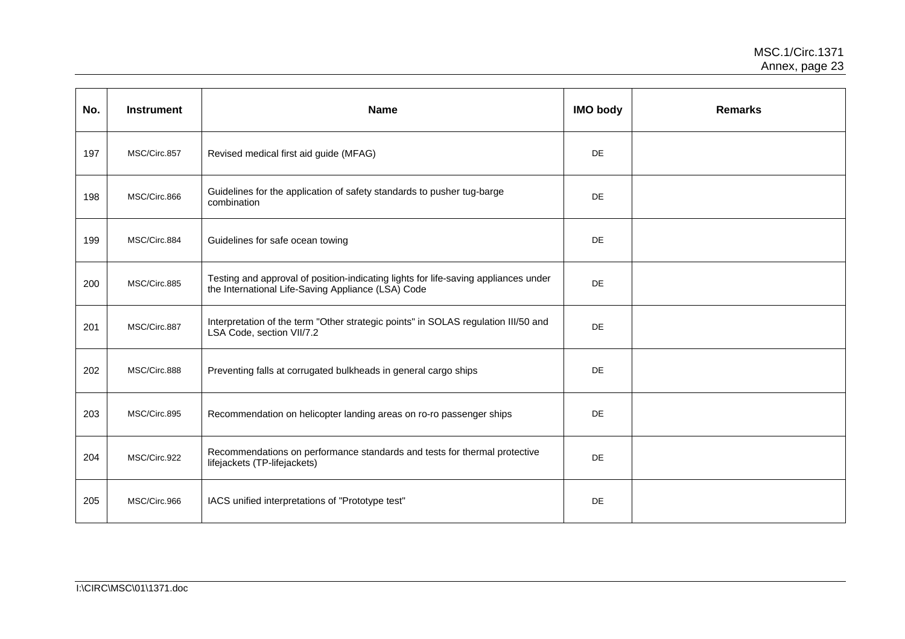| No. | Instrument | Name | IMO body | Remarks |
|---|---|---|---|---|
| 197 | MSC/Circ.857 | Revised medical first aid guide (MFAG) | DE | |
| 198 | MSC/Circ.866 | Guidelines for the application of safety standards to pusher tug-barge combination | DE | |
| 199 | MSC/Circ.884 | Guidelines for safe ocean towing | DE | |
| 200 | MSC/Circ.885 | Testing and approval of position-indicating lights for life-saving appliances under the International Life-Saving Appliance (LSA) Code | DE | |
| 201 | MSC/Circ.887 | Interpretation of the term "Other strategic points" in SOLAS regulation III/50 and LSA Code, section VII/7.2 | DE | |
| 202 | MSC/Circ.888 | Preventing falls at corrugated bulkheads in general cargo ships | DE | |
| 203 | MSC/Circ.895 | Recommendation on helicopter landing areas on ro-ro passenger ships | DE | |
| 204 | MSC/Circ.922 | Recommendations on performance standards and tests for thermal protective lifejackets (TP-lifejackets) | DE | |
| 205 | MSC/Circ.966 | IACS unified interpretations of "Prototype test" | DE | |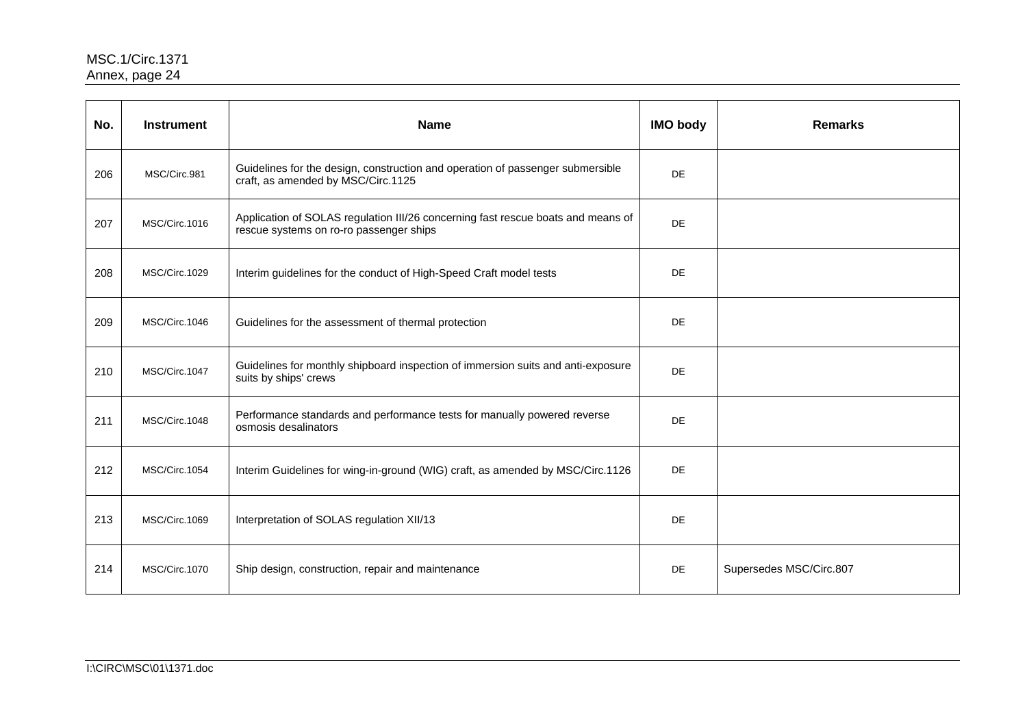| No. | Instrument | Name | IMO body | Remarks |
|---|---|---|---|---|
| 206 | MSC/Circ.981 | Guidelines for the design, construction and operation of passenger submersible craft, as amended by MSC/Circ.1125 | DE | |
| 207 | MSC/Circ.1016 | Application of SOLAS regulation III/26 concerning fast rescue boats and means of rescue systems on ro-ro passenger ships | DE | |
| 208 | MSC/Circ.1029 | Interim guidelines for the conduct of High-Speed Craft model tests | DE | |
| 209 | MSC/Circ.1046 | Guidelines for the assessment of thermal protection | DE | |
| 210 | MSC/Circ.1047 | Guidelines for monthly shipboard inspection of immersion suits and anti-exposure suits by ships' crews | DE | |
| 211 | MSC/Circ.1048 | Performance standards and performance tests for manually powered reverse osmosis desalinators | DE | |
| 212 | MSC/Circ.1054 | Interim Guidelines for wing-in-ground (WIG) craft, as amended by MSC/Circ.1126 | DE | |
| 213 | MSC/Circ.1069 | Interpretation of SOLAS regulation XII/13 | DE | |
| 214 | MSC/Circ.1070 | Ship design, construction, repair and maintenance | DE | Supersedes MSC/Circ.807 |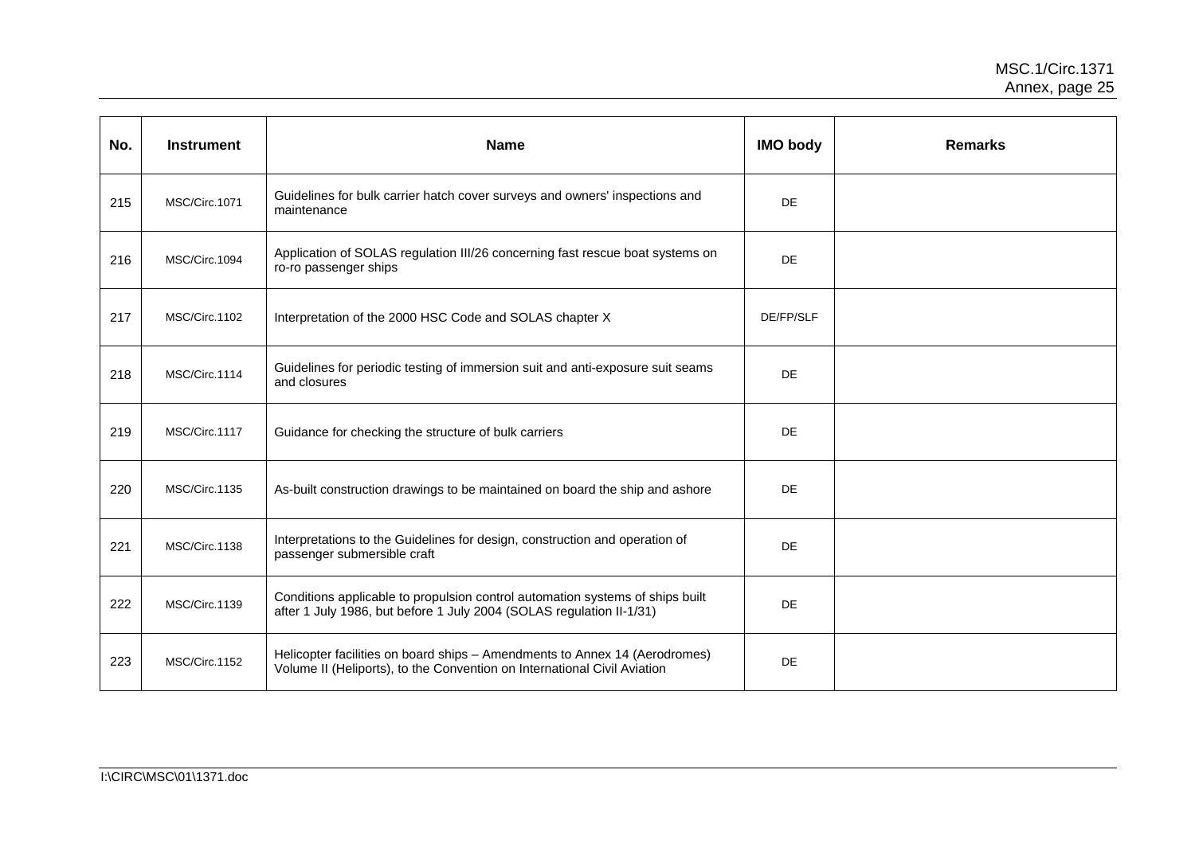| No. | Instrument | Name | IMO body | Remarks |
|---|---|---|---|---|
| 215 | MSC/Circ.1071 | Guidelines for bulk carrier hatch cover surveys and owners' inspections and maintenance | DE | |
| 216 | MSC/Circ.1094 | Application of SOLAS regulation III/26 concerning fast rescue boat systems on ro-ro passenger ships | DE | |
| 217 | MSC/Circ.1102 | Interpretation of the 2000 HSC Code and SOLAS chapter X | DE/FP/SLF | |
| 218 | MSC/Circ.1114 | Guidelines for periodic testing of immersion suit and anti-exposure suit seams and closures | DE | |
| 219 | MSC/Circ.1117 | Guidance for checking the structure of bulk carriers | DE | |
| 220 | MSC/Circ.1135 | As-built construction drawings to be maintained on board the ship and ashore | DE | |
| 221 | MSC/Circ.1138 | Interpretations to the Guidelines for design, construction and operation of passenger submersible craft | DE | |
| 222 | MSC/Circ.1139 | Conditions applicable to propulsion control automation systems of ships built after 1 July 1986, but before 1 July 2004 (SOLAS regulation II-1/31) | DE | |
| 223 | MSC/Circ.1152 | Helicopter facilities on board ships – Amendments to Annex 14 (Aerodromes) Volume II (Heliports), to the Convention on International Civil Aviation | DE | |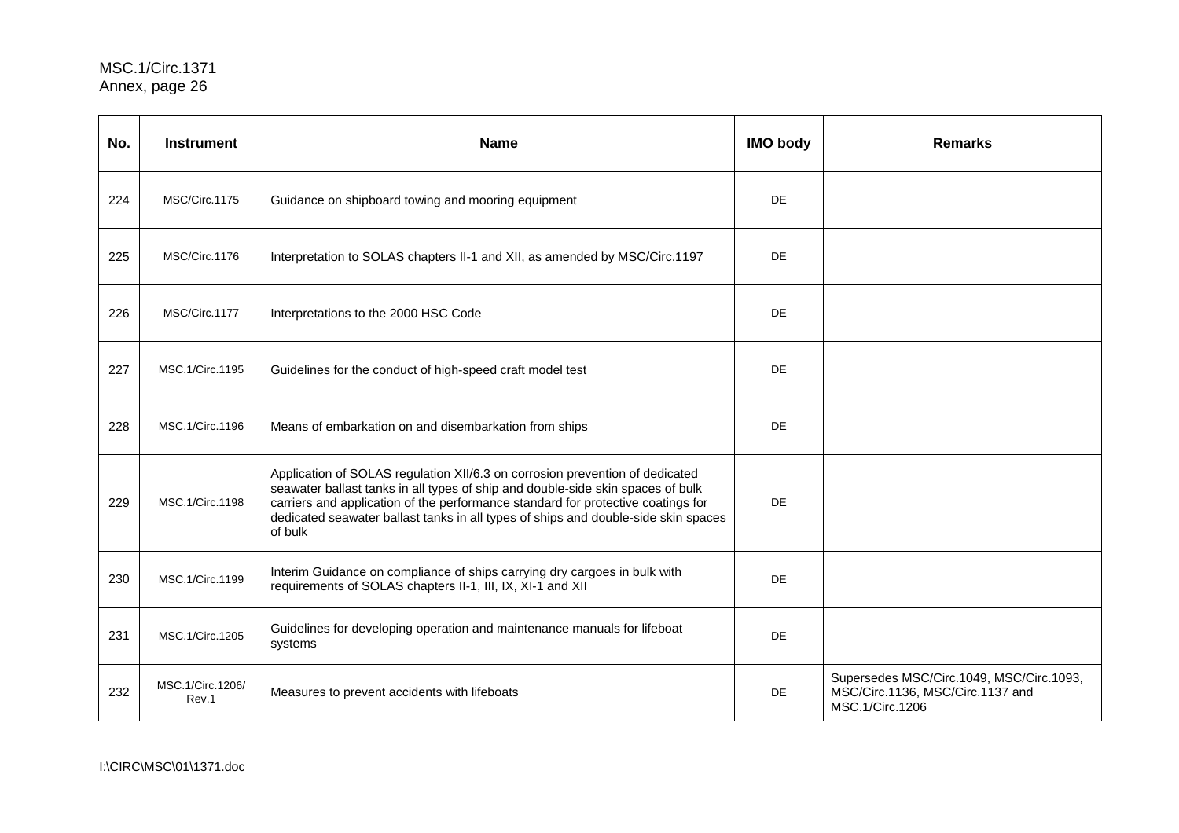| No. | Instrument | Name | IMO body | Remarks |
|---|---|---|---|---|
| 224 | MSC/Circ.1175 | Guidance on shipboard towing and mooring equipment | DE | |
| 225 | MSC/Circ.1176 | Interpretation to SOLAS chapters II-1 and XII, as amended by MSC/Circ.1197 | DE | |
| 226 | MSC/Circ.1177 | Interpretations to the 2000 HSC Code | DE | |
| 227 | MSC.1/Circ.1195 | Guidelines for the conduct of high-speed craft model test | DE | |
| 228 | MSC.1/Circ.1196 | Means of embarkation on and disembarkation from ships | DE | |
| 229 | MSC.1/Circ.1198 | Application of SOLAS regulation XII/6.3 on corrosion prevention of dedicated seawater ballast tanks in all types of ship and double-side skin spaces of bulk carriers and application of the performance standard for protective coatings for dedicated seawater ballast tanks in all types of ships and double-side skin spaces of bulk | DE | |
| 230 | MSC.1/Circ.1199 | Interim Guidance on compliance of ships carrying dry cargoes in bulk with requirements of SOLAS chapters II-1, III, IX, XI-1 and XII | DE | |
| 231 | MSC.1/Circ.1205 | Guidelines for developing operation and maintenance manuals for lifeboat systems | DE | |
| 232 | MSC.1/Circ.1206/ Rev.1 | Measures to prevent accidents with lifeboats | DE | Supersedes MSC/Circ.1049, MSC/Circ.1093, MSC/Circ.1136, MSC/Circ.1137 and MSC.1/Circ.1206 |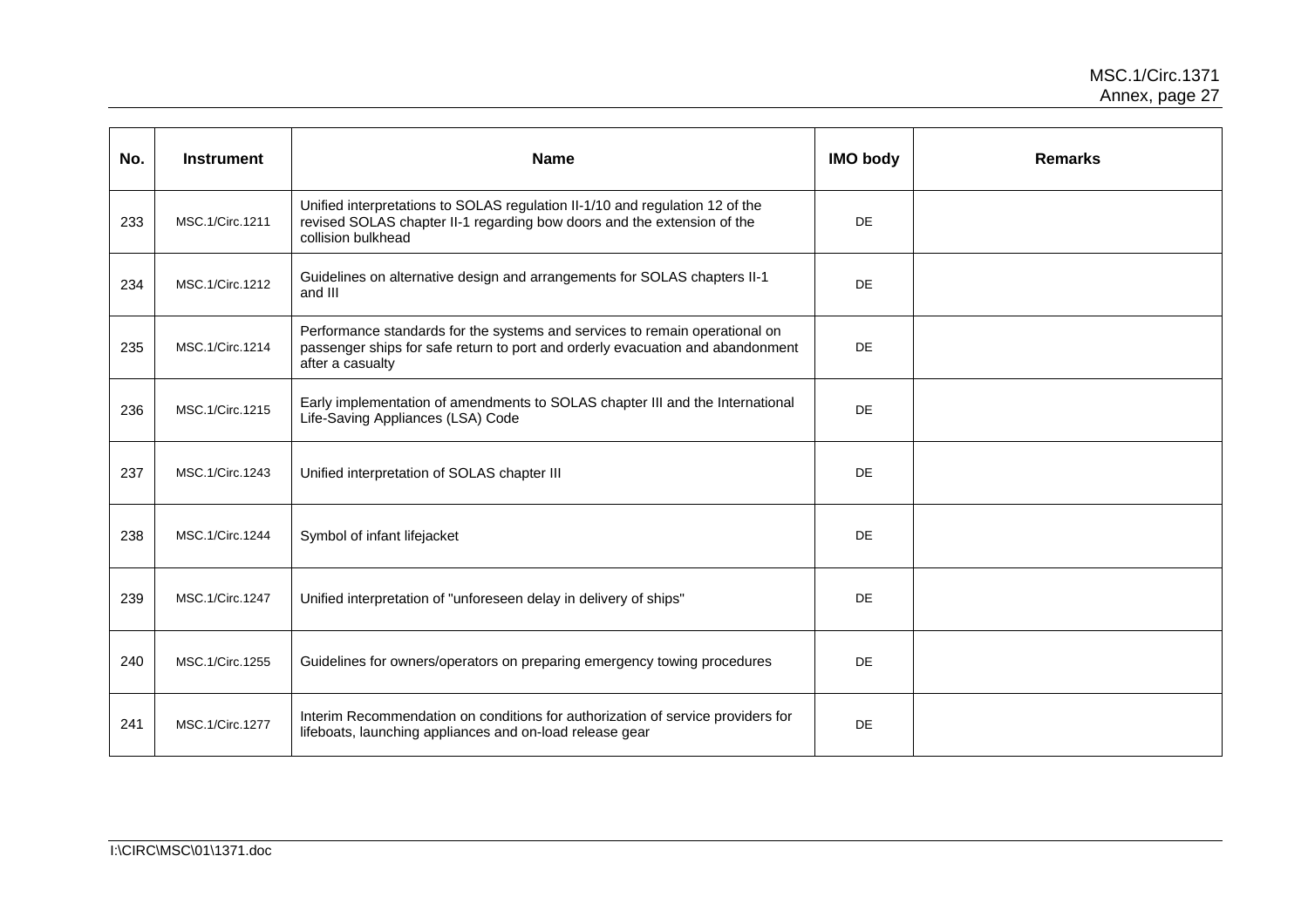| No. | Instrument | Name | IMO body | Remarks |
|---|---|---|---|---|
| 233 | MSC.1/Circ.1211 | Unified interpretations to SOLAS regulation II-1/10 and regulation 12 of the revised SOLAS chapter II-1 regarding bow doors and the extension of the collision bulkhead | DE | |
| 234 | MSC.1/Circ.1212 | Guidelines on alternative design and arrangements for SOLAS chapters II-1 and III | DE | |
| 235 | MSC.1/Circ.1214 | Performance standards for the systems and services to remain operational on passenger ships for safe return to port and orderly evacuation and abandonment after a casualty | DE | |
| 236 | MSC.1/Circ.1215 | Early implementation of amendments to SOLAS chapter III and the International Life-Saving Appliances (LSA) Code | DE | |
| 237 | MSC.1/Circ.1243 | Unified interpretation of SOLAS chapter III | DE | |
| 238 | MSC.1/Circ.1244 | Symbol of infant lifejacket | DE | |
| 239 | MSC.1/Circ.1247 | Unified interpretation of "unforeseen delay in delivery of ships" | DE | |
| 240 | MSC.1/Circ.1255 | Guidelines for owners/operators on preparing emergency towing procedures | DE | |
| 241 | MSC.1/Circ.1277 | Interim Recommendation on conditions for authorization of service providers for lifeboats, launching appliances and on-load release gear | DE | |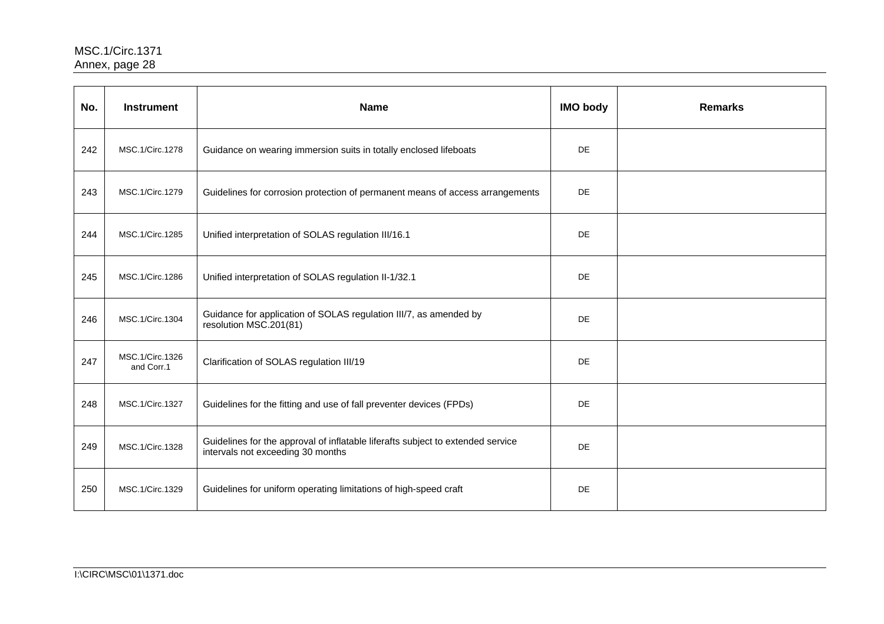| No. | Instrument | Name | IMO body | Remarks |
|---|---|---|---|---|
| 242 | MSC.1/Circ.1278 | Guidance on wearing immersion suits in totally enclosed lifeboats | DE | |
| 243 | MSC.1/Circ.1279 | Guidelines for corrosion protection of permanent means of access arrangements | DE | |
| 244 | MSC.1/Circ.1285 | Unified interpretation of SOLAS regulation III/16.1 | DE | |
| 245 | MSC.1/Circ.1286 | Unified interpretation of SOLAS regulation II-1/32.1 | DE | |
| 246 | MSC.1/Circ.1304 | Guidance for application of SOLAS regulation III/7, as amended by resolution MSC.201(81) | DE | |
| 247 | MSC.1/Circ.1326 and Corr.1 | Clarification of SOLAS regulation III/19 | DE | |
| 248 | MSC.1/Circ.1327 | Guidelines for the fitting and use of fall preventer devices (FPDs) | DE | |
| 249 | MSC.1/Circ.1328 | Guidelines for the approval of inflatable liferafts subject to extended service intervals not exceeding 30 months | DE | |
| 250 | MSC.1/Circ.1329 | Guidelines for uniform operating limitations of high-speed craft | DE | |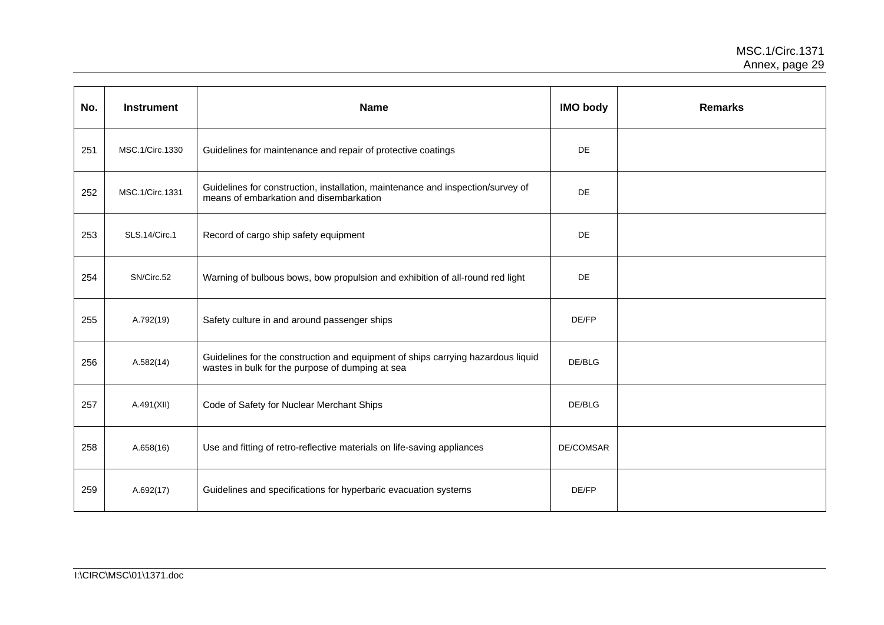| No. | Instrument | Name | IMO body | Remarks |
|---|---|---|---|---|
| 251 | MSC.1/Circ.1330 | Guidelines for maintenance and repair of protective coatings | DE | |
| 252 | MSC.1/Circ.1331 | Guidelines for construction, installation, maintenance and inspection/survey of means of embarkation and disembarkation | DE | |
| 253 | SLS.14/Circ.1 | Record of cargo ship safety equipment | DE | |
| 254 | SN/Circ.52 | Warning of bulbous bows, bow propulsion and exhibition of all-round red light | DE | |
| 255 | A.792(19) | Safety culture in and around passenger ships | DE/FP | |
| 256 | A.582(14) | Guidelines for the construction and equipment of ships carrying hazardous liquid wastes in bulk for the purpose of dumping at sea | DE/BLG | |
| 257 | A.491(XII) | Code of Safety for Nuclear Merchant Ships | DE/BLG | |
| 258 | A.658(16) | Use and fitting of retro-reflective materials on life-saving appliances | DE/COMSAR | |
| 259 | A.692(17) | Guidelines and specifications for hyperbaric evacuation systems | DE/FP | |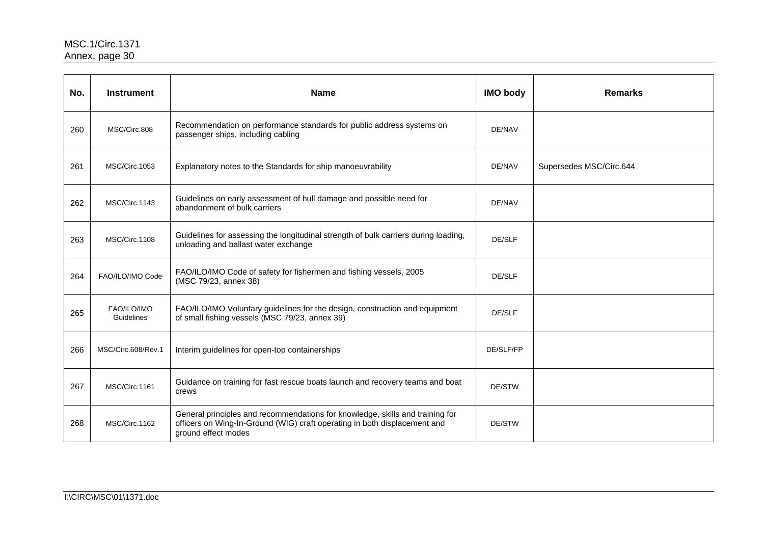| No. | Instrument | Name | IMO body | Remarks |
|---|---|---|---|---|
| 260 | MSC/Circ.808 | Recommendation on performance standards for public address systems on passenger ships, including cabling | DE/NAV | |
| 261 | MSC/Circ.1053 | Explanatory notes to the Standards for ship manoeuvrability | DE/NAV | Supersedes MSC/Circ.644 |
| 262 | MSC/Circ.1143 | Guidelines on early assessment of hull damage and possible need for abandonment of bulk carriers | DE/NAV | |
| 263 | MSC/Circ.1108 | Guidelines for assessing the longitudinal strength of bulk carriers during loading, unloading and ballast water exchange | DE/SLF | |
| 264 | FAO/ILO/IMO Code | FAO/ILO/IMO Code of safety for fishermen and fishing vessels, 2005 (MSC 79/23, annex 38) | DE/SLF | |
| 265 | FAO/ILO/IMO Guidelines | FAO/ILO/IMO Voluntary guidelines for the design, construction and equipment of small fishing vessels (MSC 79/23, annex 39) | DE/SLF | |
| 266 | MSC/Circ.608/Rev.1 | Interim guidelines for open-top containerships | DE/SLF/FP | |
| 267 | MSC/Circ.1161 | Guidance on training for fast rescue boats launch and recovery teams and boat crews | DE/STW | |
| 268 | MSC/Circ.1162 | General principles and recommendations for knowledge, skills and training for officers on Wing-In-Ground (WIG) craft operating in both displacement and ground effect modes | DE/STW | |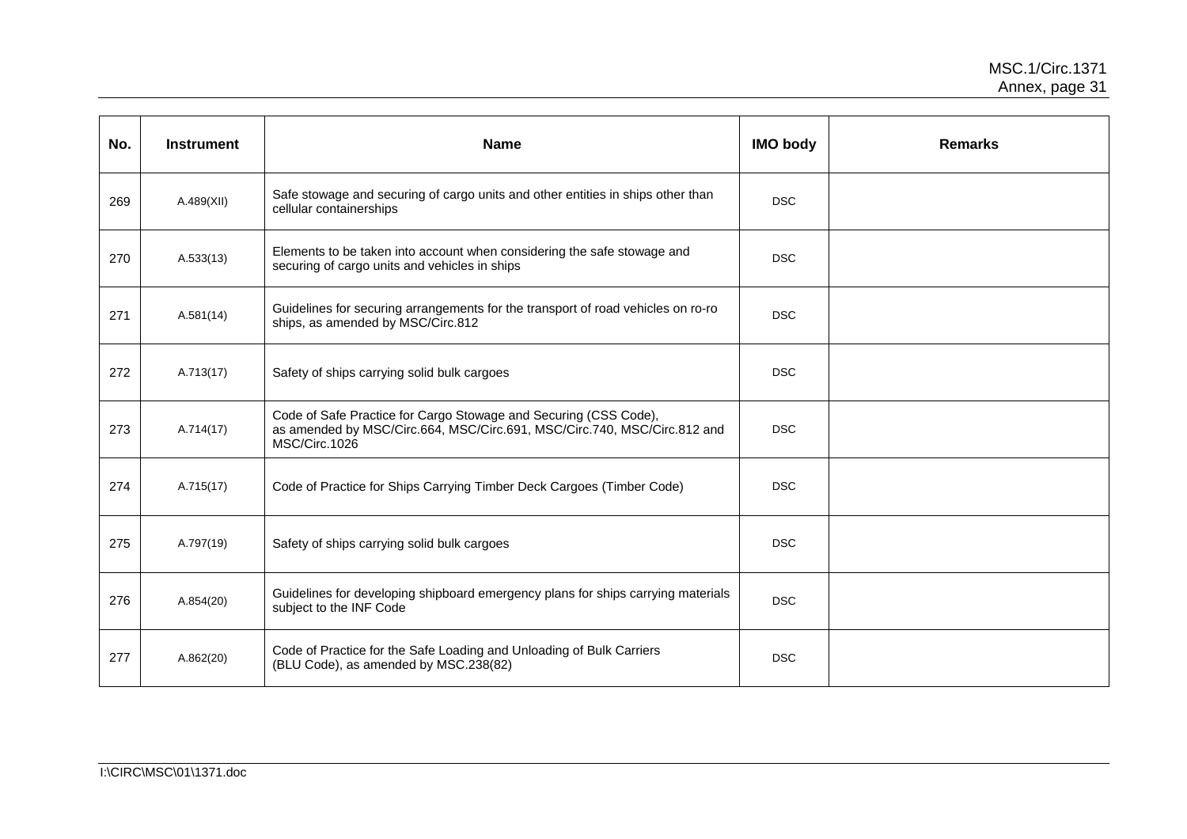| No. | Instrument | Name | IMO body | Remarks |
|---|---|---|---|---|
| 269 | A.489(XII) | Safe stowage and securing of cargo units and other entities in ships other than cellular containerships | DSC | |
| 270 | A.533(13) | Elements to be taken into account when considering the safe stowage and securing of cargo units and vehicles in ships | DSC | |
| 271 | A.581(14) | Guidelines for securing arrangements for the transport of road vehicles on ro-ro ships, as amended by MSC/Circ.812 | DSC | |
| 272 | A.713(17) | Safety of ships carrying solid bulk cargoes | DSC | |
| 273 | A.714(17) | Code of Safe Practice for Cargo Stowage and Securing (CSS Code), as amended by MSC/Circ.664, MSC/Circ.691, MSC/Circ.740, MSC/Circ.812 and MSC/Circ.1026 | DSC | |
| 274 | A.715(17) | Code of Practice for Ships Carrying Timber Deck Cargoes (Timber Code) | DSC | |
| 275 | A.797(19) | Safety of ships carrying solid bulk cargoes | DSC | |
| 276 | A.854(20) | Guidelines for developing shipboard emergency plans for ships carrying materials subject to the INF Code | DSC | |
| 277 | A.862(20) | Code of Practice for the Safe Loading and Unloading of Bulk Carriers (BLU Code), as amended by MSC.238(82) | DSC | |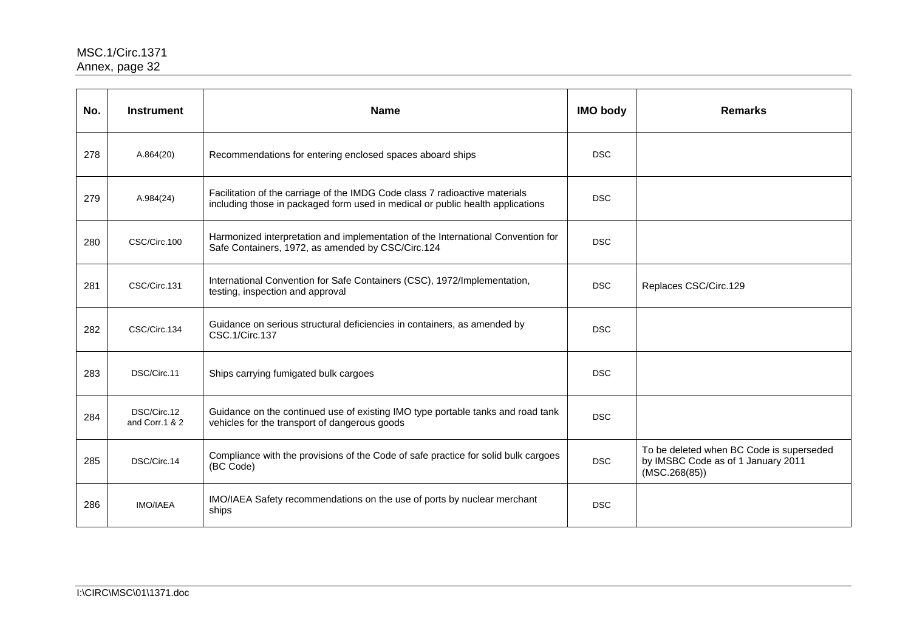| No. | Instrument | Name | IMO body | Remarks |
|---|---|---|---|---|
| 278 | A.864(20) | Recommendations for entering enclosed spaces aboard ships | DSC | |
| 279 | A.984(24) | Facilitation of the carriage of the IMDG Code class 7 radioactive materials including those in packaged form used in medical or public health applications | DSC | |
| 280 | CSC/Circ.100 | Harmonized interpretation and implementation of the International Convention for Safe Containers, 1972, as amended by CSC/Circ.124 | DSC | |
| 281 | CSC/Circ.131 | International Convention for Safe Containers (CSC), 1972/Implementation, testing, inspection and approval | DSC | Replaces CSC/Circ.129 |
| 282 | CSC/Circ.134 | Guidance on serious structural deficiencies in containers, as amended by CSC.1/Circ.137 | DSC | |
| 283 | DSC/Circ.11 | Ships carrying fumigated bulk cargoes | DSC | |
| 284 | DSC/Circ.12 and Corr.1 & 2 | Guidance on the continued use of existing IMO type portable tanks and road tank vehicles for the transport of dangerous goods | DSC | |
| 285 | DSC/Circ.14 | Compliance with the provisions of the Code of safe practice for solid bulk cargoes (BC Code) | DSC | To be deleted when BC Code is superseded by IMSBC Code as of 1 January 2011 (MSC.268(85)) |
| 286 | IMO/IAEA | IMO/IAEA Safety recommendations on the use of ports by nuclear merchant ships | DSC | |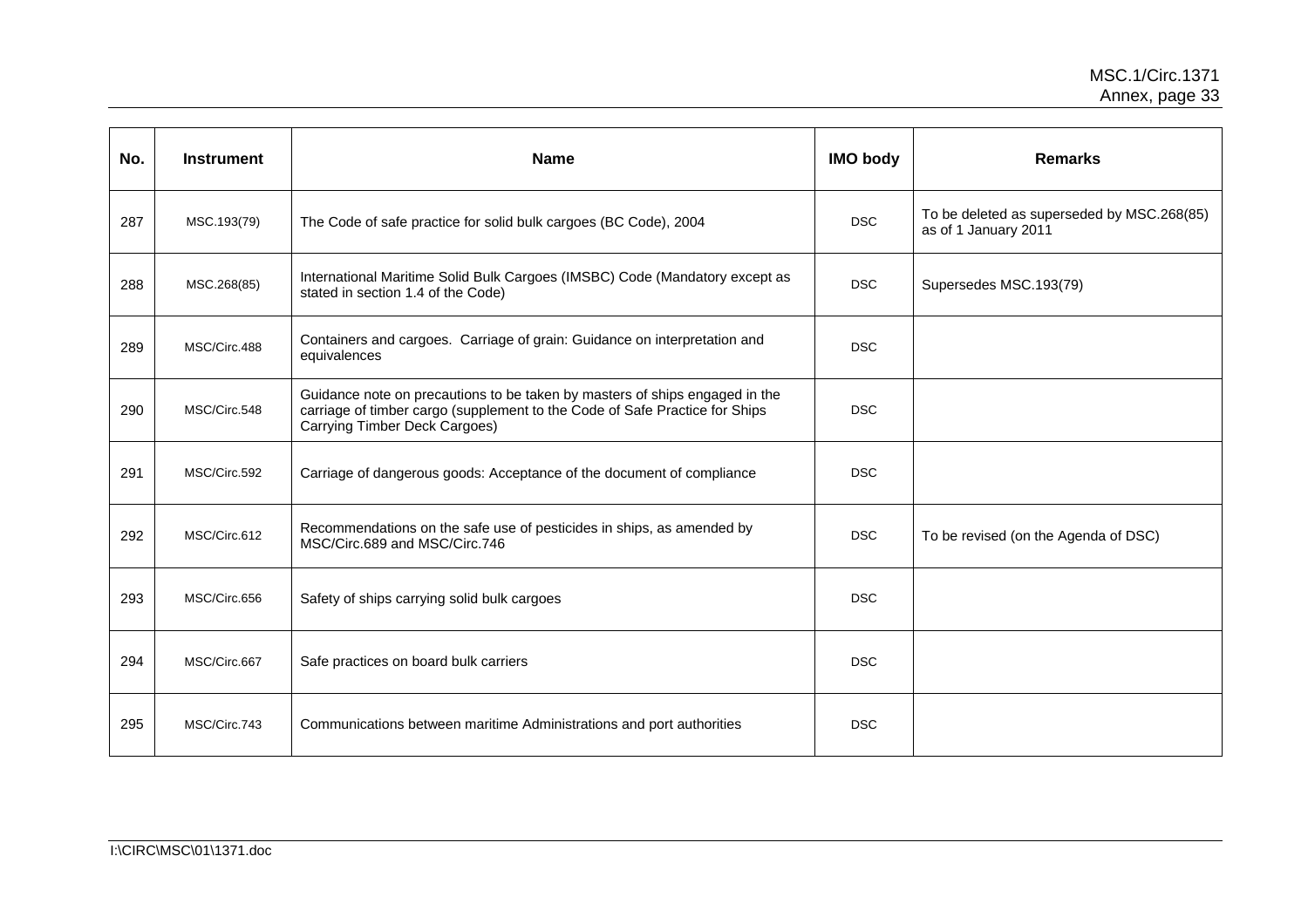| No. | Instrument | Name | IMO body | Remarks |
|---|---|---|---|---|
| 287 | MSC.193(79) | The Code of safe practice for solid bulk cargoes (BC Code), 2004 | DSC | To be deleted as superseded by MSC.268(85) as of 1 January 2011 |
| 288 | MSC.268(85) | International Maritime Solid Bulk Cargoes (IMSBC) Code (Mandatory except as stated in section 1.4 of the Code) | DSC | Supersedes MSC.193(79) |
| 289 | MSC/Circ.488 | Containers and cargoes. Carriage of grain: Guidance on interpretation and equivalences | DSC | |
| 290 | MSC/Circ.548 | Guidance note on precautions to be taken by masters of ships engaged in the carriage of timber cargo (supplement to the Code of Safe Practice for Ships Carrying Timber Deck Cargoes) | DSC | |
| 291 | MSC/Circ.592 | Carriage of dangerous goods: Acceptance of the document of compliance | DSC | |
| 292 | MSC/Circ.612 | Recommendations on the safe use of pesticides in ships, as amended by MSC/Circ.689 and MSC/Circ.746 | DSC | To be revised (on the Agenda of DSC) |
| 293 | MSC/Circ.656 | Safety of ships carrying solid bulk cargoes | DSC | |
| 294 | MSC/Circ.667 | Safe practices on board bulk carriers | DSC | |
| 295 | MSC/Circ.743 | Communications between maritime Administrations and port authorities | DSC | |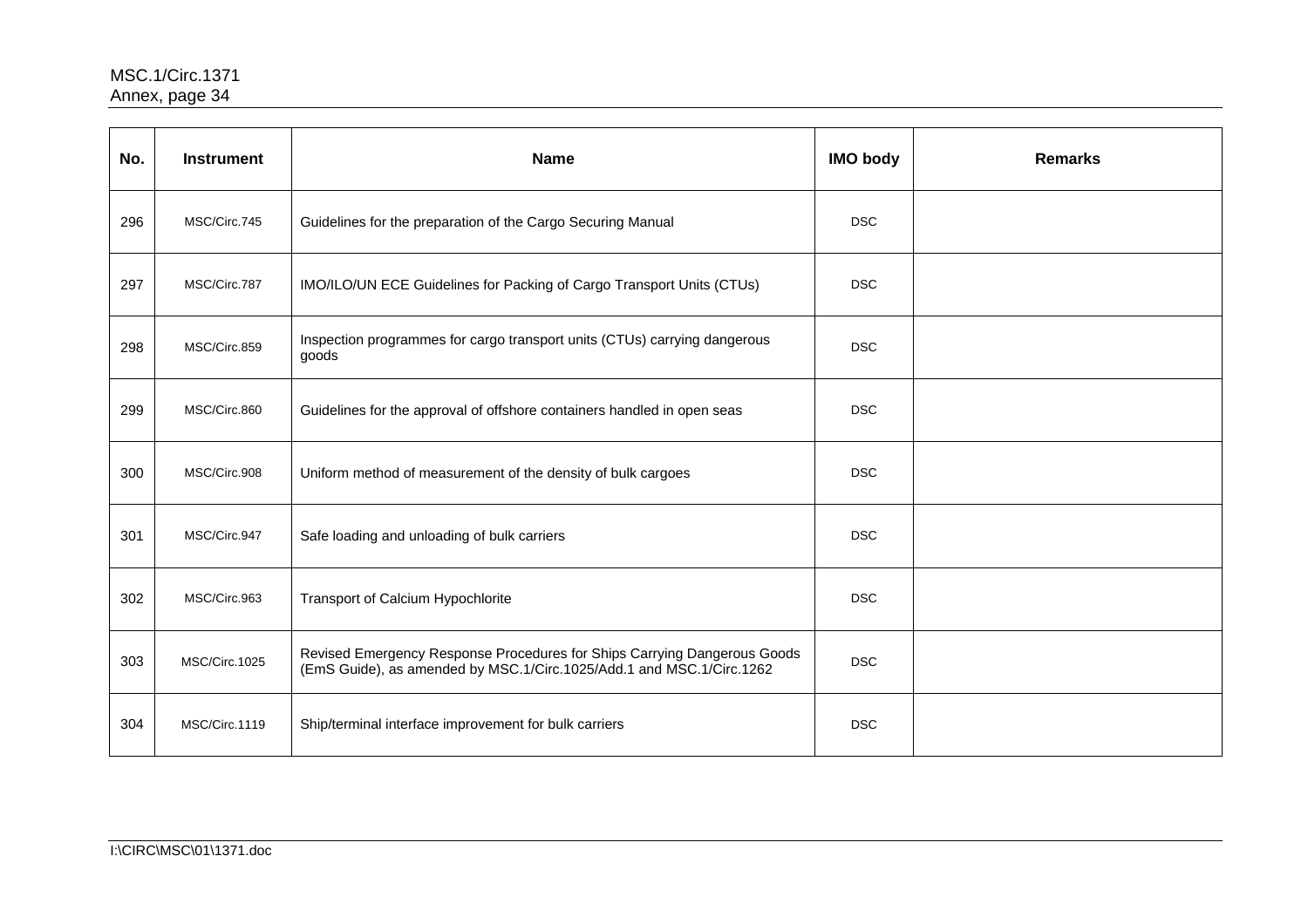| No. | Instrument | Name | IMO body | Remarks |
|---|---|---|---|---|
| 296 | MSC/Circ.745 | Guidelines for the preparation of the Cargo Securing Manual | DSC | |
| 297 | MSC/Circ.787 | IMO/ILO/UN ECE Guidelines for Packing of Cargo Transport Units (CTUs) | DSC | |
| 298 | MSC/Circ.859 | Inspection programmes for cargo transport units (CTUs) carrying dangerous goods | DSC | |
| 299 | MSC/Circ.860 | Guidelines for the approval of offshore containers handled in open seas | DSC | |
| 300 | MSC/Circ.908 | Uniform method of measurement of the density of bulk cargoes | DSC | |
| 301 | MSC/Circ.947 | Safe loading and unloading of bulk carriers | DSC | |
| 302 | MSC/Circ.963 | Transport of Calcium Hypochlorite | DSC | |
| 303 | MSC/Circ.1025 | Revised Emergency Response Procedures for Ships Carrying Dangerous Goods (EmS Guide), as amended by MSC.1/Circ.1025/Add.1 and MSC.1/Circ.1262 | DSC | |
| 304 | MSC/Circ.1119 | Ship/terminal interface improvement for bulk carriers | DSC | |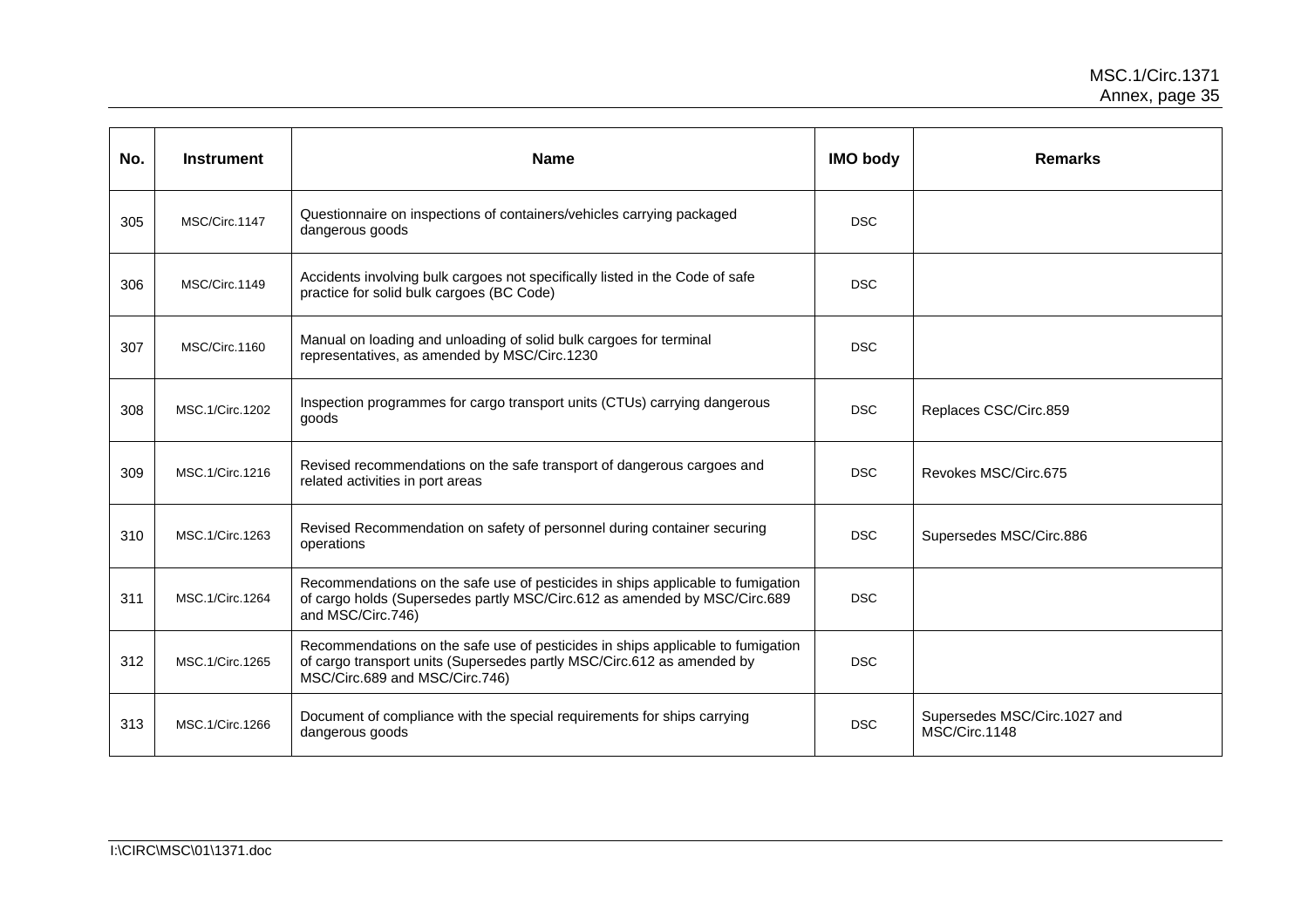| No. | Instrument | Name | IMO body | Remarks |
|---|---|---|---|---|
| 305 | MSC/Circ.1147 | Questionnaire on inspections of containers/vehicles carrying packaged dangerous goods | DSC | |
| 306 | MSC/Circ.1149 | Accidents involving bulk cargoes not specifically listed in the Code of safe practice for solid bulk cargoes (BC Code) | DSC | |
| 307 | MSC/Circ.1160 | Manual on loading and unloading of solid bulk cargoes for terminal representatives, as amended by MSC/Circ.1230 | DSC | |
| 308 | MSC.1/Circ.1202 | Inspection programmes for cargo transport units (CTUs) carrying dangerous goods | DSC | Replaces CSC/Circ.859 |
| 309 | MSC.1/Circ.1216 | Revised recommendations on the safe transport of dangerous cargoes and related activities in port areas | DSC | Revokes MSC/Circ.675 |
| 310 | MSC.1/Circ.1263 | Revised Recommendation on safety of personnel during container securing operations | DSC | Supersedes MSC/Circ.886 |
| 311 | MSC.1/Circ.1264 | Recommendations on the safe use of pesticides in ships applicable to fumigation of cargo holds (Supersedes partly MSC/Circ.612 as amended by MSC/Circ.689 and MSC/Circ.746) | DSC | |
| 312 | MSC.1/Circ.1265 | Recommendations on the safe use of pesticides in ships applicable to fumigation of cargo transport units (Supersedes partly MSC/Circ.612 as amended by MSC/Circ.689 and MSC/Circ.746) | DSC | |
| 313 | MSC.1/Circ.1266 | Document of compliance with the special requirements for ships carrying dangerous goods | DSC | Supersedes MSC/Circ.1027 and MSC/Circ.1148 |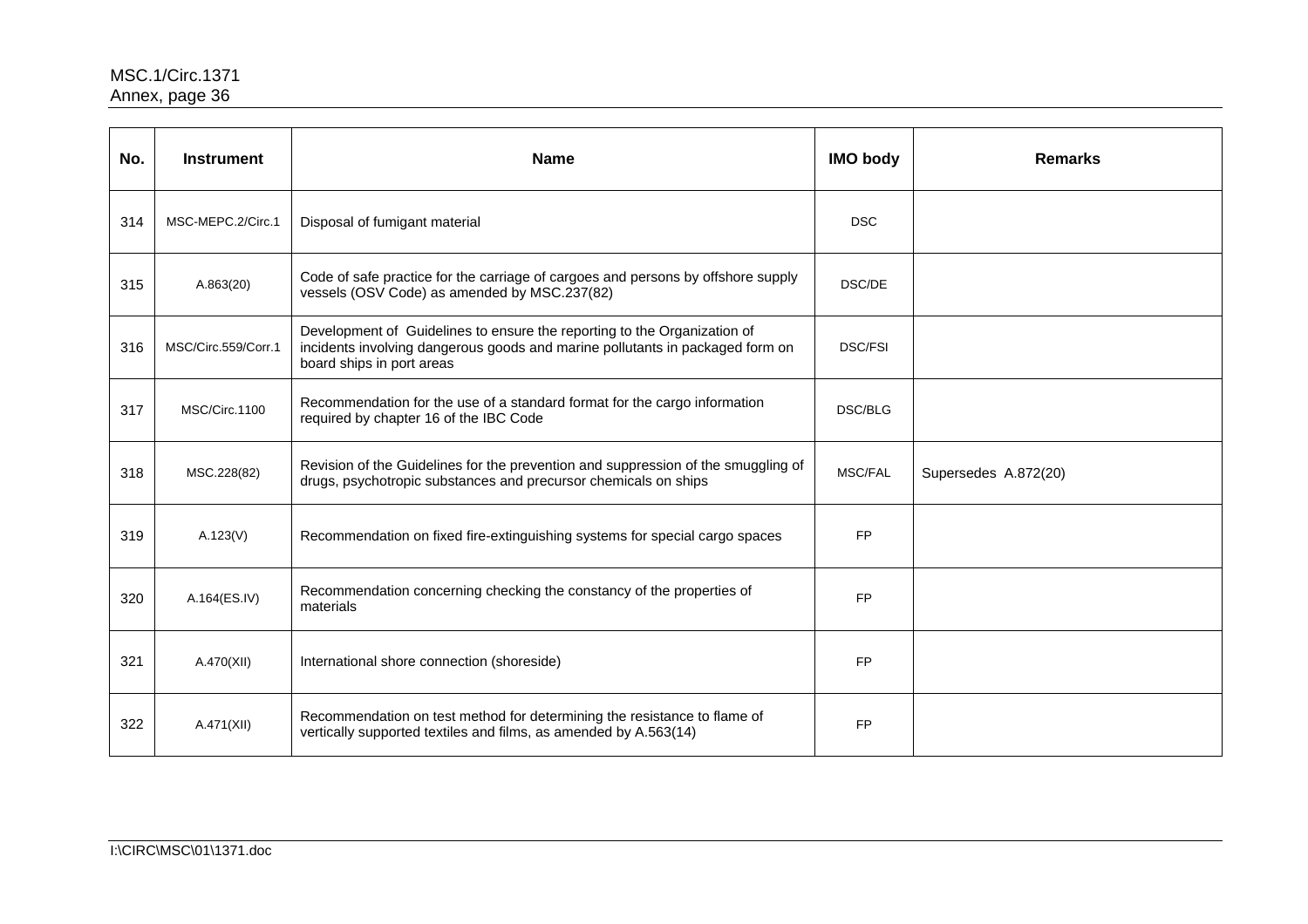| No. | Instrument | Name | IMO body | Remarks |
|---|---|---|---|---|
| 314 | MSC-MEPC.2/Circ.1 | Disposal of fumigant material | DSC | |
| 315 | A.863(20) | Code of safe practice for the carriage of cargoes and persons by offshore supply vessels (OSV Code) as amended by MSC.237(82) | DSC/DE | |
| 316 | MSC/Circ.559/Corr.1 | Development of Guidelines to ensure the reporting to the Organization of incidents involving dangerous goods and marine pollutants in packaged form on board ships in port areas | DSC/FSI | |
| 317 | MSC/Circ.1100 | Recommendation for the use of a standard format for the cargo information required by chapter 16 of the IBC Code | DSC/BLG | |
| 318 | MSC.228(82) | Revision of the Guidelines for the prevention and suppression of the smuggling of drugs, psychotropic substances and precursor chemicals on ships | MSC/FAL | Supersedes A.872(20) |
| 319 | A.123(V) | Recommendation on fixed fire-extinguishing systems for special cargo spaces | FP | |
| 320 | A.164(ES.IV) | Recommendation concerning checking the constancy of the properties of materials | FP | |
| 321 | A.470(XII) | International shore connection (shoreside) | FP | |
| 322 | A.471(XII) | Recommendation on test method for determining the resistance to flame of vertically supported textiles and films, as amended by A.563(14) | FP | |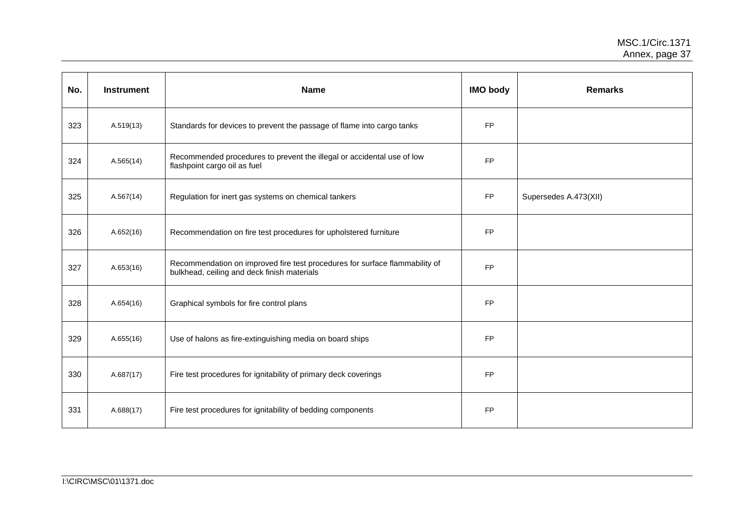| No. | Instrument | Name | IMO body | Remarks |
| --- | --- | --- | --- | --- |
| 323 | A.519(13) | Standards for devices to prevent the passage of flame into cargo tanks | FP | |
| 324 | A.565(14) | Recommended procedures to prevent the illegal or accidental use of low flashpoint cargo oil as fuel | FP | |
| 325 | A.567(14) | Regulation for inert gas systems on chemical tankers | FP | Supersedes A.473(XII) |
| 326 | A.652(16) | Recommendation on fire test procedures for upholstered furniture | FP | |
| 327 | A.653(16) | Recommendation on improved fire test procedures for surface flammability of bulkhead, ceiling and deck finish materials | FP | |
| 328 | A.654(16) | Graphical symbols for fire control plans | FP | |
| 329 | A.655(16) | Use of halons as fire-extinguishing media on board ships | FP | |
| 330 | A.687(17) | Fire test procedures for ignitability of primary deck coverings | FP | |
| 331 | A.688(17) | Fire test procedures for ignitability of bedding components | FP | |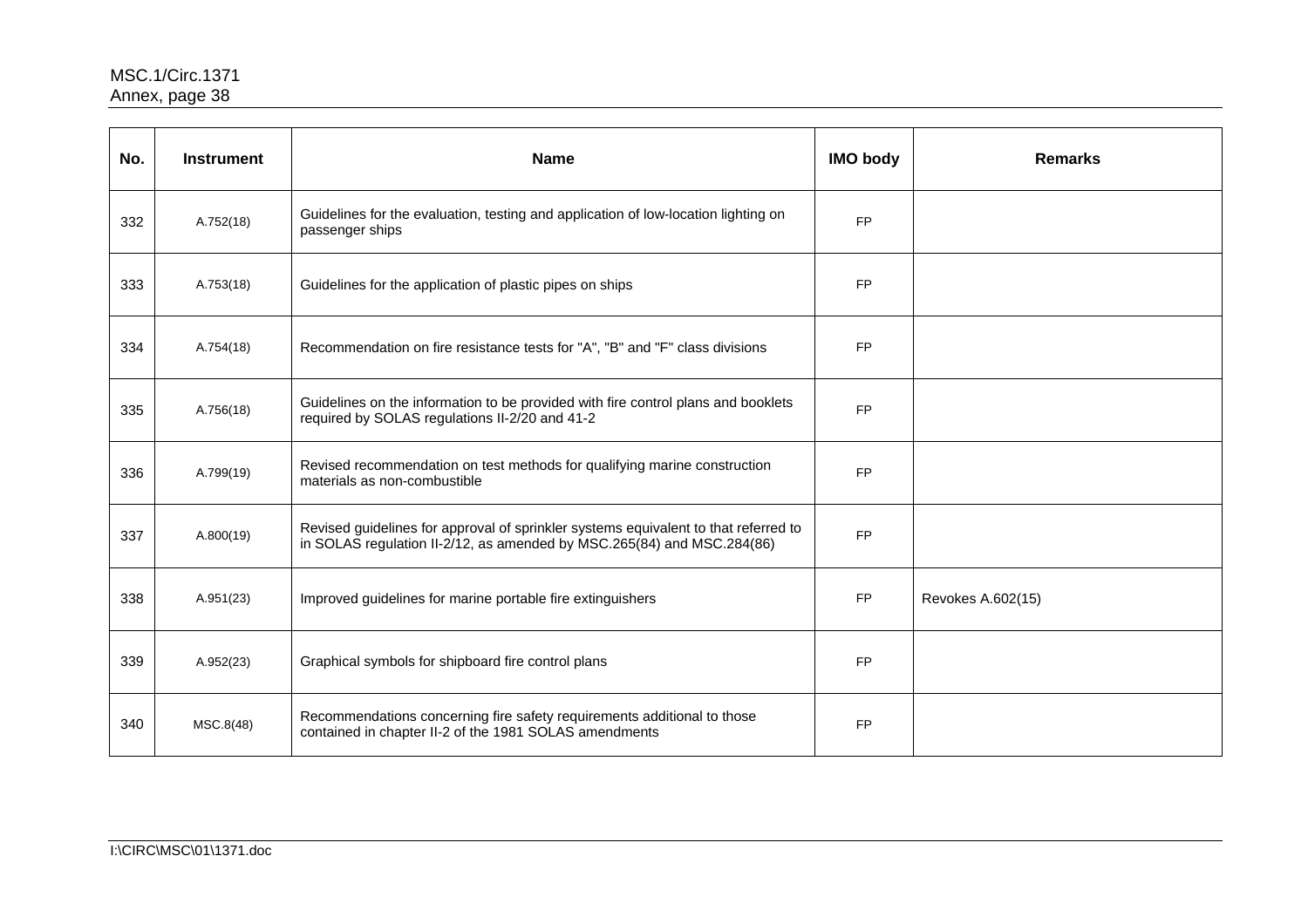| No. | Instrument | Name | IMO body | Remarks |
|---|---|---|---|---|
| 332 | A.752(18) | Guidelines for the evaluation, testing and application of low-location lighting on passenger ships | FP | |
| 333 | A.753(18) | Guidelines for the application of plastic pipes on ships | FP | |
| 334 | A.754(18) | Recommendation on fire resistance tests for "A", "B" and "F" class divisions | FP | |
| 335 | A.756(18) | Guidelines on the information to be provided with fire control plans and booklets required by SOLAS regulations II-2/20 and 41-2 | FP | |
| 336 | A.799(19) | Revised recommendation on test methods for qualifying marine construction materials as non-combustible | FP | |
| 337 | A.800(19) | Revised guidelines for approval of sprinkler systems equivalent to that referred to in SOLAS regulation II-2/12, as amended by MSC.265(84) and MSC.284(86) | FP | |
| 338 | A.951(23) | Improved guidelines for marine portable fire extinguishers | FP | Revokes A.602(15) |
| 339 | A.952(23) | Graphical symbols for shipboard fire control plans | FP | |
| 340 | MSC.8(48) | Recommendations concerning fire safety requirements additional to those contained in chapter II-2 of the 1981 SOLAS amendments | FP | |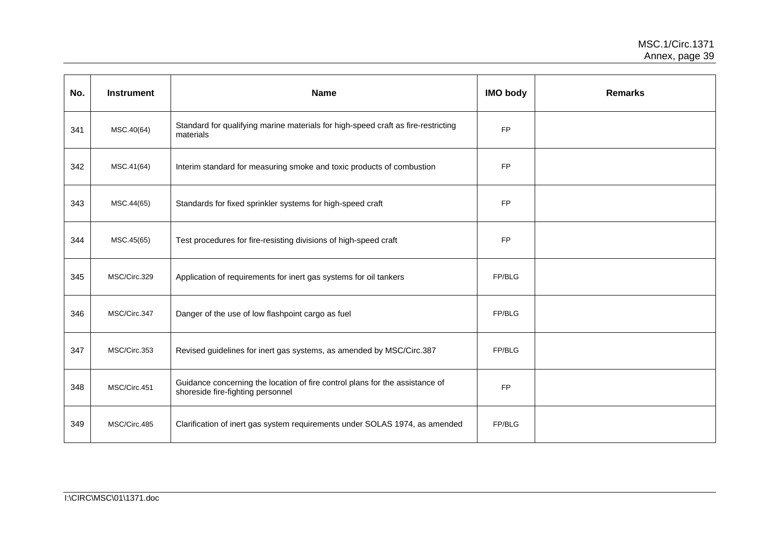| No. | Instrument | Name | IMO body | Remarks |
|---|---|---|---|---|
| 341 | MSC.40(64) | Standard for qualifying marine materials for high-speed craft as fire-restricting materials | FP | |
| 342 | MSC.41(64) | Interim standard for measuring smoke and toxic products of combustion | FP | |
| 343 | MSC.44(65) | Standards for fixed sprinkler systems for high-speed craft | FP | |
| 344 | MSC.45(65) | Test procedures for fire-resisting divisions of high-speed craft | FP | |
| 345 | MSC/Circ.329 | Application of requirements for inert gas systems for oil tankers | FP/BLG | |
| 346 | MSC/Circ.347 | Danger of the use of low flashpoint cargo as fuel | FP/BLG | |
| 347 | MSC/Circ.353 | Revised guidelines for inert gas systems, as amended by MSC/Circ.387 | FP/BLG | |
| 348 | MSC/Circ.451 | Guidance concerning the location of fire control plans for the assistance of shoreside fire-fighting personnel | FP | |
| 349 | MSC/Circ.485 | Clarification of inert gas system requirements under SOLAS 1974, as amended | FP/BLG | |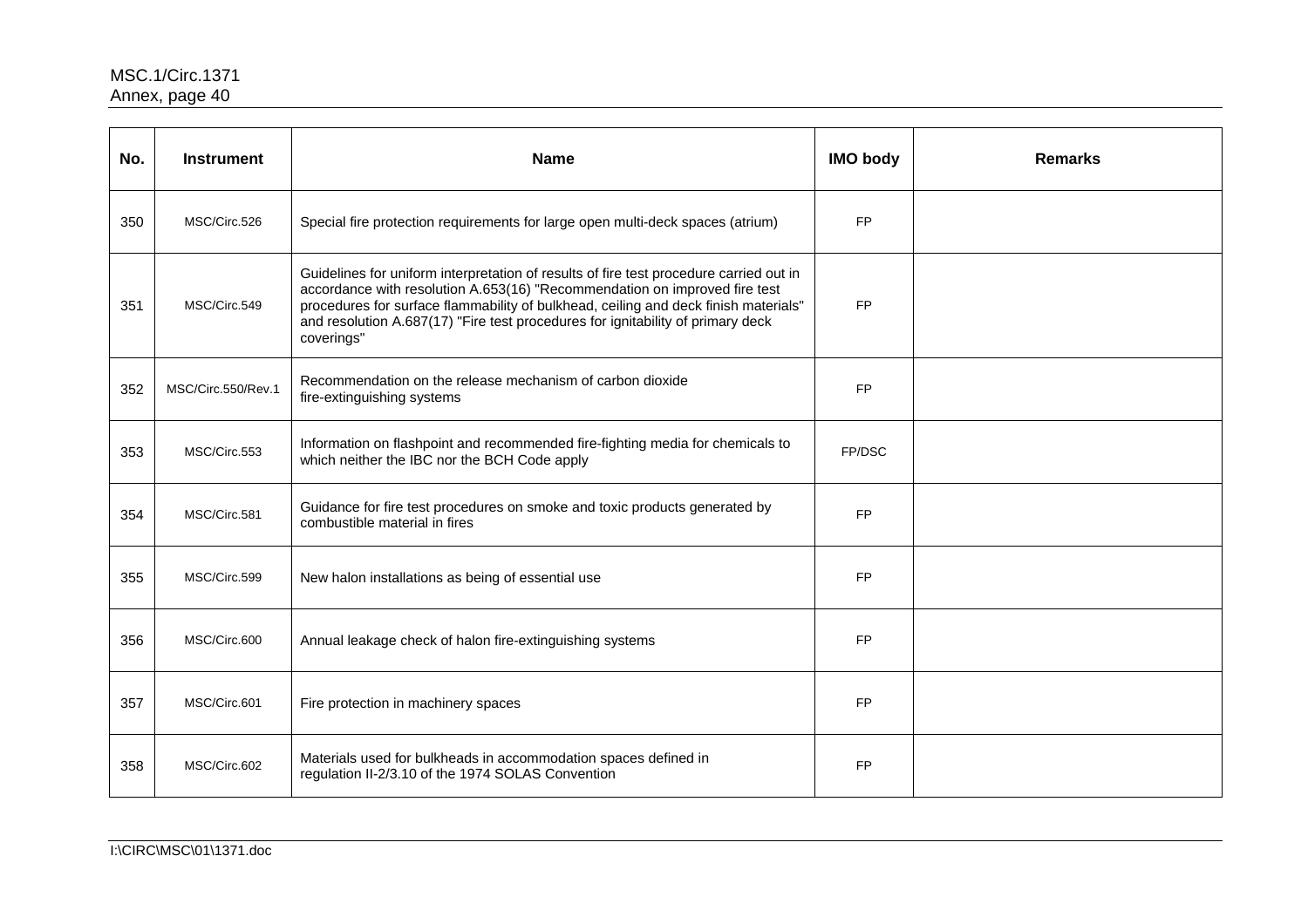| No. | Instrument | Name | IMO body | Remarks |
|---|---|---|---|---|
| 350 | MSC/Circ.526 | Special fire protection requirements for large open multi-deck spaces (atrium) | FP | |
| 351 | MSC/Circ.549 | Guidelines for uniform interpretation of results of fire test procedure carried out in accordance with resolution A.653(16) "Recommendation on improved fire test procedures for surface flammability of bulkhead, ceiling and deck finish materials" and resolution A.687(17) "Fire test procedures for ignitability of primary deck coverings" | FP | |
| 352 | MSC/Circ.550/Rev.1 | Recommendation on the release mechanism of carbon dioxide fire-extinguishing systems | FP | |
| 353 | MSC/Circ.553 | Information on flashpoint and recommended fire-fighting media for chemicals to which neither the IBC nor the BCH Code apply | FP/DSC | |
| 354 | MSC/Circ.581 | Guidance for fire test procedures on smoke and toxic products generated by combustible material in fires | FP | |
| 355 | MSC/Circ.599 | New halon installations as being of essential use | FP | |
| 356 | MSC/Circ.600 | Annual leakage check of halon fire-extinguishing systems | FP | |
| 357 | MSC/Circ.601 | Fire protection in machinery spaces | FP | |
| 358 | MSC/Circ.602 | Materials used for bulkheads in accommodation spaces defined in regulation II-2/3.10 of the 1974 SOLAS Convention | FP | |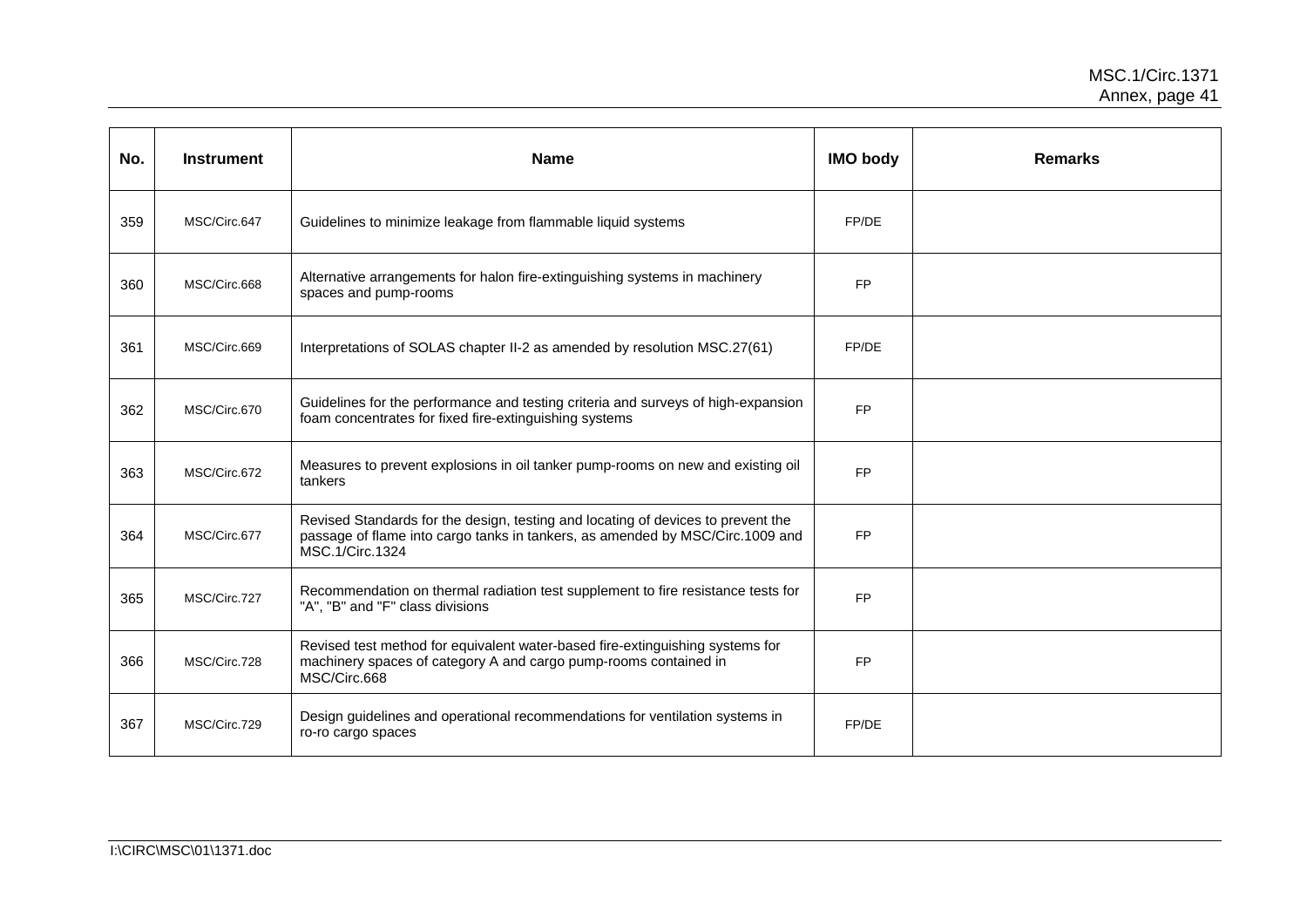| No. | Instrument | Name | IMO body | Remarks |
|---|---|---|---|---|
| 359 | MSC/Circ.647 | Guidelines to minimize leakage from flammable liquid systems | FP/DE | |
| 360 | MSC/Circ.668 | Alternative arrangements for halon fire-extinguishing systems in machinery spaces and pump-rooms | FP | |
| 361 | MSC/Circ.669 | Interpretations of SOLAS chapter II-2 as amended by resolution MSC.27(61) | FP/DE | |
| 362 | MSC/Circ.670 | Guidelines for the performance and testing criteria and surveys of high-expansion foam concentrates for fixed fire-extinguishing systems | FP | |
| 363 | MSC/Circ.672 | Measures to prevent explosions in oil tanker pump-rooms on new and existing oil tankers | FP | |
| 364 | MSC/Circ.677 | Revised Standards for the design, testing and locating of devices to prevent the passage of flame into cargo tanks in tankers, as amended by MSC/Circ.1009 and MSC.1/Circ.1324 | FP | |
| 365 | MSC/Circ.727 | Recommendation on thermal radiation test supplement to fire resistance tests for "A", "B" and "F" class divisions | FP | |
| 366 | MSC/Circ.728 | Revised test method for equivalent water-based fire-extinguishing systems for machinery spaces of category A and cargo pump-rooms contained in MSC/Circ.668 | FP | |
| 367 | MSC/Circ.729 | Design guidelines and operational recommendations for ventilation systems in ro-ro cargo spaces | FP/DE | |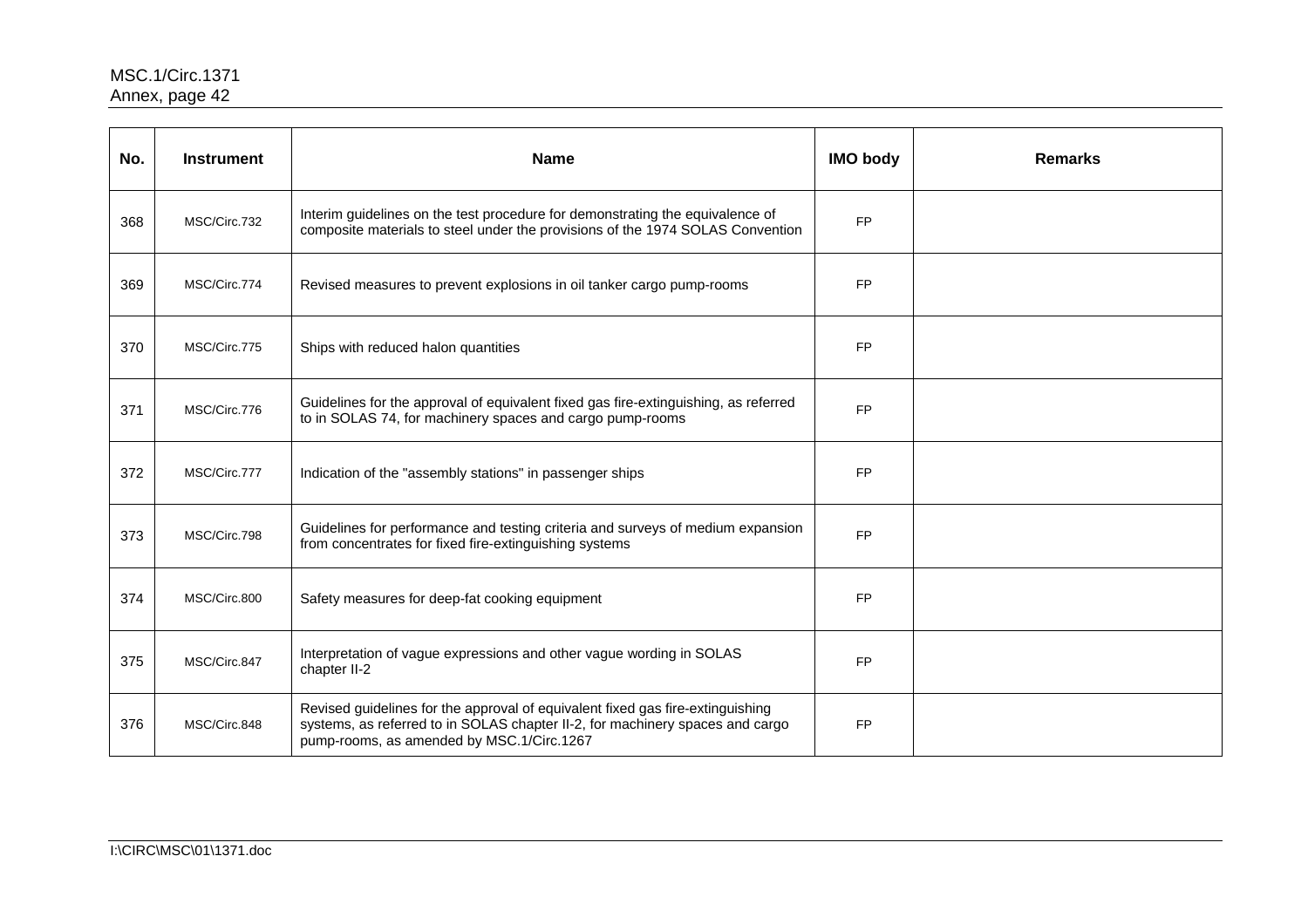| No. | Instrument | Name | IMO body | Remarks |
|---|---|---|---|---|
| 368 | MSC/Circ.732 | Interim guidelines on the test procedure for demonstrating the equivalence of composite materials to steel under the provisions of the 1974 SOLAS Convention | FP | |
| 369 | MSC/Circ.774 | Revised measures to prevent explosions in oil tanker cargo pump-rooms | FP | |
| 370 | MSC/Circ.775 | Ships with reduced halon quantities | FP | |
| 371 | MSC/Circ.776 | Guidelines for the approval of equivalent fixed gas fire-extinguishing, as referred to in SOLAS 74, for machinery spaces and cargo pump-rooms | FP | |
| 372 | MSC/Circ.777 | Indication of the "assembly stations" in passenger ships | FP | |
| 373 | MSC/Circ.798 | Guidelines for performance and testing criteria and surveys of medium expansion from concentrates for fixed fire-extinguishing systems | FP | |
| 374 | MSC/Circ.800 | Safety measures for deep-fat cooking equipment | FP | |
| 375 | MSC/Circ.847 | Interpretation of vague expressions and other vague wording in SOLAS chapter II-2 | FP | |
| 376 | MSC/Circ.848 | Revised guidelines for the approval of equivalent fixed gas fire-extinguishing systems, as referred to in SOLAS chapter II-2, for machinery spaces and cargo pump-rooms, as amended by MSC.1/Circ.1267 | FP | |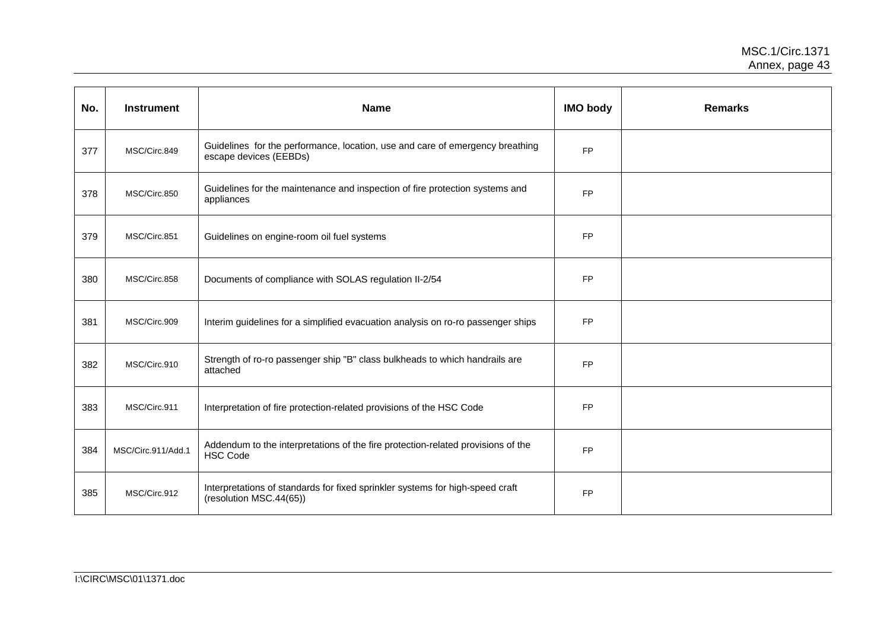| No. | Instrument | Name | IMO body | Remarks |
|---|---|---|---|---|
| 377 | MSC/Circ.849 | Guidelines for the performance, location, use and care of emergency breathing escape devices (EEBDs) | FP | |
| 378 | MSC/Circ.850 | Guidelines for the maintenance and inspection of fire protection systems and appliances | FP | |
| 379 | MSC/Circ.851 | Guidelines on engine-room oil fuel systems | FP | |
| 380 | MSC/Circ.858 | Documents of compliance with SOLAS regulation II-2/54 | FP | |
| 381 | MSC/Circ.909 | Interim guidelines for a simplified evacuation analysis on ro-ro passenger ships | FP | |
| 382 | MSC/Circ.910 | Strength of ro-ro passenger ship "B" class bulkheads to which handrails are attached | FP | |
| 383 | MSC/Circ.911 | Interpretation of fire protection-related provisions of the HSC Code | FP | |
| 384 | MSC/Circ.911/Add.1 | Addendum to the interpretations of the fire protection-related provisions of the HSC Code | FP | |
| 385 | MSC/Circ.912 | Interpretations of standards for fixed sprinkler systems for high-speed craft (resolution MSC.44(65)) | FP | |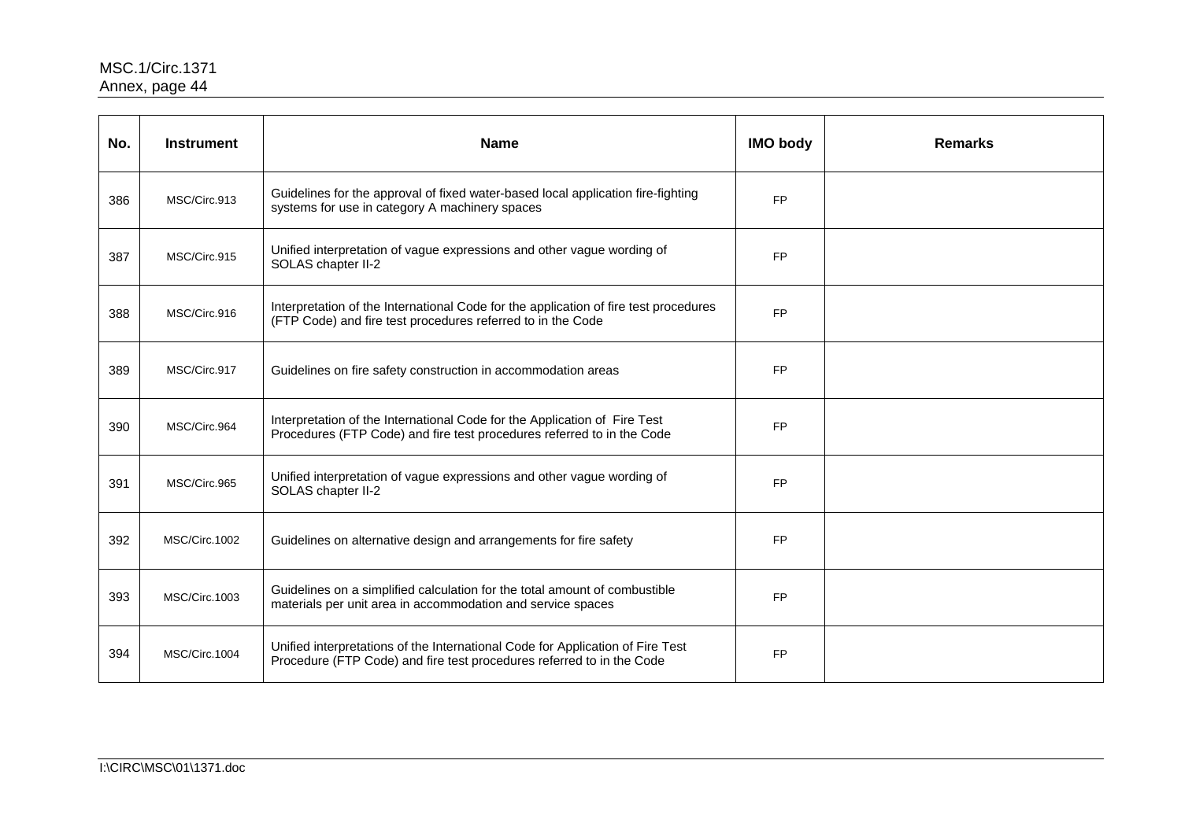| No. | Instrument | Name | IMO body | Remarks |
| --- | --- | --- | --- | --- |
| 386 | MSC/Circ.913 | Guidelines for the approval of fixed water-based local application fire-fighting systems for use in category A machinery spaces | FP | |
| 387 | MSC/Circ.915 | Unified interpretation of vague expressions and other vague wording of SOLAS chapter II-2 | FP | |
| 388 | MSC/Circ.916 | Interpretation of the International Code for the application of fire test procedures (FTP Code) and fire test procedures referred to in the Code | FP | |
| 389 | MSC/Circ.917 | Guidelines on fire safety construction in accommodation areas | FP | |
| 390 | MSC/Circ.964 | Interpretation of the International Code for the Application of Fire Test Procedures (FTP Code) and fire test procedures referred to in the Code | FP | |
| 391 | MSC/Circ.965 | Unified interpretation of vague expressions and other vague wording of SOLAS chapter II-2 | FP | |
| 392 | MSC/Circ.1002 | Guidelines on alternative design and arrangements for fire safety | FP | |
| 393 | MSC/Circ.1003 | Guidelines on a simplified calculation for the total amount of combustible materials per unit area in accommodation and service spaces | FP | |
| 394 | MSC/Circ.1004 | Unified interpretations of the International Code for Application of Fire Test Procedure (FTP Code) and fire test procedures referred to in the Code | FP | |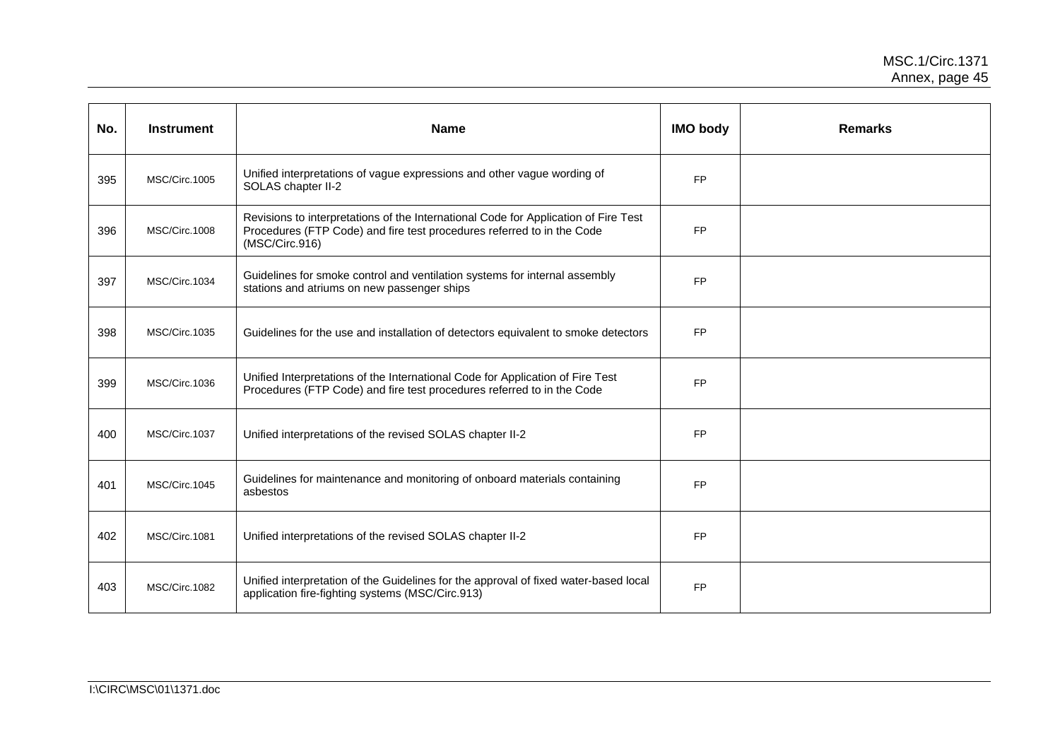| No. | Instrument | Name | IMO body | Remarks |
|---|---|---|---|---|
| 395 | MSC/Circ.1005 | Unified interpretations of vague expressions and other vague wording of SOLAS chapter II-2 | FP | |
| 396 | MSC/Circ.1008 | Revisions to interpretations of the International Code for Application of Fire Test Procedures (FTP Code) and fire test procedures referred to in the Code (MSC/Circ.916) | FP | |
| 397 | MSC/Circ.1034 | Guidelines for smoke control and ventilation systems for internal assembly stations and atriums on new passenger ships | FP | |
| 398 | MSC/Circ.1035 | Guidelines for the use and installation of detectors equivalent to smoke detectors | FP | |
| 399 | MSC/Circ.1036 | Unified Interpretations of the International Code for Application of Fire Test Procedures (FTP Code) and fire test procedures referred to in the Code | FP | |
| 400 | MSC/Circ.1037 | Unified interpretations of the revised SOLAS chapter II-2 | FP | |
| 401 | MSC/Circ.1045 | Guidelines for maintenance and monitoring of onboard materials containing asbestos | FP | |
| 402 | MSC/Circ.1081 | Unified interpretations of the revised SOLAS chapter II-2 | FP | |
| 403 | MSC/Circ.1082 | Unified interpretation of the Guidelines for the approval of fixed water-based local application fire-fighting systems (MSC/Circ.913) | FP | |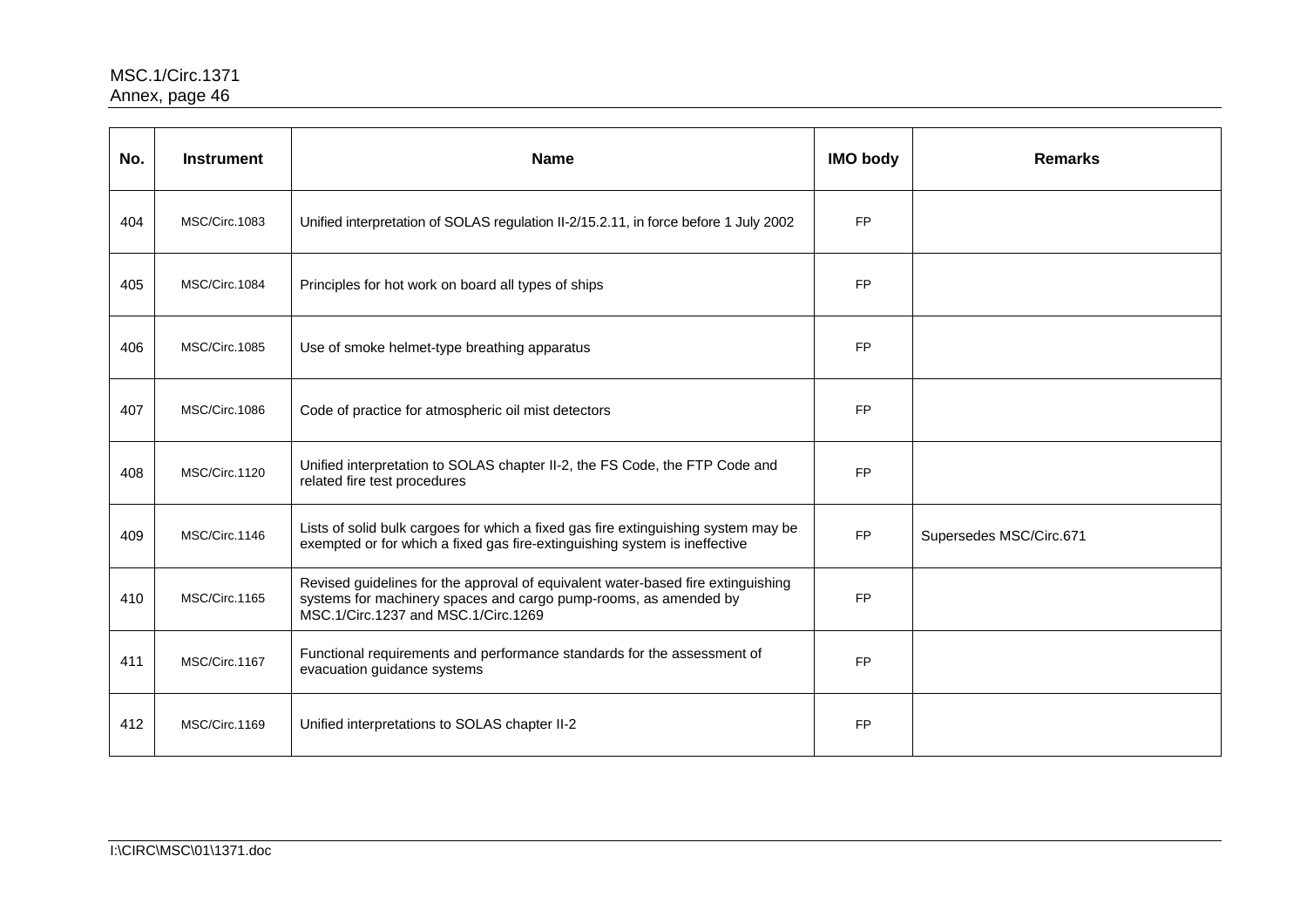| No. | Instrument | Name | IMO body | Remarks |
|---|---|---|---|---|
| 404 | MSC/Circ.1083 | Unified interpretation of SOLAS regulation II-2/15.2.11, in force before 1 July 2002 | FP | |
| 405 | MSC/Circ.1084 | Principles for hot work on board all types of ships | FP | |
| 406 | MSC/Circ.1085 | Use of smoke helmet-type breathing apparatus | FP | |
| 407 | MSC/Circ.1086 | Code of practice for atmospheric oil mist detectors | FP | |
| 408 | MSC/Circ.1120 | Unified interpretation to SOLAS chapter II-2, the FS Code, the FTP Code and related fire test procedures | FP | |
| 409 | MSC/Circ.1146 | Lists of solid bulk cargoes for which a fixed gas fire extinguishing system may be exempted or for which a fixed gas fire-extinguishing system is ineffective | FP | Supersedes MSC/Circ.671 |
| 410 | MSC/Circ.1165 | Revised guidelines for the approval of equivalent water-based fire extinguishing systems for machinery spaces and cargo pump-rooms, as amended by MSC.1/Circ.1237 and MSC.1/Circ.1269 | FP | |
| 411 | MSC/Circ.1167 | Functional requirements and performance standards for the assessment of evacuation guidance systems | FP | |
| 412 | MSC/Circ.1169 | Unified interpretations to SOLAS chapter II-2 | FP | |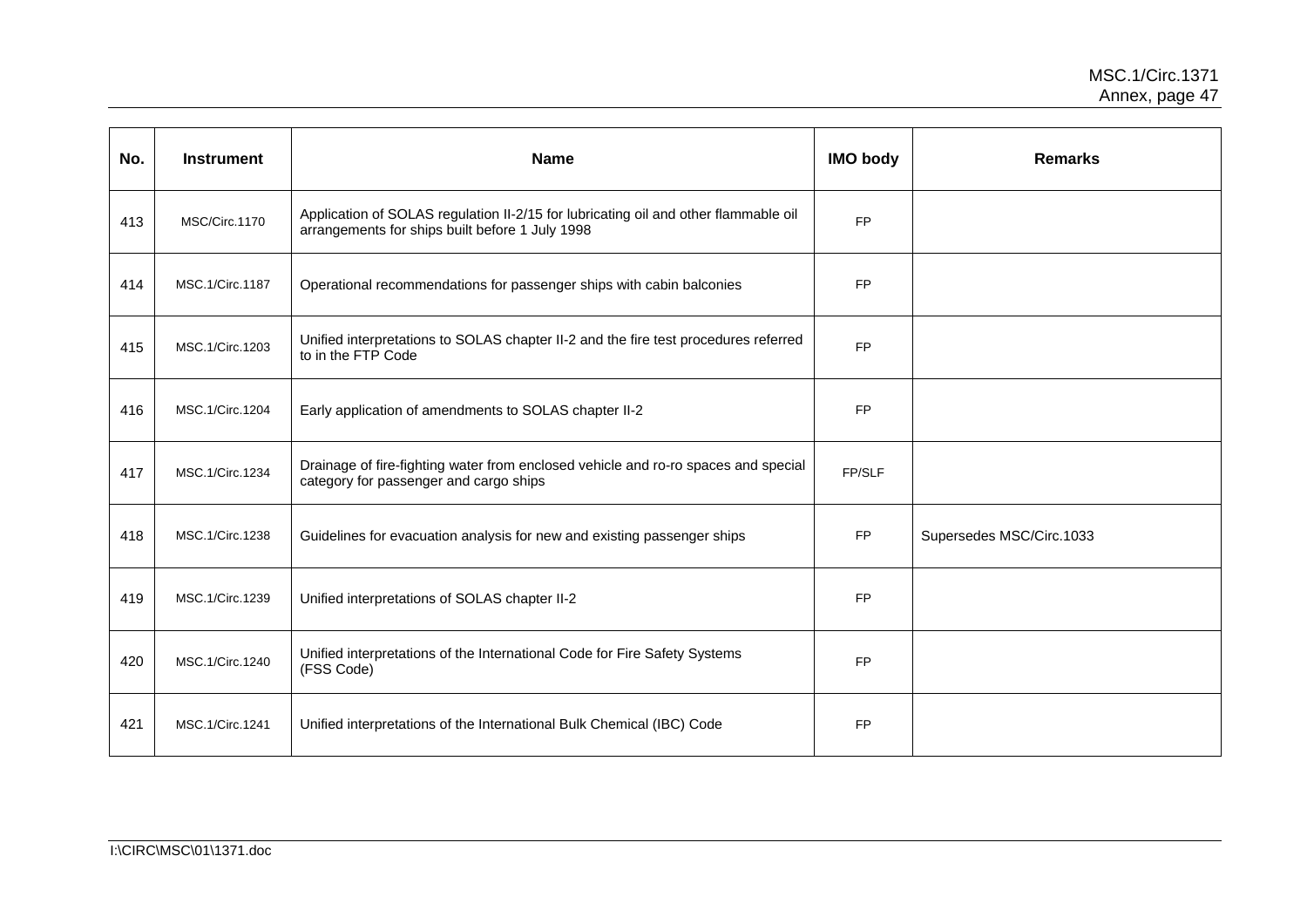| No. | Instrument | Name | IMO body | Remarks |
| --- | --- | --- | --- | --- |
| 413 | MSC/Circ.1170 | Application of SOLAS regulation II-2/15 for lubricating oil and other flammable oil arrangements for ships built before 1 July 1998 | FP | |
| 414 | MSC.1/Circ.1187 | Operational recommendations for passenger ships with cabin balconies | FP | |
| 415 | MSC.1/Circ.1203 | Unified interpretations to SOLAS chapter II-2 and the fire test procedures referred to in the FTP Code | FP | |
| 416 | MSC.1/Circ.1204 | Early application of amendments to SOLAS chapter II-2 | FP | |
| 417 | MSC.1/Circ.1234 | Drainage of fire-fighting water from enclosed vehicle and ro-ro spaces and special category for passenger and cargo ships | FP/SLF | |
| 418 | MSC.1/Circ.1238 | Guidelines for evacuation analysis for new and existing passenger ships | FP | Supersedes MSC/Circ.1033 |
| 419 | MSC.1/Circ.1239 | Unified interpretations of SOLAS chapter II-2 | FP | |
| 420 | MSC.1/Circ.1240 | Unified interpretations of the International Code for Fire Safety Systems (FSS Code) | FP | |
| 421 | MSC.1/Circ.1241 | Unified interpretations of the International Bulk Chemical (IBC) Code | FP | |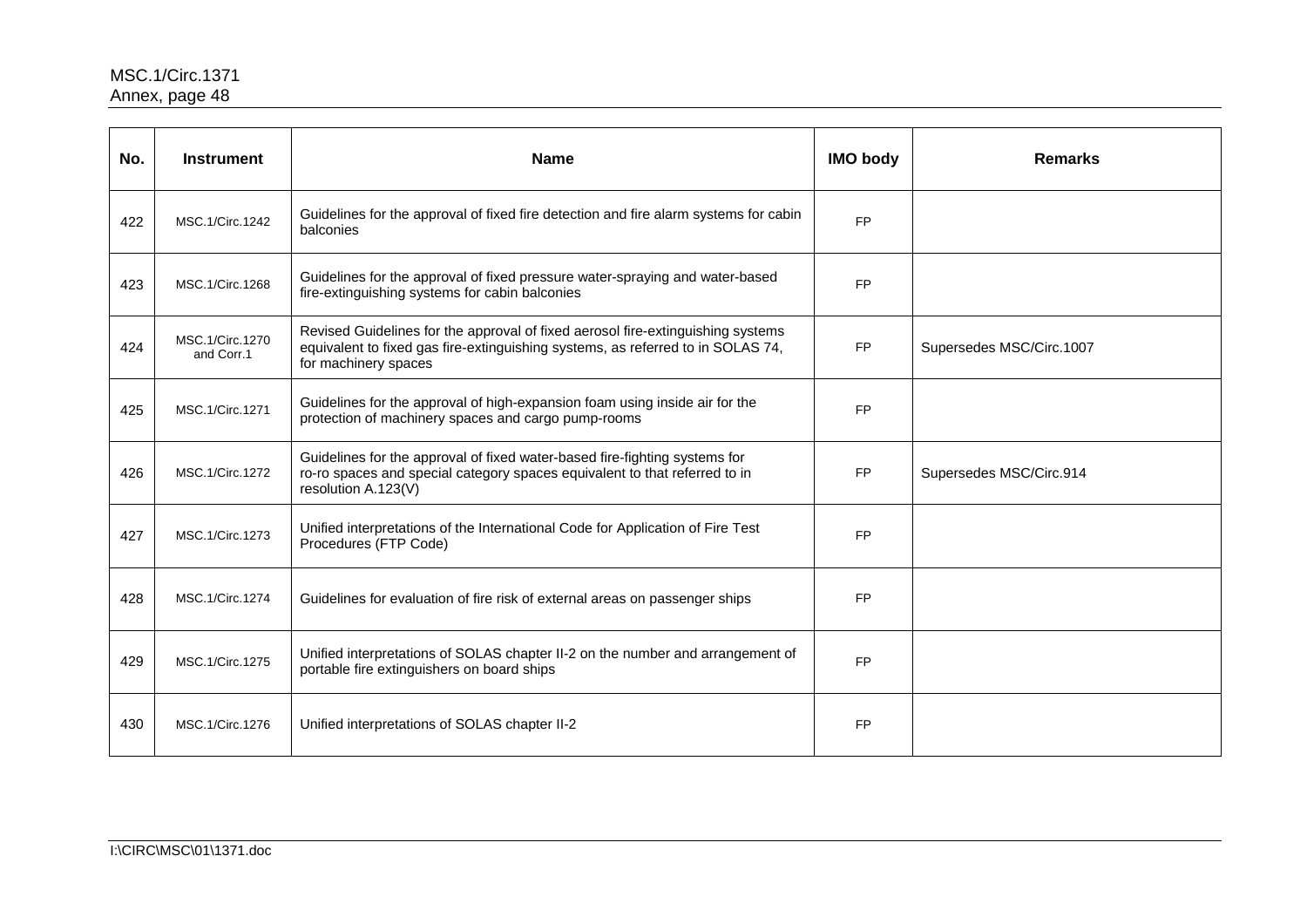| No. | Instrument | Name | IMO body | Remarks |
|---|---|---|---|---|
| 422 | MSC.1/Circ.1242 | Guidelines for the approval of fixed fire detection and fire alarm systems for cabin balconies | FP | |
| 423 | MSC.1/Circ.1268 | Guidelines for the approval of fixed pressure water-spraying and water-based fire-extinguishing systems for cabin balconies | FP | |
| 424 | MSC.1/Circ.1270 and Corr.1 | Revised Guidelines for the approval of fixed aerosol fire-extinguishing systems equivalent to fixed gas fire-extinguishing systems, as referred to in SOLAS 74, for machinery spaces | FP | Supersedes MSC/Circ.1007 |
| 425 | MSC.1/Circ.1271 | Guidelines for the approval of high-expansion foam using inside air for the protection of machinery spaces and cargo pump-rooms | FP | |
| 426 | MSC.1/Circ.1272 | Guidelines for the approval of fixed water-based fire-fighting systems for ro-ro spaces and special category spaces equivalent to that referred to in resolution A.123(V) | FP | Supersedes MSC/Circ.914 |
| 427 | MSC.1/Circ.1273 | Unified interpretations of the International Code for Application of Fire Test Procedures (FTP Code) | FP | |
| 428 | MSC.1/Circ.1274 | Guidelines for evaluation of fire risk of external areas on passenger ships | FP | |
| 429 | MSC.1/Circ.1275 | Unified interpretations of SOLAS chapter II-2 on the number and arrangement of portable fire extinguishers on board ships | FP | |
| 430 | MSC.1/Circ.1276 | Unified interpretations of SOLAS chapter II-2 | FP | |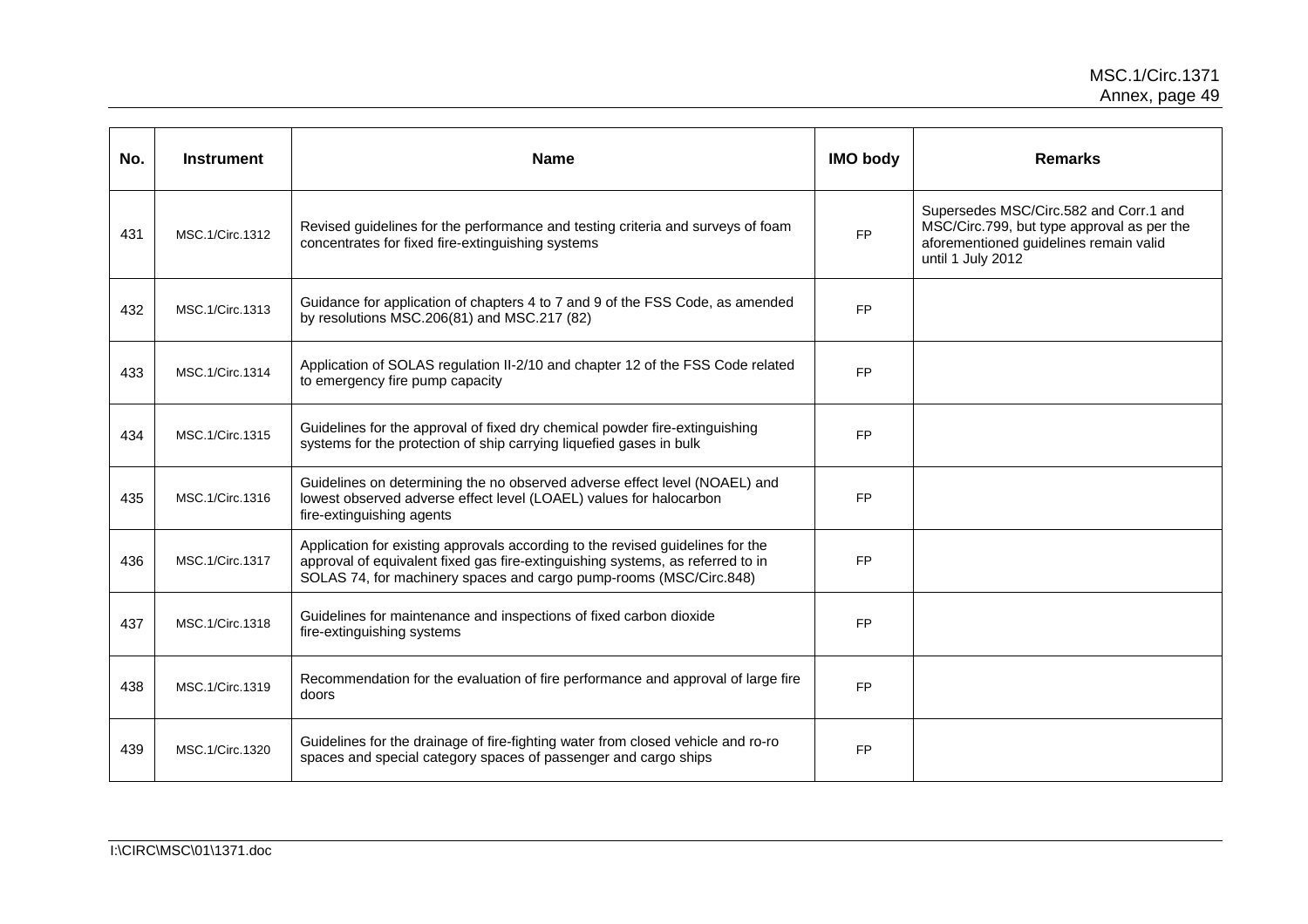| No. | Instrument | Name | IMO body | Remarks |
|---|---|---|---|---|
| 431 | MSC.1/Circ.1312 | Revised guidelines for the performance and testing criteria and surveys of foam concentrates for fixed fire-extinguishing systems | FP | Supersedes MSC/Circ.582 and Corr.1 and MSC/Circ.799, but type approval as per the aforementioned guidelines remain valid until 1 July 2012 |
| 432 | MSC.1/Circ.1313 | Guidance for application of chapters 4 to 7 and 9 of the FSS Code, as amended by resolutions MSC.206(81) and MSC.217 (82) | FP | |
| 433 | MSC.1/Circ.1314 | Application of SOLAS regulation II-2/10 and chapter 12 of the FSS Code related to emergency fire pump capacity | FP | |
| 434 | MSC.1/Circ.1315 | Guidelines for the approval of fixed dry chemical powder fire-extinguishing systems for the protection of ship carrying liquefied gases in bulk | FP | |
| 435 | MSC.1/Circ.1316 | Guidelines on determining the no observed adverse effect level (NOAEL) and lowest observed adverse effect level (LOAEL) values for halocarbon fire-extinguishing agents | FP | |
| 436 | MSC.1/Circ.1317 | Application for existing approvals according to the revised guidelines for the approval of equivalent fixed gas fire-extinguishing systems, as referred to in SOLAS 74, for machinery spaces and cargo pump-rooms (MSC/Circ.848) | FP | |
| 437 | MSC.1/Circ.1318 | Guidelines for maintenance and inspections of fixed carbon dioxide fire-extinguishing systems | FP | |
| 438 | MSC.1/Circ.1319 | Recommendation for the evaluation of fire performance and approval of large fire doors | FP | |
| 439 | MSC.1/Circ.1320 | Guidelines for the drainage of fire-fighting water from closed vehicle and ro-ro spaces and special category spaces of passenger and cargo ships | FP | |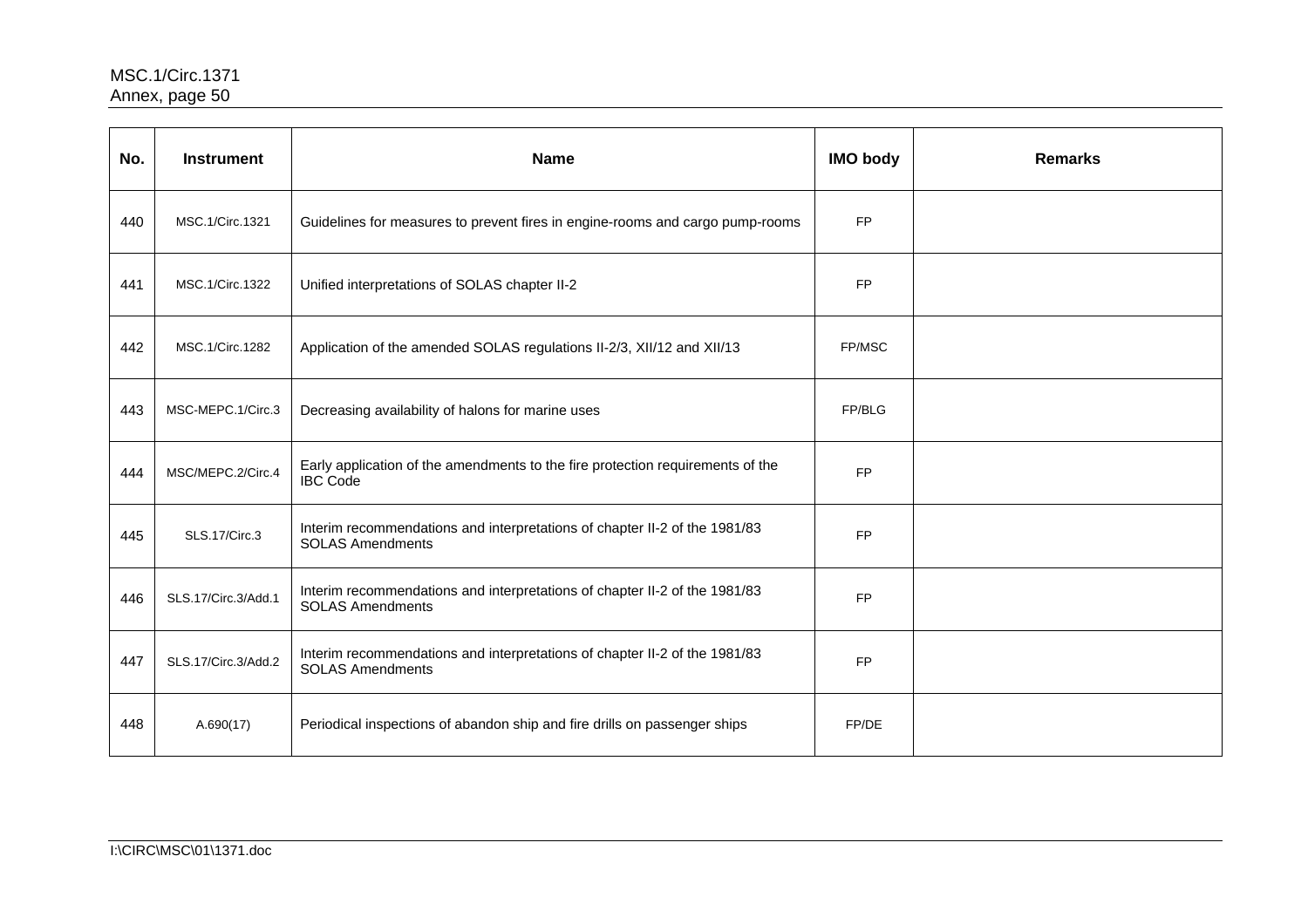| No. | Instrument | Name | IMO body | Remarks |
|---|---|---|---|---|
| 440 | MSC.1/Circ.1321 | Guidelines for measures to prevent fires in engine-rooms and cargo pump-rooms | FP | |
| 441 | MSC.1/Circ.1322 | Unified interpretations of SOLAS chapter II-2 | FP | |
| 442 | MSC.1/Circ.1282 | Application of the amended SOLAS regulations II-2/3, XII/12 and XII/13 | FP/MSC | |
| 443 | MSC-MEPC.1/Circ.3 | Decreasing availability of halons for marine uses | FP/BLG | |
| 444 | MSC/MEPC.2/Circ.4 | Early application of the amendments to the fire protection requirements of the IBC Code | FP | |
| 445 | SLS.17/Circ.3 | Interim recommendations and interpretations of chapter II-2 of the 1981/83 SOLAS Amendments | FP | |
| 446 | SLS.17/Circ.3/Add.1 | Interim recommendations and interpretations of chapter II-2 of the 1981/83 SOLAS Amendments | FP | |
| 447 | SLS.17/Circ.3/Add.2 | Interim recommendations and interpretations of chapter II-2 of the 1981/83 SOLAS Amendments | FP | |
| 448 | A.690(17) | Periodical inspections of abandon ship and fire drills on passenger ships | FP/DE | |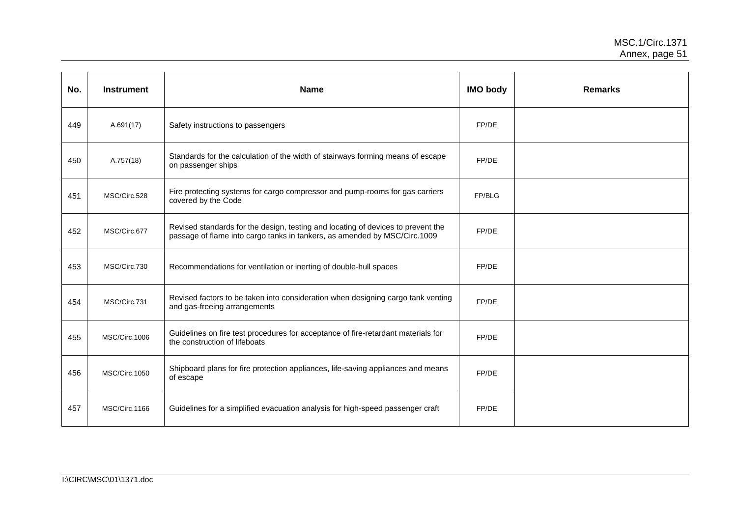| No. | Instrument | Name | IMO body | Remarks |
|---|---|---|---|---|
| 449 | A.691(17) | Safety instructions to passengers | FP/DE | |
| 450 | A.757(18) | Standards for the calculation of the width of stairways forming means of escape on passenger ships | FP/DE | |
| 451 | MSC/Circ.528 | Fire protecting systems for cargo compressor and pump-rooms for gas carriers covered by the Code | FP/BLG | |
| 452 | MSC/Circ.677 | Revised standards for the design, testing and locating of devices to prevent the passage of flame into cargo tanks in tankers, as amended by MSC/Circ.1009 | FP/DE | |
| 453 | MSC/Circ.730 | Recommendations for ventilation or inerting of double-hull spaces | FP/DE | |
| 454 | MSC/Circ.731 | Revised factors to be taken into consideration when designing cargo tank venting and gas-freeing arrangements | FP/DE | |
| 455 | MSC/Circ.1006 | Guidelines on fire test procedures for acceptance of fire-retardant materials for the construction of lifeboats | FP/DE | |
| 456 | MSC/Circ.1050 | Shipboard plans for fire protection appliances, life-saving appliances and means of escape | FP/DE | |
| 457 | MSC/Circ.1166 | Guidelines for a simplified evacuation analysis for high-speed passenger craft | FP/DE | |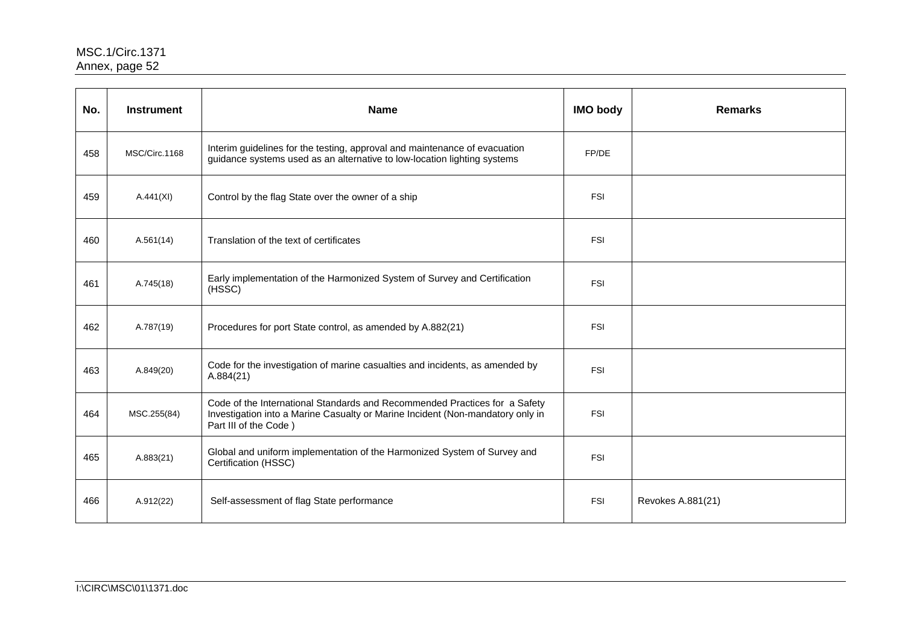| No. | Instrument | Name | IMO body | Remarks |
|---|---|---|---|---|
| 458 | MSC/Circ.1168 | Interim guidelines for the testing, approval and maintenance of evacuation guidance systems used as an alternative to low-location lighting systems | FP/DE | |
| 459 | A.441(XI) | Control by the flag State over the owner of a ship | FSI | |
| 460 | A.561(14) | Translation of the text of certificates | FSI | |
| 461 | A.745(18) | Early implementation of the Harmonized System of Survey and Certification (HSSC) | FSI | |
| 462 | A.787(19) | Procedures for port State control, as amended by A.882(21) | FSI | |
| 463 | A.849(20) | Code for the investigation of marine casualties and incidents, as amended by A.884(21) | FSI | |
| 464 | MSC.255(84) | Code of the International Standards and Recommended Practices for a Safety Investigation into a Marine Casualty or Marine Incident (Non-mandatory only in Part III of the Code ) | FSI | |
| 465 | A.883(21) | Global and uniform implementation of the Harmonized System of Survey and Certification (HSSC) | FSI | |
| 466 | A.912(22) | Self-assessment of flag State performance | FSI | Revokes A.881(21) |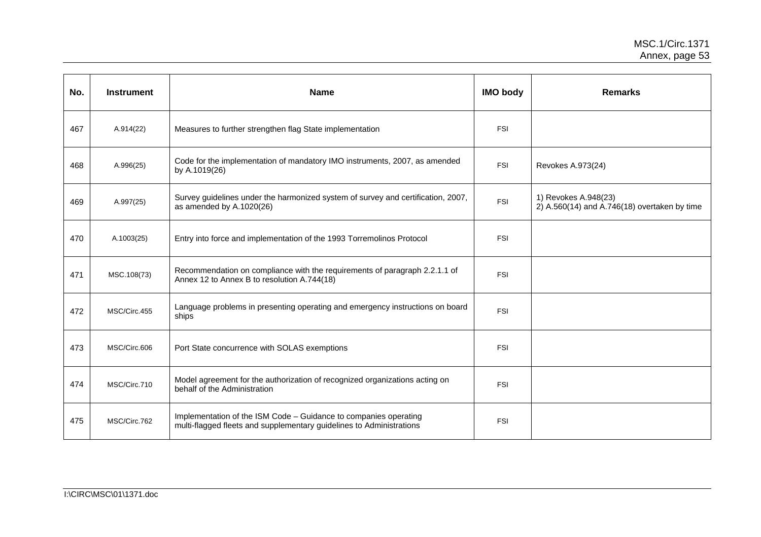| No. | Instrument | Name | IMO body | Remarks |
|---|---|---|---|---|
| 467 | A.914(22) | Measures to further strengthen flag State implementation | FSI | |
| 468 | A.996(25) | Code for the implementation of mandatory IMO instruments, 2007, as amended by A.1019(26) | FSI | Revokes A.973(24) |
| 469 | A.997(25) | Survey guidelines under the harmonized system of survey and certification, 2007, as amended by A.1020(26) | FSI | 1) Revokes A.948(23) 2) A.560(14) and A.746(18) overtaken by time |
| 470 | A.1003(25) | Entry into force and implementation of the 1993 Torremolinos Protocol | FSI | |
| 471 | MSC.108(73) | Recommendation on compliance with the requirements of paragraph 2.2.1.1 of Annex 12 to Annex B to resolution A.744(18) | FSI | |
| 472 | MSC/Circ.455 | Language problems in presenting operating and emergency instructions on board ships | FSI | |
| 473 | MSC/Circ.606 | Port State concurrence with SOLAS exemptions | FSI | |
| 474 | MSC/Circ.710 | Model agreement for the authorization of recognized organizations acting on behalf of the Administration | FSI | |
| 475 | MSC/Circ.762 | Implementation of the ISM Code – Guidance to companies operating multi-flagged fleets and supplementary guidelines to Administrations | FSI | |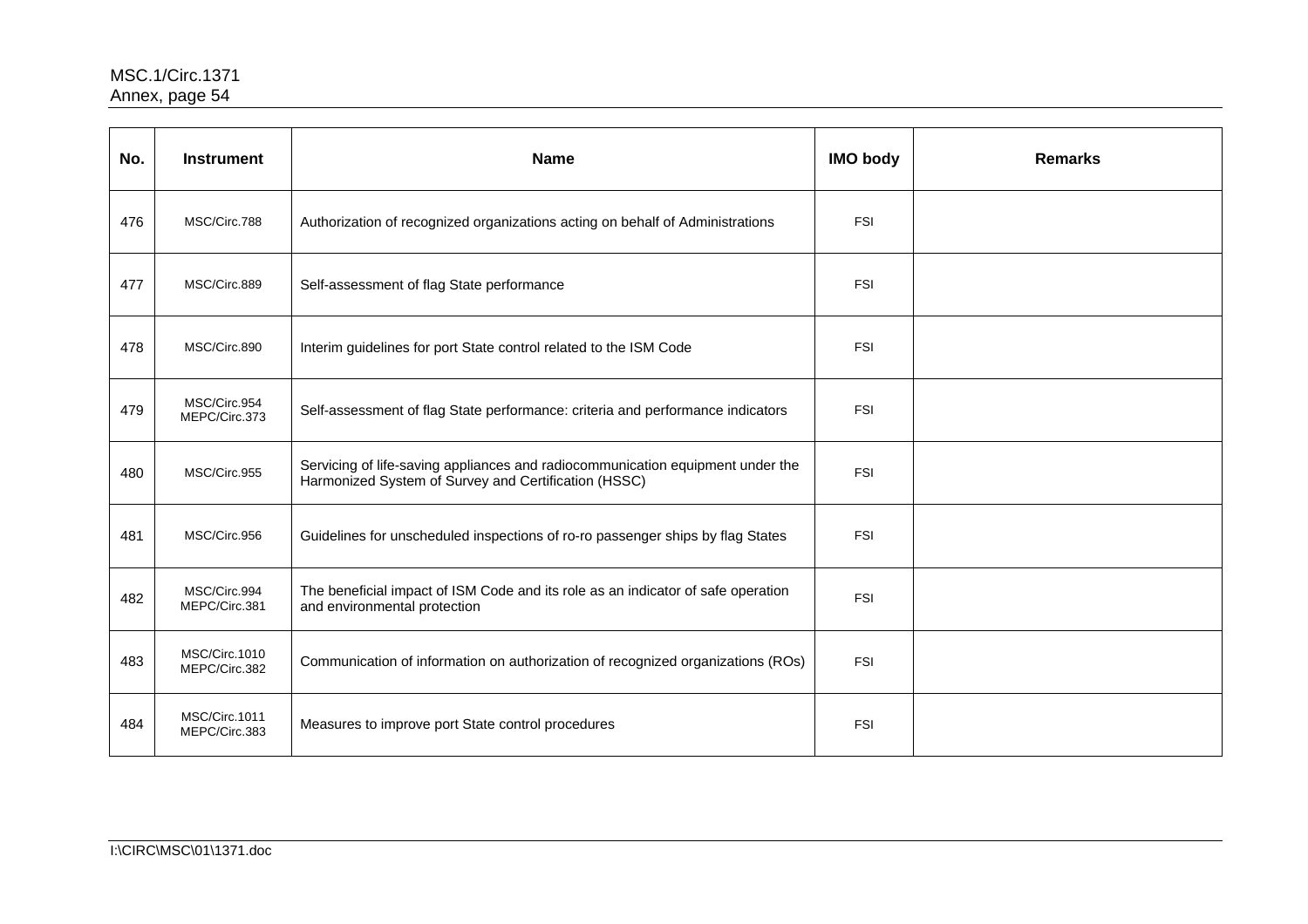| No. | Instrument | Name | IMO body | Remarks |
|---|---|---|---|---|
| 476 | MSC/Circ.788 | Authorization of recognized organizations acting on behalf of Administrations | FSI | |
| 477 | MSC/Circ.889 | Self-assessment of flag State performance | FSI | |
| 478 | MSC/Circ.890 | Interim guidelines for port State control related to the ISM Code | FSI | |
| 479 | MSC/Circ.954<br>MEPC/Circ.373 | Self-assessment of flag State performance: criteria and performance indicators | FSI | |
| 480 | MSC/Circ.955 | Servicing of life-saving appliances and radiocommunication equipment under the Harmonized System of Survey and Certification (HSSC) | FSI | |
| 481 | MSC/Circ.956 | Guidelines for unscheduled inspections of ro-ro passenger ships by flag States | FSI | |
| 482 | MSC/Circ.994<br>MEPC/Circ.381 | The beneficial impact of ISM Code and its role as an indicator of safe operation and environmental protection | FSI | |
| 483 | MSC/Circ.1010<br>MEPC/Circ.382 | Communication of information on authorization of recognized organizations (ROs) | FSI | |
| 484 | MSC/Circ.1011<br>MEPC/Circ.383 | Measures to improve port State control procedures | FSI | |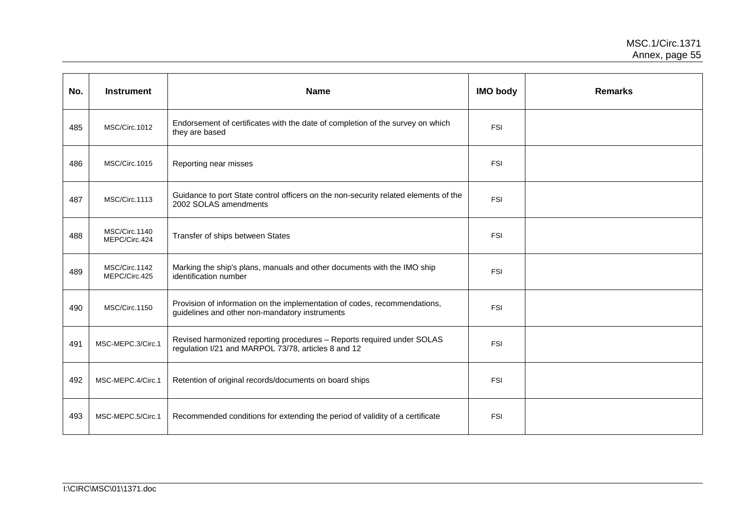| No. | Instrument | Name | IMO body | Remarks |
|---|---|---|---|---|
| 485 | MSC/Circ.1012 | Endorsement of certificates with the date of completion of the survey on which they are based | FSI | |
| 486 | MSC/Circ.1015 | Reporting near misses | FSI | |
| 487 | MSC/Circ.1113 | Guidance to port State control officers on the non-security related elements of the 2002 SOLAS amendments | FSI | |
| 488 | MSC/Circ.1140 MEPC/Circ.424 | Transfer of ships between States | FSI | |
| 489 | MSC/Circ.1142 MEPC/Circ.425 | Marking the ship's plans, manuals and other documents with the IMO ship identification number | FSI | |
| 490 | MSC/Circ.1150 | Provision of information on the implementation of codes, recommendations, guidelines and other non-mandatory instruments | FSI | |
| 491 | MSC-MEPC.3/Circ.1 | Revised harmonized reporting procedures – Reports required under SOLAS regulation I/21 and MARPOL 73/78, articles 8 and 12 | FSI | |
| 492 | MSC-MEPC.4/Circ.1 | Retention of original records/documents on board ships | FSI | |
| 493 | MSC-MEPC.5/Circ.1 | Recommended conditions for extending the period of validity of a certificate | FSI | |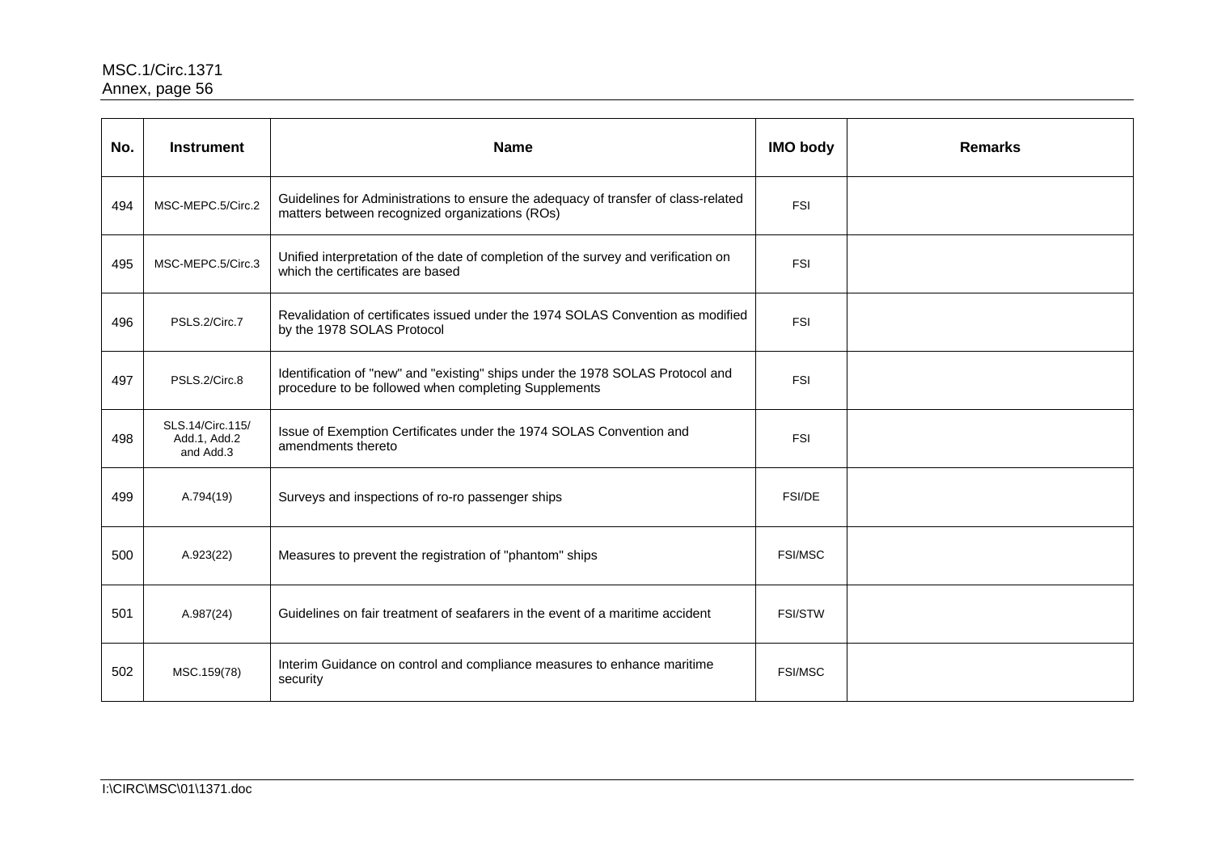| No. | Instrument | Name | IMO body | Remarks |
|---|---|---|---|---|
| 494 | MSC-MEPC.5/Circ.2 | Guidelines for Administrations to ensure the adequacy of transfer of class-related matters between recognized organizations (ROs) | FSI | |
| 495 | MSC-MEPC.5/Circ.3 | Unified interpretation of the date of completion of the survey and verification on which the certificates are based | FSI | |
| 496 | PSLS.2/Circ.7 | Revalidation of certificates issued under the 1974 SOLAS Convention as modified by the 1978 SOLAS Protocol | FSI | |
| 497 | PSLS.2/Circ.8 | Identification of "new" and "existing" ships under the 1978 SOLAS Protocol and procedure to be followed when completing Supplements | FSI | |
| 498 | SLS.14/Circ.115/ Add.1, Add.2 and Add.3 | Issue of Exemption Certificates under the 1974 SOLAS Convention and amendments thereto | FSI | |
| 499 | A.794(19) | Surveys and inspections of ro-ro passenger ships | FSI/DE | |
| 500 | A.923(22) | Measures to prevent the registration of "phantom" ships | FSI/MSC | |
| 501 | A.987(24) | Guidelines on fair treatment of seafarers in the event of a maritime accident | FSI/STW | |
| 502 | MSC.159(78) | Interim Guidance on control and compliance measures to enhance maritime security | FSI/MSC | |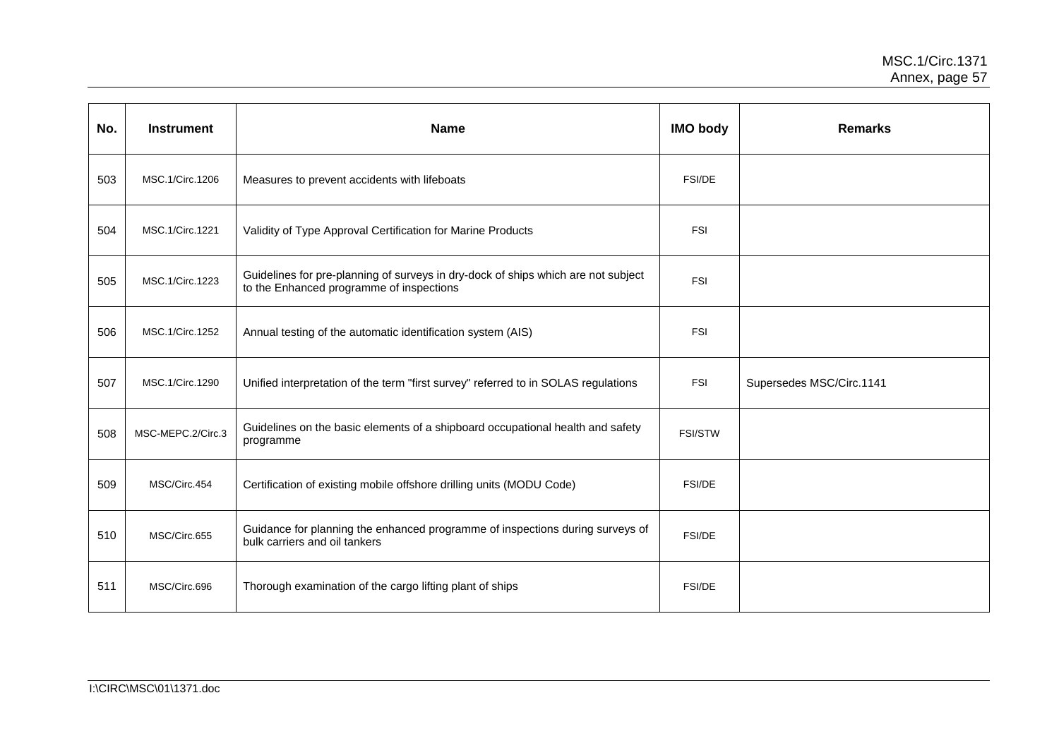| No. | Instrument | Name | IMO body | Remarks |
|---|---|---|---|---|
| 503 | MSC.1/Circ.1206 | Measures to prevent accidents with lifeboats | FSI/DE | |
| 504 | MSC.1/Circ.1221 | Validity of Type Approval Certification for Marine Products | FSI | |
| 505 | MSC.1/Circ.1223 | Guidelines for pre-planning of surveys in dry-dock of ships which are not subject to the Enhanced programme of inspections | FSI | |
| 506 | MSC.1/Circ.1252 | Annual testing of the automatic identification system (AIS) | FSI | |
| 507 | MSC.1/Circ.1290 | Unified interpretation of the term "first survey" referred to in SOLAS regulations | FSI | Supersedes MSC/Circ.1141 |
| 508 | MSC-MEPC.2/Circ.3 | Guidelines on the basic elements of a shipboard occupational health and safety programme | FSI/STW | |
| 509 | MSC/Circ.454 | Certification of existing mobile offshore drilling units (MODU Code) | FSI/DE | |
| 510 | MSC/Circ.655 | Guidance for planning the enhanced programme of inspections during surveys of bulk carriers and oil tankers | FSI/DE | |
| 511 | MSC/Circ.696 | Thorough examination of the cargo lifting plant of ships | FSI/DE | |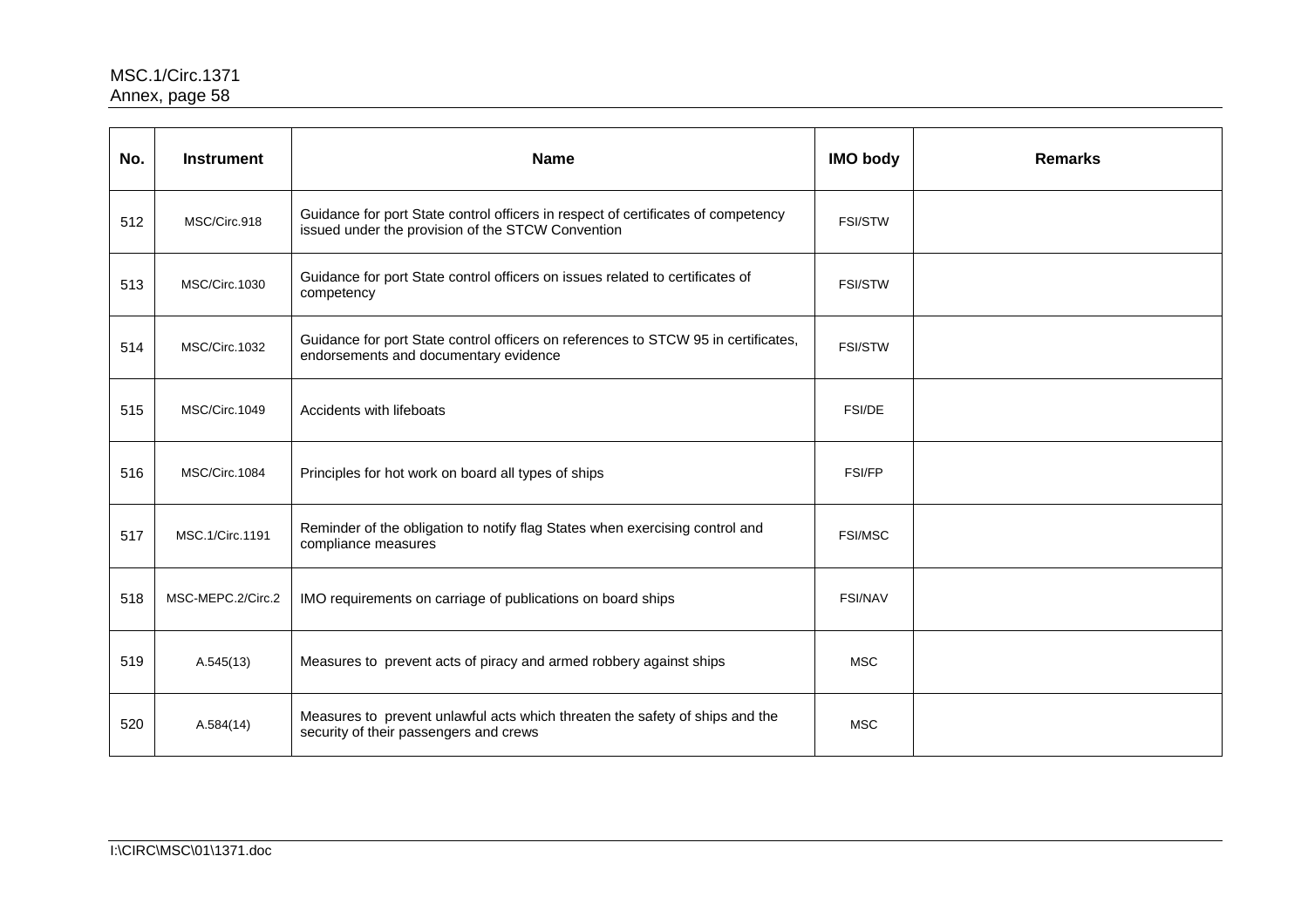| No. | Instrument | Name | IMO body | Remarks |
| --- | --- | --- | --- | --- |
| 512 | MSC/Circ.918 | Guidance for port State control officers in respect of certificates of competency issued under the provision of the STCW Convention | FSI/STW | |
| 513 | MSC/Circ.1030 | Guidance for port State control officers on issues related to certificates of competency | FSI/STW | |
| 514 | MSC/Circ.1032 | Guidance for port State control officers on references to STCW 95 in certificates, endorsements and documentary evidence | FSI/STW | |
| 515 | MSC/Circ.1049 | Accidents with lifeboats | FSI/DE | |
| 516 | MSC/Circ.1084 | Principles for hot work on board all types of ships | FSI/FP | |
| 517 | MSC.1/Circ.1191 | Reminder of the obligation to notify flag States when exercising control and compliance measures | FSI/MSC | |
| 518 | MSC-MEPC.2/Circ.2 | IMO requirements on carriage of publications on board ships | FSI/NAV | |
| 519 | A.545(13) | Measures to prevent acts of piracy and armed robbery against ships | MSC | |
| 520 | A.584(14) | Measures to prevent unlawful acts which threaten the safety of ships and the security of their passengers and crews | MSC | |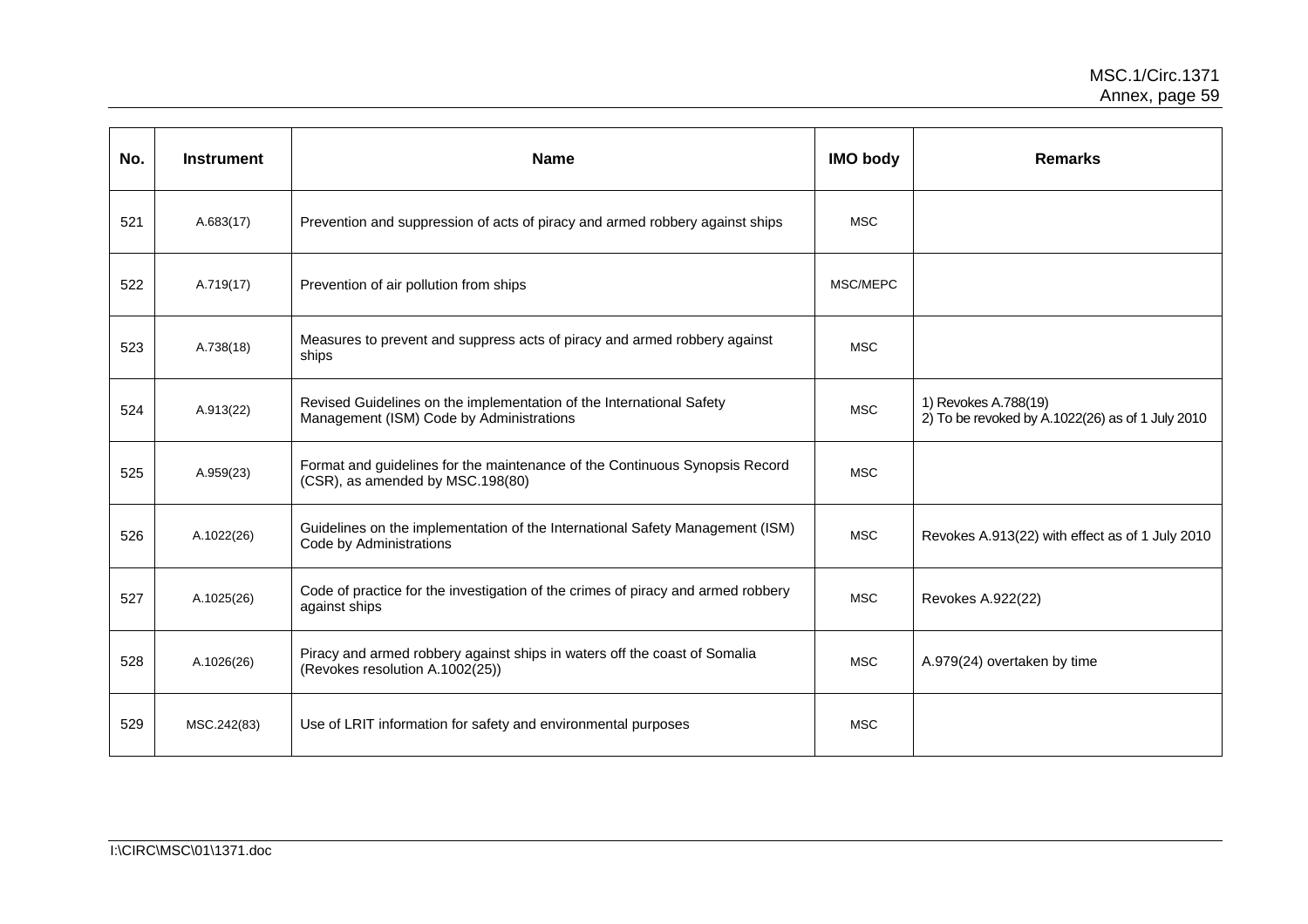| No. | Instrument | Name | IMO body | Remarks |
|---|---|---|---|---|
| 521 | A.683(17) | Prevention and suppression of acts of piracy and armed robbery against ships | MSC | |
| 522 | A.719(17) | Prevention of air pollution from ships | MSC/MEPC | |
| 523 | A.738(18) | Measures to prevent and suppress acts of piracy and armed robbery against ships | MSC | |
| 524 | A.913(22) | Revised Guidelines on the implementation of the International Safety Management (ISM) Code by Administrations | MSC | 1) Revokes A.788(19)<br>2) To be revoked by A.1022(26) as of 1 July 2010 |
| 525 | A.959(23) | Format and guidelines for the maintenance of the Continuous Synopsis Record (CSR), as amended by MSC.198(80) | MSC | |
| 526 | A.1022(26) | Guidelines on the implementation of the International Safety Management (ISM) Code by Administrations | MSC | Revokes A.913(22) with effect as of 1 July 2010 |
| 527 | A.1025(26) | Code of practice for the investigation of the crimes of piracy and armed robbery against ships | MSC | Revokes A.922(22) |
| 528 | A.1026(26) | Piracy and armed robbery against ships in waters off the coast of Somalia (Revokes resolution A.1002(25)) | MSC | A.979(24) overtaken by time |
| 529 | MSC.242(83) | Use of LRIT information for safety and environmental purposes | MSC | |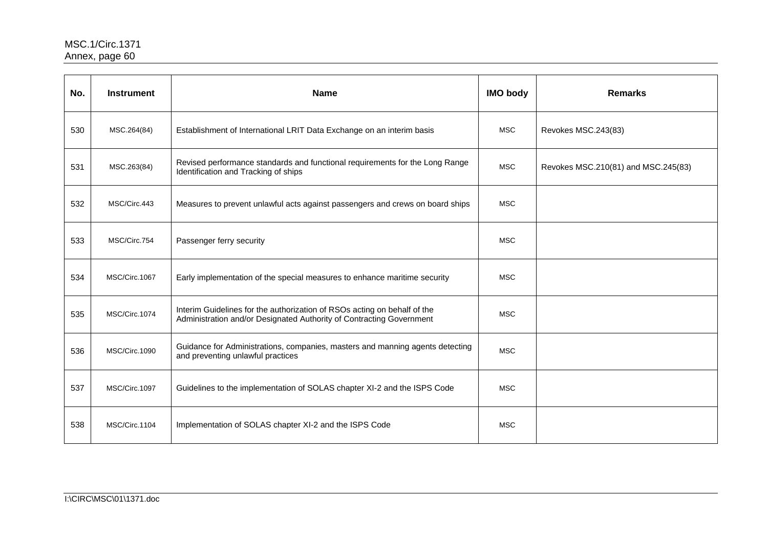| No. | Instrument | Name | IMO body | Remarks |
|---|---|---|---|---|
| 530 | MSC.264(84) | Establishment of International LRIT Data Exchange on an interim basis | MSC | Revokes MSC.243(83) |
| 531 | MSC.263(84) | Revised performance standards and functional requirements for the Long Range Identification and Tracking of ships | MSC | Revokes MSC.210(81) and MSC.245(83) |
| 532 | MSC/Circ.443 | Measures to prevent unlawful acts against passengers and crews on board ships | MSC | |
| 533 | MSC/Circ.754 | Passenger ferry security | MSC | |
| 534 | MSC/Circ.1067 | Early implementation of the special measures to enhance maritime security | MSC | |
| 535 | MSC/Circ.1074 | Interim Guidelines for the authorization of RSOs acting on behalf of the Administration and/or Designated Authority of Contracting Government | MSC | |
| 536 | MSC/Circ.1090 | Guidance for Administrations, companies, masters and manning agents detecting and preventing unlawful practices | MSC | |
| 537 | MSC/Circ.1097 | Guidelines to the implementation of SOLAS chapter XI-2 and the ISPS Code | MSC | |
| 538 | MSC/Circ.1104 | Implementation of SOLAS chapter XI-2 and the ISPS Code | MSC | |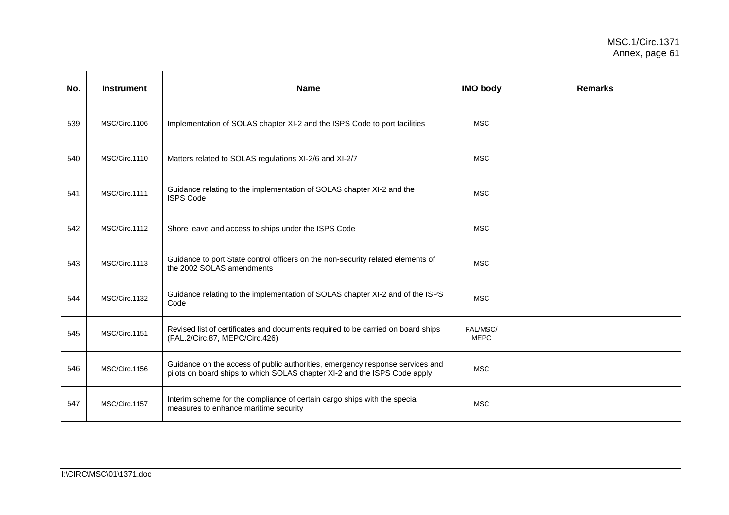| No. | Instrument | Name | IMO body | Remarks |
|---|---|---|---|---|
| 539 | MSC/Circ.1106 | Implementation of SOLAS chapter XI-2 and the ISPS Code to port facilities | MSC | |
| 540 | MSC/Circ.1110 | Matters related to SOLAS regulations XI-2/6 and XI-2/7 | MSC | |
| 541 | MSC/Circ.1111 | Guidance relating to the implementation of SOLAS chapter XI-2 and the ISPS Code | MSC | |
| 542 | MSC/Circ.1112 | Shore leave and access to ships under the ISPS Code | MSC | |
| 543 | MSC/Circ.1113 | Guidance to port State control officers on the non-security related elements of the 2002 SOLAS amendments | MSC | |
| 544 | MSC/Circ.1132 | Guidance relating to the implementation of SOLAS chapter XI-2 and of the ISPS Code | MSC | |
| 545 | MSC/Circ.1151 | Revised list of certificates and documents required to be carried on board ships (FAL.2/Circ.87, MEPC/Circ.426) | FAL/MSC/ MEPC | |
| 546 | MSC/Circ.1156 | Guidance on the access of public authorities, emergency response services and pilots on board ships to which SOLAS chapter XI-2 and the ISPS Code apply | MSC | |
| 547 | MSC/Circ.1157 | Interim scheme for the compliance of certain cargo ships with the special measures to enhance maritime security | MSC | |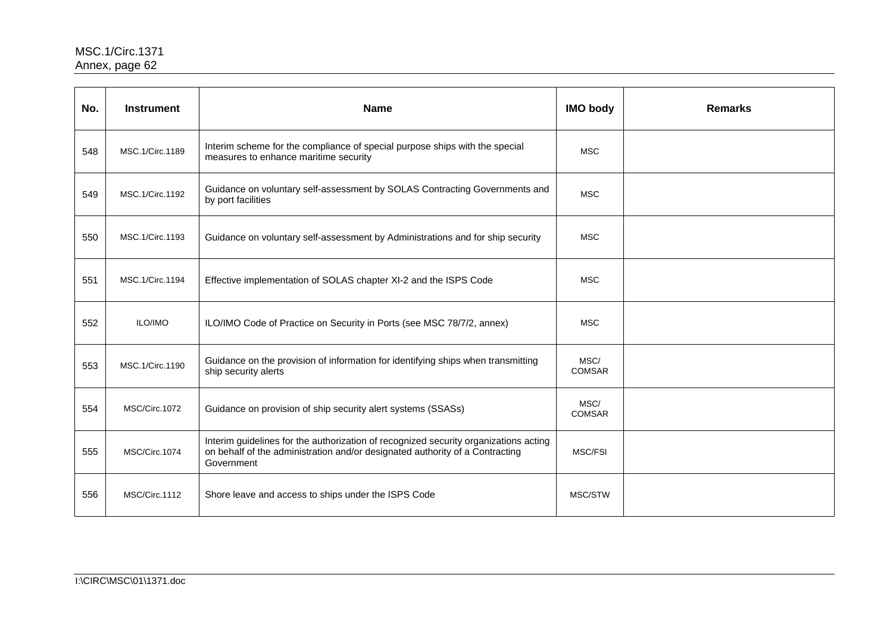| No. | Instrument | Name | IMO body | Remarks |
|---|---|---|---|---|
| 548 | MSC.1/Circ.1189 | Interim scheme for the compliance of special purpose ships with the special measures to enhance maritime security | MSC | |
| 549 | MSC.1/Circ.1192 | Guidance on voluntary self-assessment by SOLAS Contracting Governments and by port facilities | MSC | |
| 550 | MSC.1/Circ.1193 | Guidance on voluntary self-assessment by Administrations and for ship security | MSC | |
| 551 | MSC.1/Circ.1194 | Effective implementation of SOLAS chapter XI-2 and the ISPS Code | MSC | |
| 552 | ILO/IMO | ILO/IMO Code of Practice on Security in Ports (see MSC 78/7/2, annex) | MSC | |
| 553 | MSC.1/Circ.1190 | Guidance on the provision of information for identifying ships when transmitting ship security alerts | MSC/ COMSAR | |
| 554 | MSC/Circ.1072 | Guidance on provision of ship security alert systems (SSASs) | MSC/ COMSAR | |
| 555 | MSC/Circ.1074 | Interim guidelines for the authorization of recognized security organizations acting on behalf of the administration and/or designated authority of a Contracting Government | MSC/FSI | |
| 556 | MSC/Circ.1112 | Shore leave and access to ships under the ISPS Code | MSC/STW | |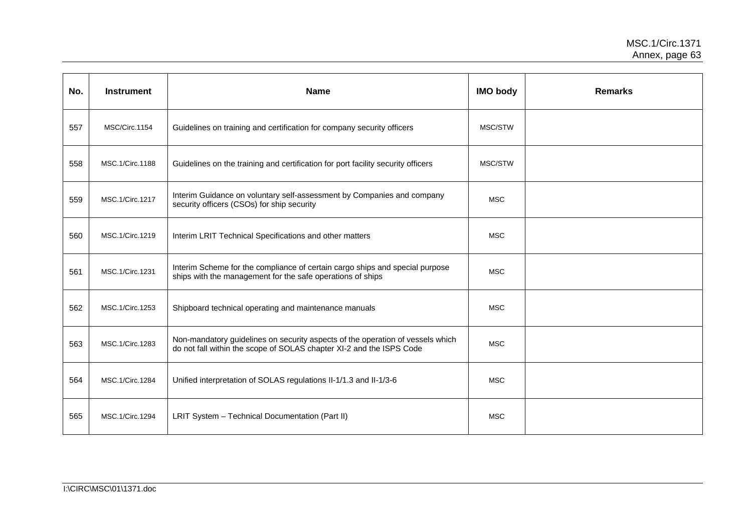| No. | Instrument | Name | IMO body | Remarks |
| --- | --- | --- | --- | --- |
| 557 | MSC/Circ.1154 | Guidelines on training and certification for company security officers | MSC/STW | |
| 558 | MSC.1/Circ.1188 | Guidelines on the training and certification for port facility security officers | MSC/STW | |
| 559 | MSC.1/Circ.1217 | Interim Guidance on voluntary self-assessment by Companies and company security officers (CSOs) for ship security | MSC | |
| 560 | MSC.1/Circ.1219 | Interim LRIT Technical Specifications and other matters | MSC | |
| 561 | MSC.1/Circ.1231 | Interim Scheme for the compliance of certain cargo ships and special purpose ships with the management for the safe operations of ships | MSC | |
| 562 | MSC.1/Circ.1253 | Shipboard technical operating and maintenance manuals | MSC | |
| 563 | MSC.1/Circ.1283 | Non-mandatory guidelines on security aspects of the operation of vessels which do not fall within the scope of SOLAS chapter XI-2 and the ISPS Code | MSC | |
| 564 | MSC.1/Circ.1284 | Unified interpretation of SOLAS regulations II-1/1.3 and II-1/3-6 | MSC | |
| 565 | MSC.1/Circ.1294 | LRIT System – Technical Documentation (Part II) | MSC | |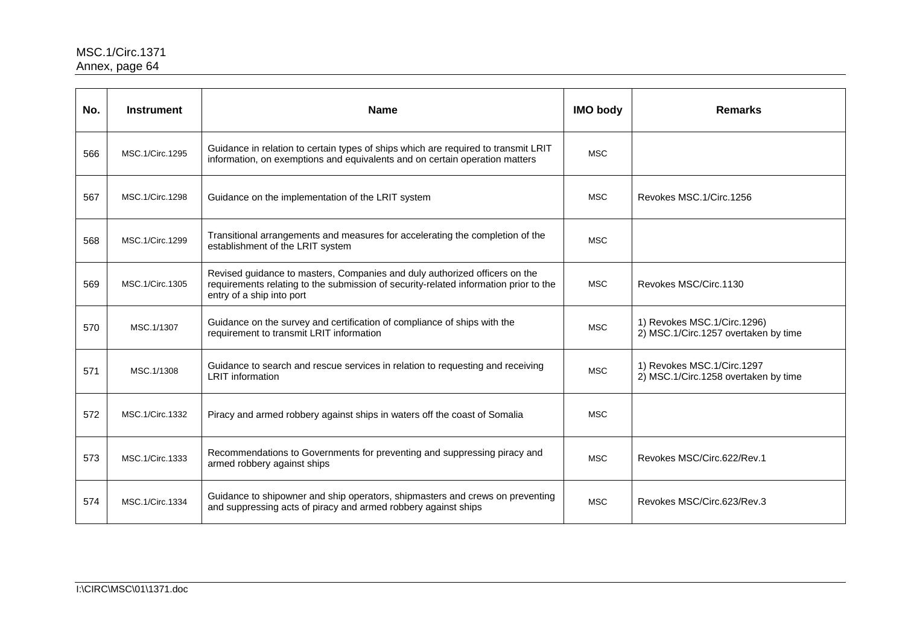| No. | Instrument | Name | IMO body | Remarks |
|---|---|---|---|---|
| 566 | MSC.1/Circ.1295 | Guidance in relation to certain types of ships which are required to transmit LRIT information, on exemptions and equivalents and on certain operation matters | MSC | |
| 567 | MSC.1/Circ.1298 | Guidance on the implementation of the LRIT system | MSC | Revokes MSC.1/Circ.1256 |
| 568 | MSC.1/Circ.1299 | Transitional arrangements and measures for accelerating the completion of the establishment of the LRIT system | MSC | |
| 569 | MSC.1/Circ.1305 | Revised guidance to masters, Companies and duly authorized officers on the requirements relating to the submission of security-related information prior to the entry of a ship into port | MSC | Revokes MSC/Circ.1130 |
| 570 | MSC.1/1307 | Guidance on the survey and certification of compliance of ships with the requirement to transmit LRIT information | MSC | 1) Revokes MSC.1/Circ.1296)<br>2) MSC.1/Circ.1257 overtaken by time |
| 571 | MSC.1/1308 | Guidance to search and rescue services in relation to requesting and receiving LRIT information | MSC | 1) Revokes MSC.1/Circ.1297<br>2) MSC.1/Circ.1258 overtaken by time |
| 572 | MSC.1/Circ.1332 | Piracy and armed robbery against ships in waters off the coast of Somalia | MSC | |
| 573 | MSC.1/Circ.1333 | Recommendations to Governments for preventing and suppressing piracy and armed robbery against ships | MSC | Revokes MSC/Circ.622/Rev.1 |
| 574 | MSC.1/Circ.1334 | Guidance to shipowner and ship operators, shipmasters and crews on preventing and suppressing acts of piracy and armed robbery against ships | MSC | Revokes MSC/Circ.623/Rev.3 |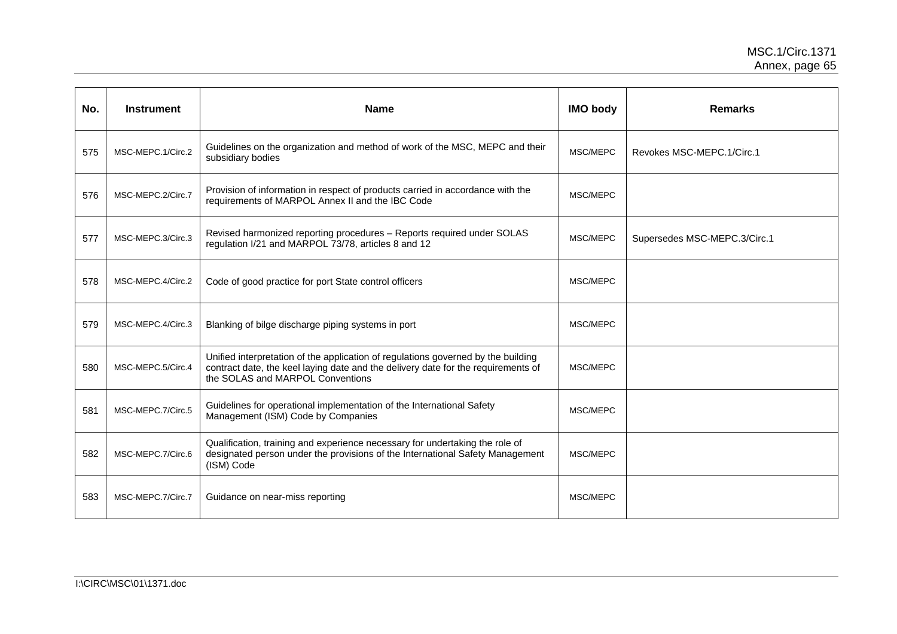| No. | Instrument | Name | IMO body | Remarks |
|---|---|---|---|---|
| 575 | MSC-MEPC.1/Circ.2 | Guidelines on the organization and method of work of the MSC, MEPC and their subsidiary bodies | MSC/MEPC | Revokes MSC-MEPC.1/Circ.1 |
| 576 | MSC-MEPC.2/Circ.7 | Provision of information in respect of products carried in accordance with the requirements of MARPOL Annex II and the IBC Code | MSC/MEPC | |
| 577 | MSC-MEPC.3/Circ.3 | Revised harmonized reporting procedures – Reports required under SOLAS regulation I/21 and MARPOL 73/78, articles 8 and 12 | MSC/MEPC | Supersedes MSC-MEPC.3/Circ.1 |
| 578 | MSC-MEPC.4/Circ.2 | Code of good practice for port State control officers | MSC/MEPC | |
| 579 | MSC-MEPC.4/Circ.3 | Blanking of bilge discharge piping systems in port | MSC/MEPC | |
| 580 | MSC-MEPC.5/Circ.4 | Unified interpretation of the application of regulations governed by the building contract date, the keel laying date and the delivery date for the requirements of the SOLAS and MARPOL Conventions | MSC/MEPC | |
| 581 | MSC-MEPC.7/Circ.5 | Guidelines for operational implementation of the International Safety Management (ISM) Code by Companies | MSC/MEPC | |
| 582 | MSC-MEPC.7/Circ.6 | Qualification, training and experience necessary for undertaking the role of designated person under the provisions of the International Safety Management (ISM) Code | MSC/MEPC | |
| 583 | MSC-MEPC.7/Circ.7 | Guidance on near-miss reporting | MSC/MEPC | |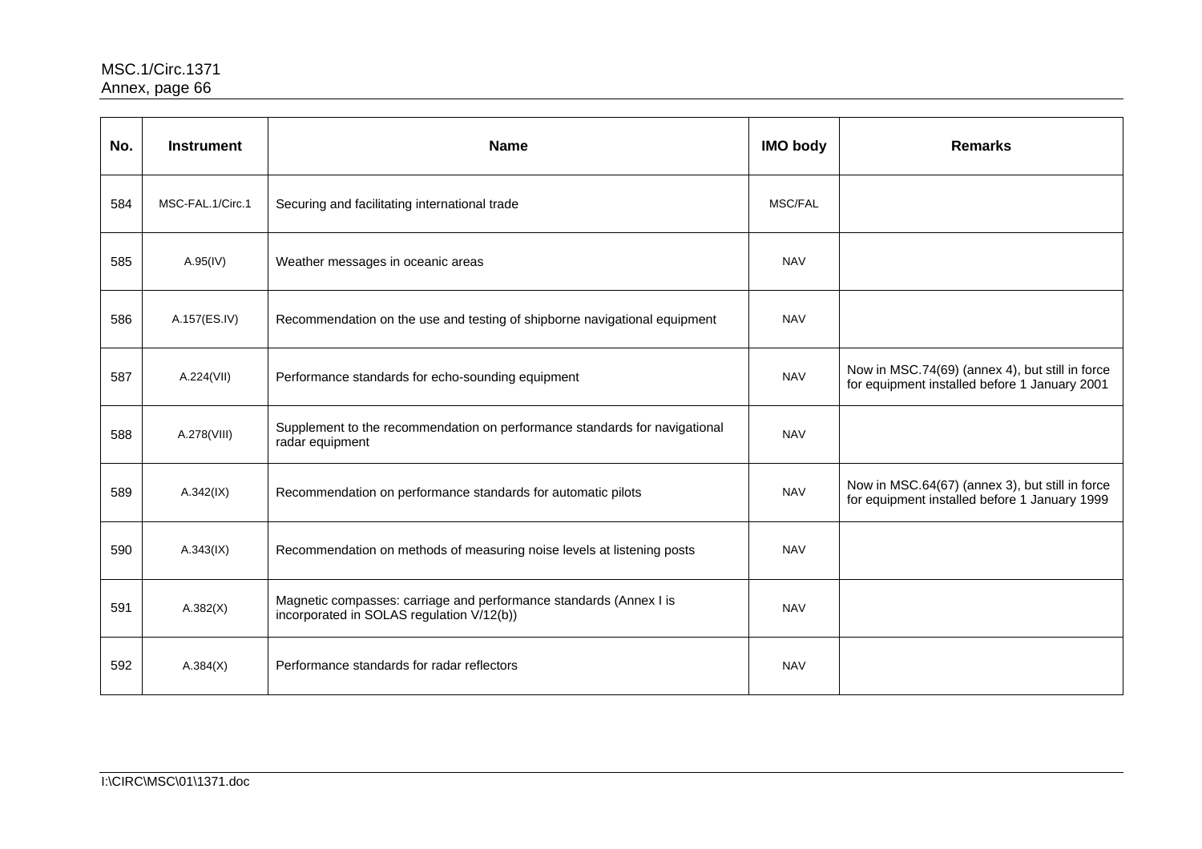| No. | Instrument | Name | IMO body | Remarks |
|---|---|---|---|---|
| 584 | MSC-FAL.1/Circ.1 | Securing and facilitating international trade | MSC/FAL | |
| 585 | A.95(IV) | Weather messages in oceanic areas | NAV | |
| 586 | A.157(ES.IV) | Recommendation on the use and testing of shipborne navigational equipment | NAV | |
| 587 | A.224(VII) | Performance standards for echo-sounding equipment | NAV | Now in MSC.74(69) (annex 4), but still in force for equipment installed before 1 January 2001 |
| 588 | A.278(VIII) | Supplement to the recommendation on performance standards for navigational radar equipment | NAV | |
| 589 | A.342(IX) | Recommendation on performance standards for automatic pilots | NAV | Now in MSC.64(67) (annex 3), but still in force for equipment installed before 1 January 1999 |
| 590 | A.343(IX) | Recommendation on methods of measuring noise levels at listening posts | NAV | |
| 591 | A.382(X) | Magnetic compasses: carriage and performance standards (Annex I is incorporated in SOLAS regulation V/12(b)) | NAV | |
| 592 | A.384(X) | Performance standards for radar reflectors | NAV | |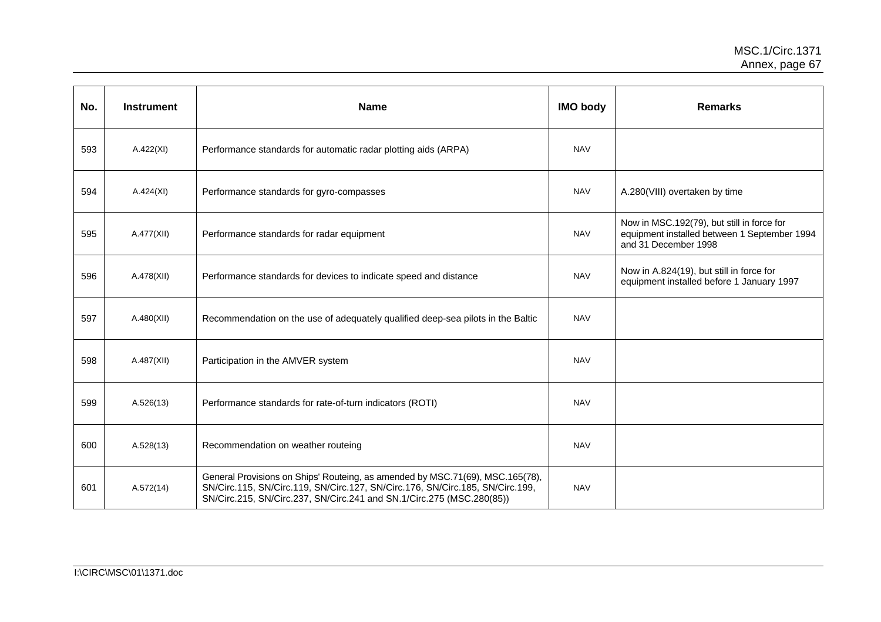| No. | Instrument | Name | IMO body | Remarks |
|---|---|---|---|---|
| 593 | A.422(XI) | Performance standards for automatic radar plotting aids (ARPA) | NAV | |
| 594 | A.424(XI) | Performance standards for gyro-compasses | NAV | A.280(VIII) overtaken by time |
| 595 | A.477(XII) | Performance standards for radar equipment | NAV | Now in MSC.192(79), but still in force for equipment installed between 1 September 1994 and 31 December 1998 |
| 596 | A.478(XII) | Performance standards for devices to indicate speed and distance | NAV | Now in A.824(19), but still in force for equipment installed before 1 January 1997 |
| 597 | A.480(XII) | Recommendation on the use of adequately qualified deep-sea pilots in the Baltic | NAV | |
| 598 | A.487(XII) | Participation in the AMVER system | NAV | |
| 599 | A.526(13) | Performance standards for rate-of-turn indicators (ROTI) | NAV | |
| 600 | A.528(13) | Recommendation on weather routeing | NAV | |
| 601 | A.572(14) | General Provisions on Ships' Routeing, as amended by MSC.71(69), MSC.165(78), SN/Circ.115, SN/Circ.119, SN/Circ.127, SN/Circ.176, SN/Circ.185, SN/Circ.199, SN/Circ.215, SN/Circ.237, SN/Circ.241 and SN.1/Circ.275 (MSC.280(85)) | NAV | |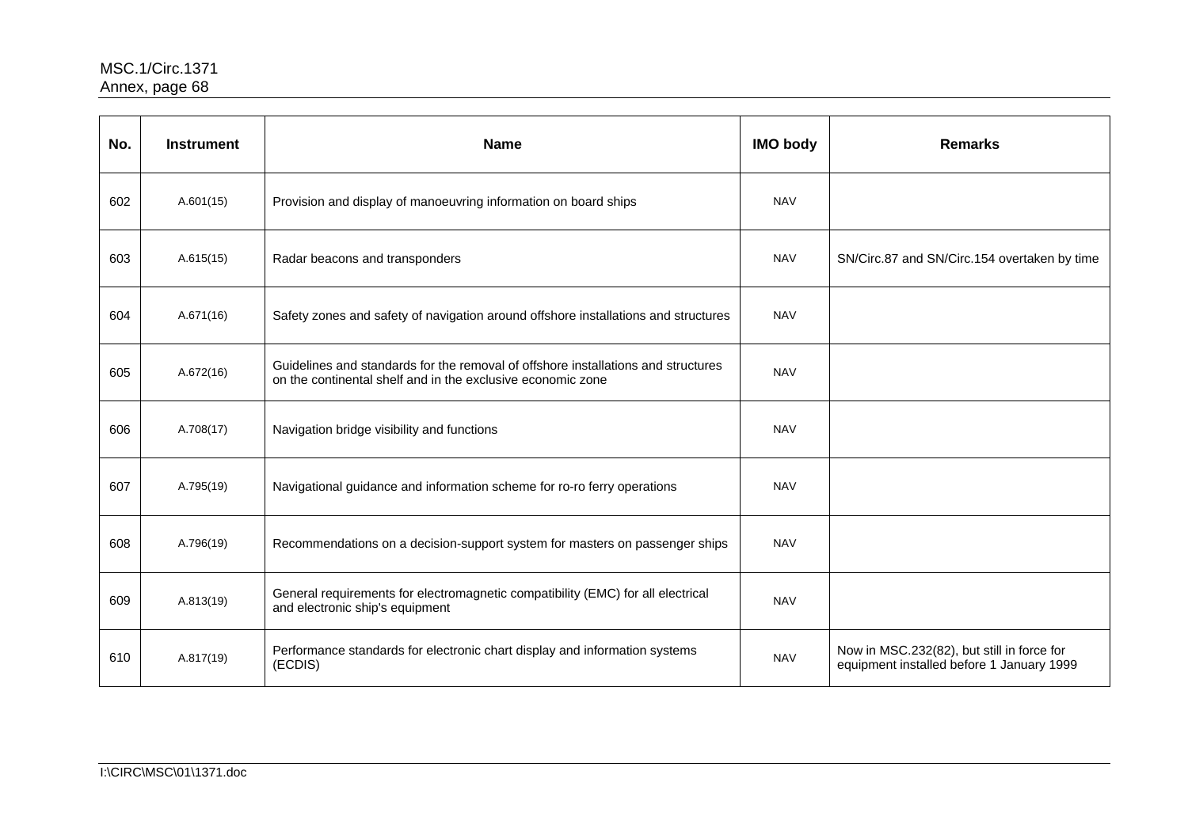| No. | Instrument | Name | IMO body | Remarks |
|---|---|---|---|---|
| 602 | A.601(15) | Provision and display of manoeuvring information on board ships | NAV | |
| 603 | A.615(15) | Radar beacons and transponders | NAV | SN/Circ.87 and SN/Circ.154 overtaken by time |
| 604 | A.671(16) | Safety zones and safety of navigation around offshore installations and structures | NAV | |
| 605 | A.672(16) | Guidelines and standards for the removal of offshore installations and structures on the continental shelf and in the exclusive economic zone | NAV | |
| 606 | A.708(17) | Navigation bridge visibility and functions | NAV | |
| 607 | A.795(19) | Navigational guidance and information scheme for ro-ro ferry operations | NAV | |
| 608 | A.796(19) | Recommendations on a decision-support system for masters on passenger ships | NAV | |
| 609 | A.813(19) | General requirements for electromagnetic compatibility (EMC) for all electrical and electronic ship's equipment | NAV | |
| 610 | A.817(19) | Performance standards for electronic chart display and information systems (ECDIS) | NAV | Now in MSC.232(82), but still in force for equipment installed before 1 January 1999 |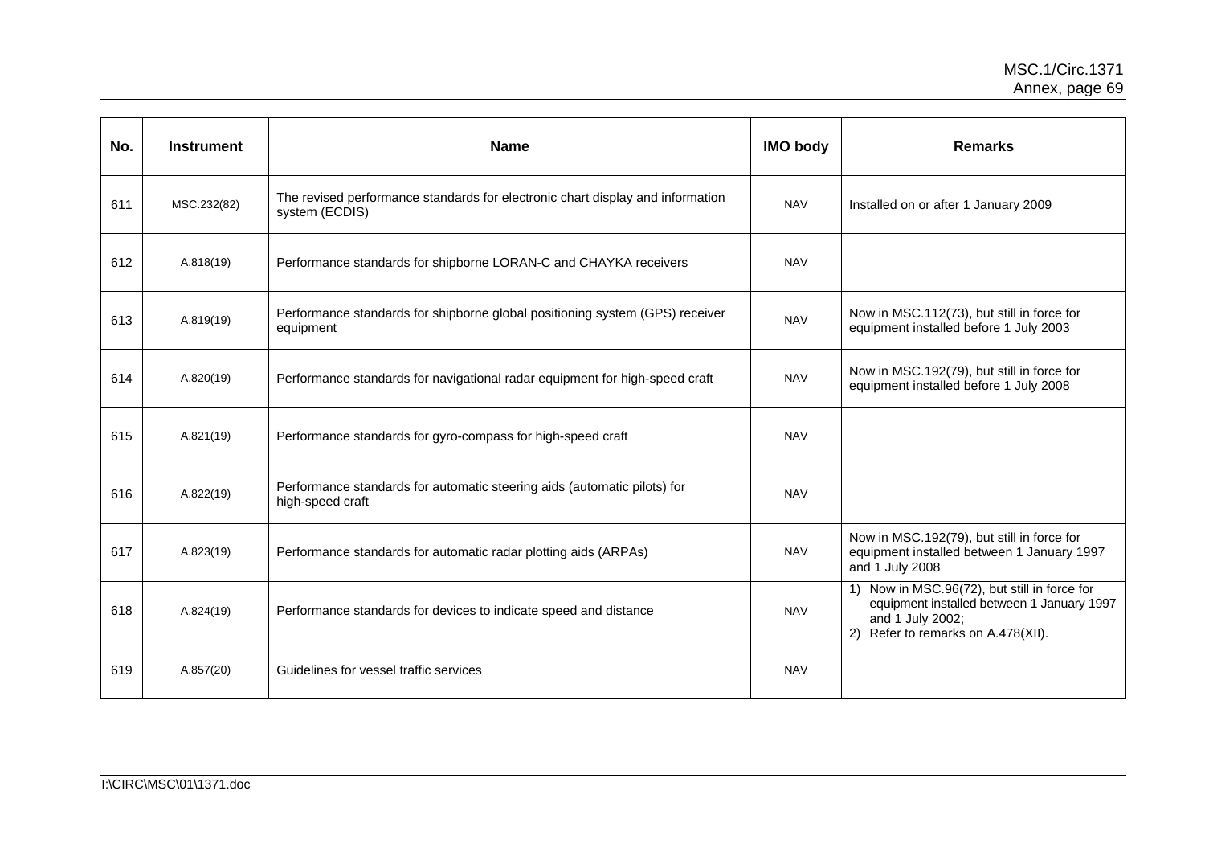| No. | Instrument | Name | IMO body | Remarks |
|---|---|---|---|---|
| 611 | MSC.232(82) | The revised performance standards for electronic chart display and information system (ECDIS) | NAV | Installed on or after 1 January 2009 |
| 612 | A.818(19) | Performance standards for shipborne LORAN-C and CHAYKA receivers | NAV | |
| 613 | A.819(19) | Performance standards for shipborne global positioning system (GPS) receiver equipment | NAV | Now in MSC.112(73), but still in force for equipment installed before 1 July 2003 |
| 614 | A.820(19) | Performance standards for navigational radar equipment for high-speed craft | NAV | Now in MSC.192(79), but still in force for equipment installed before 1 July 2008 |
| 615 | A.821(19) | Performance standards for gyro-compass for high-speed craft | NAV | |
| 616 | A.822(19) | Performance standards for automatic steering aids (automatic pilots) for high-speed craft | NAV | |
| 617 | A.823(19) | Performance standards for automatic radar plotting aids (ARPAs) | NAV | Now in MSC.192(79), but still in force for equipment installed between 1 January 1997 and 1 July 2008 |
| 618 | A.824(19) | Performance standards for devices to indicate speed and distance | NAV | 1) Now in MSC.96(72), but still in force for equipment installed between 1 January 1997 and 1 July 2002; 2) Refer to remarks on A.478(XII). |
| 619 | A.857(20) | Guidelines for vessel traffic services | NAV | |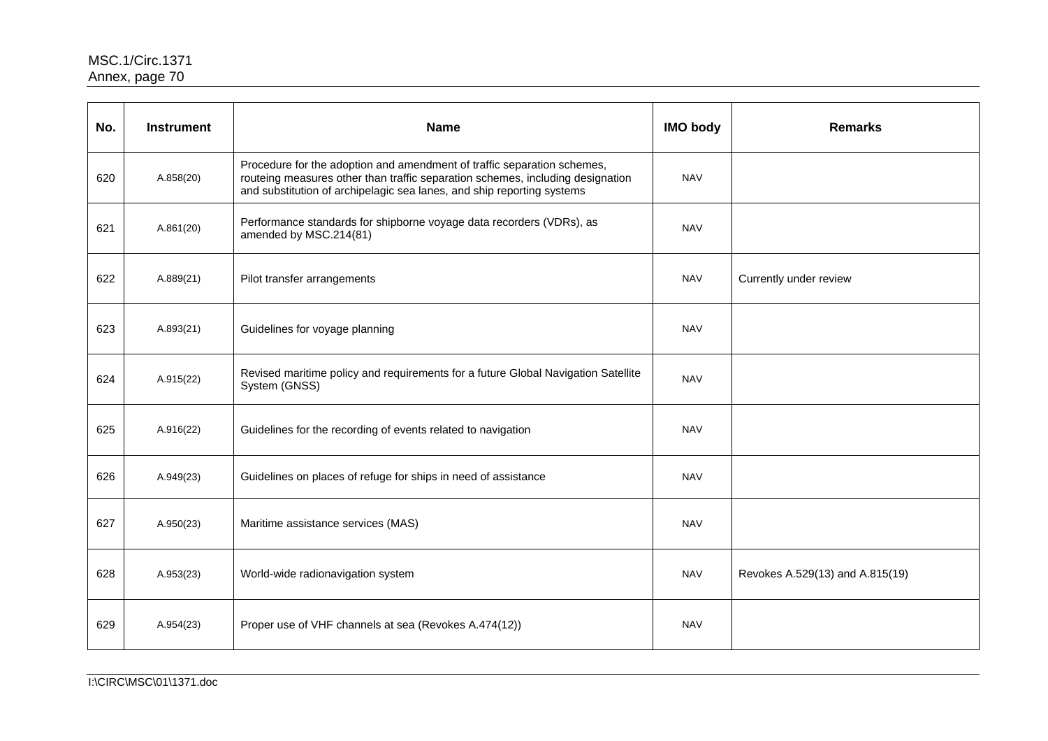| No. | Instrument | Name | IMO body | Remarks |
|---|---|---|---|---|
| 620 | A.858(20) | Procedure for the adoption and amendment of traffic separation schemes, routeing measures other than traffic separation schemes, including designation and substitution of archipelagic sea lanes, and ship reporting systems | NAV | |
| 621 | A.861(20) | Performance standards for shipborne voyage data recorders (VDRs), as amended by MSC.214(81) | NAV | |
| 622 | A.889(21) | Pilot transfer arrangements | NAV | Currently under review |
| 623 | A.893(21) | Guidelines for voyage planning | NAV | |
| 624 | A.915(22) | Revised maritime policy and requirements for a future Global Navigation Satellite System (GNSS) | NAV | |
| 625 | A.916(22) | Guidelines for the recording of events related to navigation | NAV | |
| 626 | A.949(23) | Guidelines on places of refuge for ships in need of assistance | NAV | |
| 627 | A.950(23) | Maritime assistance services (MAS) | NAV | |
| 628 | A.953(23) | World-wide radionavigation system | NAV | Revokes A.529(13) and A.815(19) |
| 629 | A.954(23) | Proper use of VHF channels at sea (Revokes A.474(12)) | NAV | |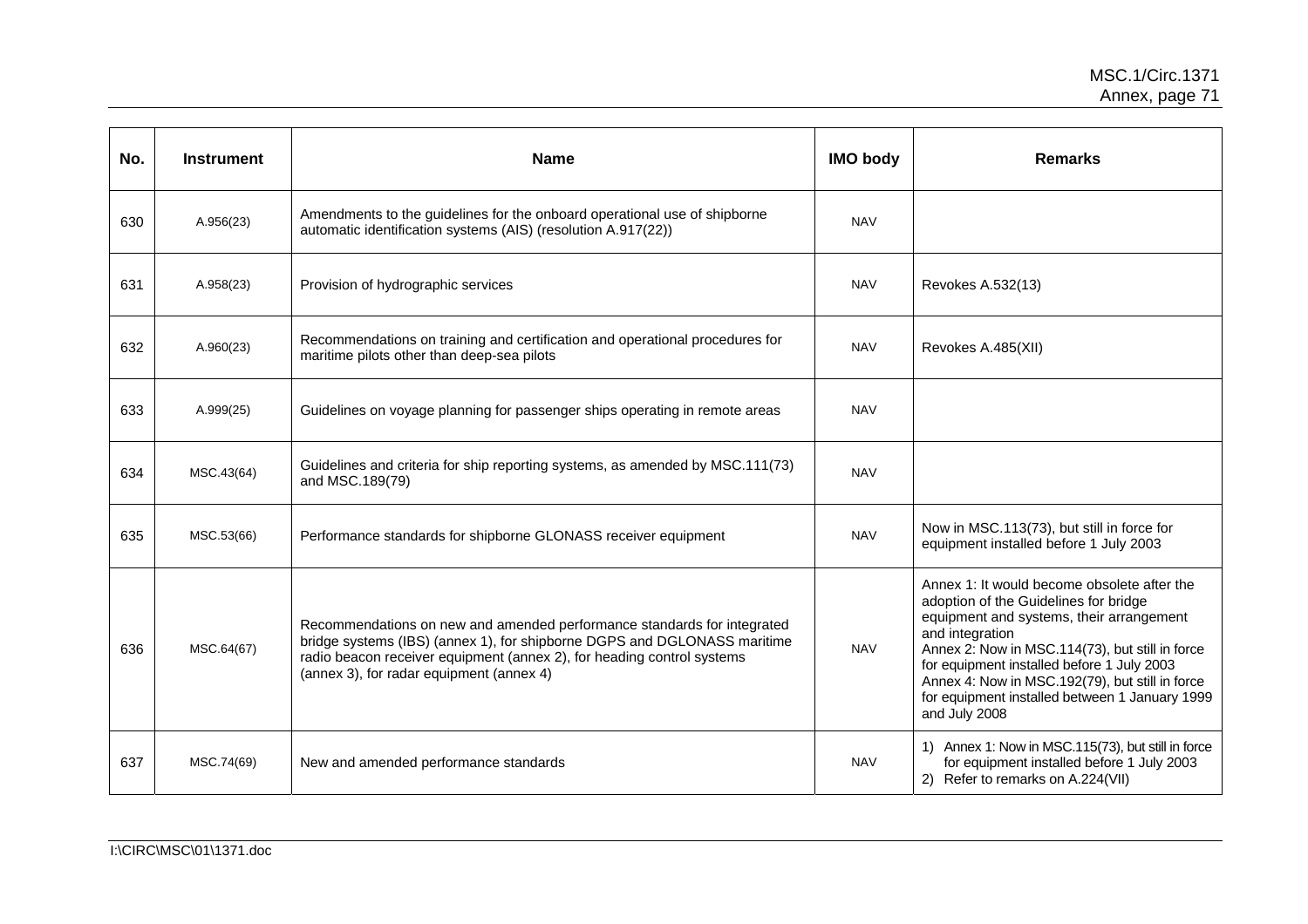| No. | Instrument | Name | IMO body | Remarks |
|---|---|---|---|---|
| 630 | A.956(23) | Amendments to the guidelines for the onboard operational use of shipborne automatic identification systems (AIS) (resolution A.917(22)) | NAV | |
| 631 | A.958(23) | Provision of hydrographic services | NAV | Revokes A.532(13) |
| 632 | A.960(23) | Recommendations on training and certification and operational procedures for maritime pilots other than deep-sea pilots | NAV | Revokes A.485(XII) |
| 633 | A.999(25) | Guidelines on voyage planning for passenger ships operating in remote areas | NAV | |
| 634 | MSC.43(64) | Guidelines and criteria for ship reporting systems, as amended by MSC.111(73) and MSC.189(79) | NAV | |
| 635 | MSC.53(66) | Performance standards for shipborne GLONASS receiver equipment | NAV | Now in MSC.113(73), but still in force for equipment installed before 1 July 2003 |
| 636 | MSC.64(67) | Recommendations on new and amended performance standards for integrated bridge systems (IBS) (annex 1), for shipborne DGPS and DGLONASS maritime radio beacon receiver equipment (annex 2), for heading control systems (annex 3), for radar equipment (annex 4) | NAV | Annex 1: It would become obsolete after the adoption of the Guidelines for bridge equipment and systems, their arrangement and integration<br>Annex 2: Now in MSC.114(73), but still in force for equipment installed before 1 July 2003<br>Annex 4: Now in MSC.192(79), but still in force for equipment installed between 1 January 1999 and July 2008 |
| 637 | MSC.74(69) | New and amended performance standards | NAV | 1) Annex 1: Now in MSC.115(73), but still in force for equipment installed before 1 July 2003<br>2) Refer to remarks on A.224(VII) |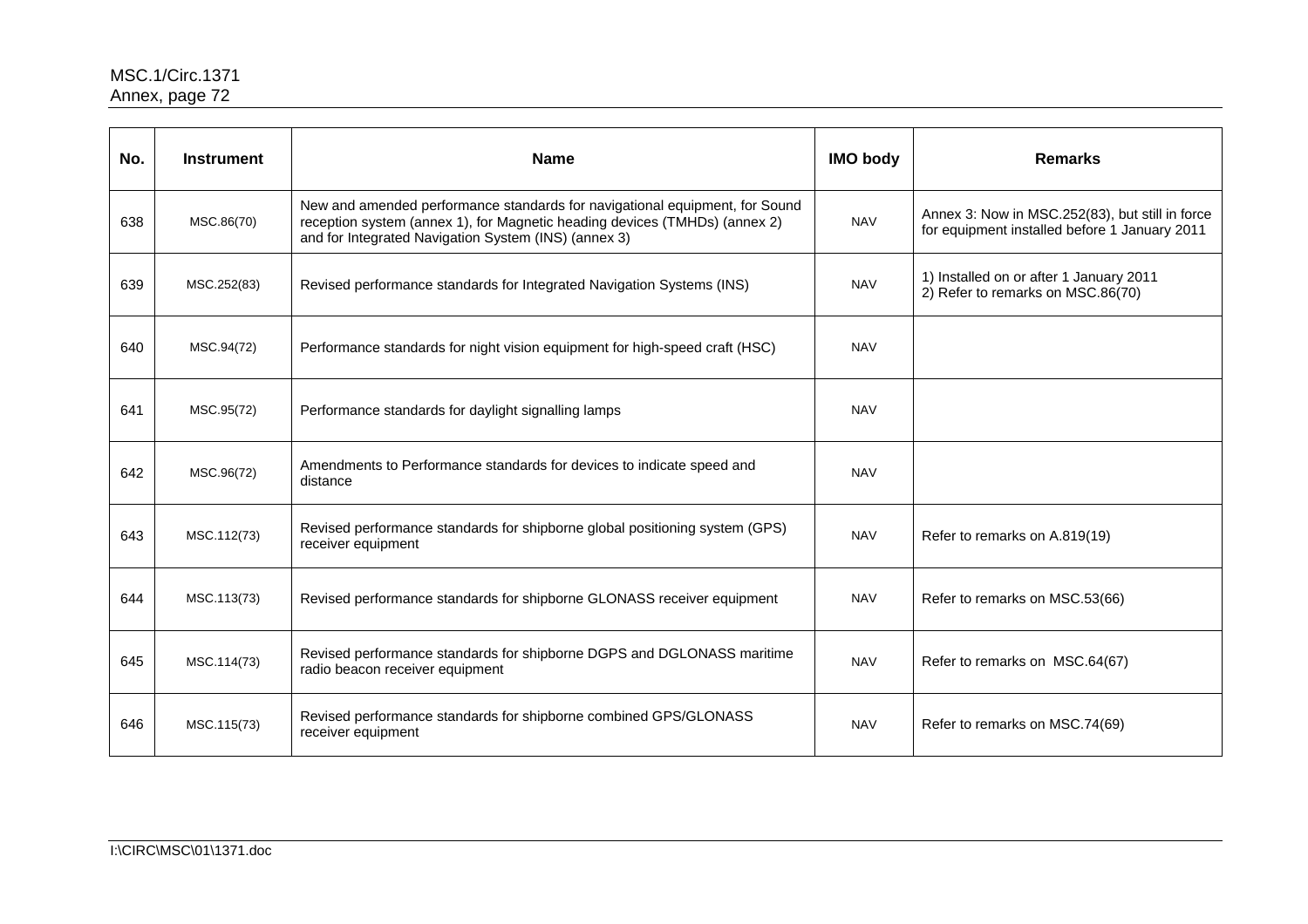| No. | Instrument | Name | IMO body | Remarks |
|---|---|---|---|---|
| 638 | MSC.86(70) | New and amended performance standards for navigational equipment, for Sound reception system (annex 1), for Magnetic heading devices (TMHDs) (annex 2) and for Integrated Navigation System (INS) (annex 3) | NAV | Annex 3: Now in MSC.252(83), but still in force for equipment installed before 1 January 2011 |
| 639 | MSC.252(83) | Revised performance standards for Integrated Navigation Systems (INS) | NAV | 1) Installed on or after 1 January 2011<br>2) Refer to remarks on MSC.86(70) |
| 640 | MSC.94(72) | Performance standards for night vision equipment for high-speed craft (HSC) | NAV | |
| 641 | MSC.95(72) | Performance standards for daylight signalling lamps | NAV | |
| 642 | MSC.96(72) | Amendments to Performance standards for devices to indicate speed and distance | NAV | |
| 643 | MSC.112(73) | Revised performance standards for shipborne global positioning system (GPS) receiver equipment | NAV | Refer to remarks on A.819(19) |
| 644 | MSC.113(73) | Revised performance standards for shipborne GLONASS receiver equipment | NAV | Refer to remarks on MSC.53(66) |
| 645 | MSC.114(73) | Revised performance standards for shipborne DGPS and DGLONASS maritime radio beacon receiver equipment | NAV | Refer to remarks on MSC.64(67) |
| 646 | MSC.115(73) | Revised performance standards for shipborne combined GPS/GLONASS receiver equipment | NAV | Refer to remarks on MSC.74(69) |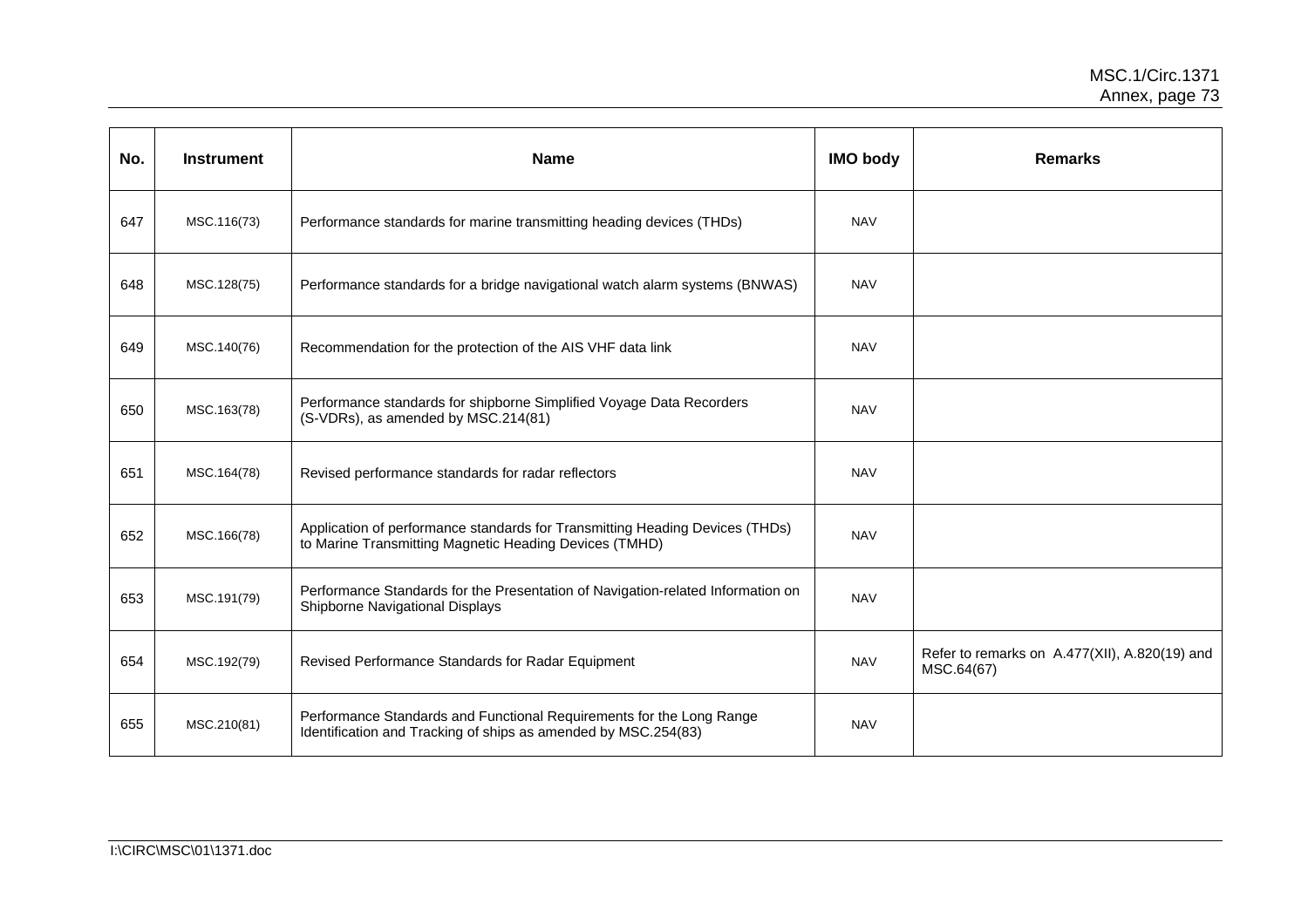| No. | Instrument | Name | IMO body | Remarks |
|---|---|---|---|---|
| 647 | MSC.116(73) | Performance standards for marine transmitting heading devices (THDs) | NAV | |
| 648 | MSC.128(75) | Performance standards for a bridge navigational watch alarm systems (BNWAS) | NAV | |
| 649 | MSC.140(76) | Recommendation for the protection of the AIS VHF data link | NAV | |
| 650 | MSC.163(78) | Performance standards for shipborne Simplified Voyage Data Recorders (S-VDRs), as amended by MSC.214(81) | NAV | |
| 651 | MSC.164(78) | Revised performance standards for radar reflectors | NAV | |
| 652 | MSC.166(78) | Application of performance standards for Transmitting Heading Devices (THDs) to Marine Transmitting Magnetic Heading Devices (TMHD) | NAV | |
| 653 | MSC.191(79) | Performance Standards for the Presentation of Navigation-related Information on Shipborne Navigational Displays | NAV | |
| 654 | MSC.192(79) | Revised Performance Standards for Radar Equipment | NAV | Refer to remarks on A.477(XII), A.820(19) and MSC.64(67) |
| 655 | MSC.210(81) | Performance Standards and Functional Requirements for the Long Range Identification and Tracking of ships as amended by MSC.254(83) | NAV | |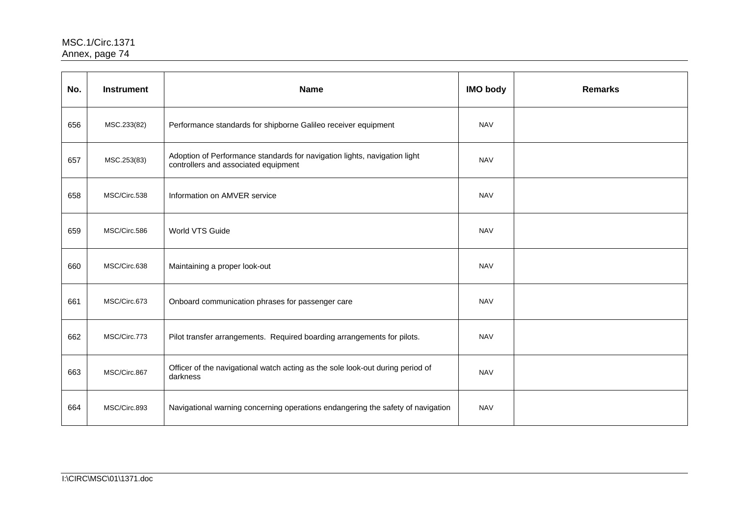| No. | Instrument | Name | IMO body | Remarks |
|---|---|---|---|---|
| 656 | MSC.233(82) | Performance standards for shipborne Galileo receiver equipment | NAV | |
| 657 | MSC.253(83) | Adoption of Performance standards for navigation lights, navigation light controllers and associated equipment | NAV | |
| 658 | MSC/Circ.538 | Information on AMVER service | NAV | |
| 659 | MSC/Circ.586 | World VTS Guide | NAV | |
| 660 | MSC/Circ.638 | Maintaining a proper look-out | NAV | |
| 661 | MSC/Circ.673 | Onboard communication phrases for passenger care | NAV | |
| 662 | MSC/Circ.773 | Pilot transfer arrangements. Required boarding arrangements for pilots. | NAV | |
| 663 | MSC/Circ.867 | Officer of the navigational watch acting as the sole look-out during period of darkness | NAV | |
| 664 | MSC/Circ.893 | Navigational warning concerning operations endangering the safety of navigation | NAV | |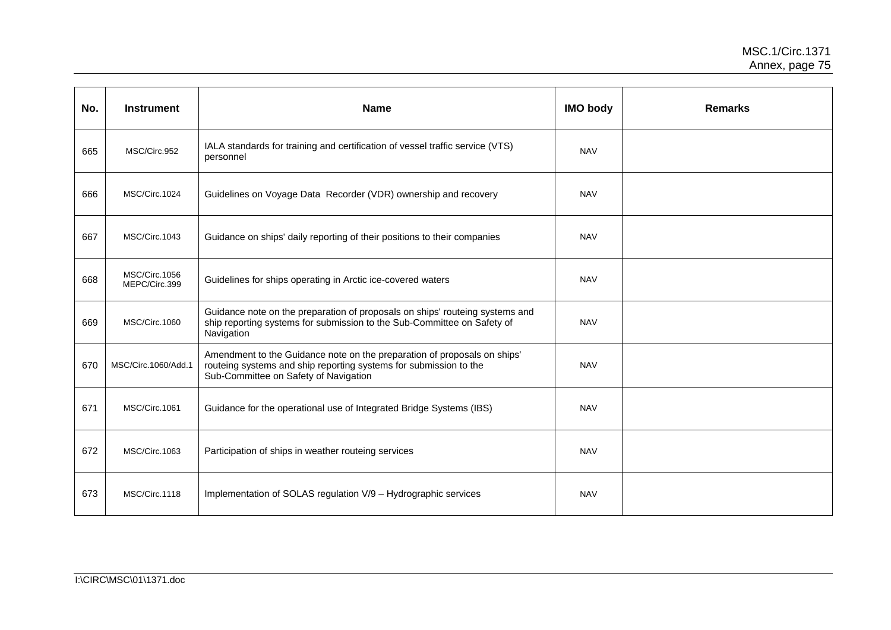| No. | Instrument | Name | IMO body | Remarks |
|---|---|---|---|---|
| 665 | MSC/Circ.952 | IALA standards for training and certification of vessel traffic service (VTS) personnel | NAV | |
| 666 | MSC/Circ.1024 | Guidelines on Voyage Data Recorder (VDR) ownership and recovery | NAV | |
| 667 | MSC/Circ.1043 | Guidance on ships' daily reporting of their positions to their companies | NAV | |
| 668 | MSC/Circ.1056 MEPC/Circ.399 | Guidelines for ships operating in Arctic ice-covered waters | NAV | |
| 669 | MSC/Circ.1060 | Guidance note on the preparation of proposals on ships' routeing systems and ship reporting systems for submission to the Sub-Committee on Safety of Navigation | NAV | |
| 670 | MSC/Circ.1060/Add.1 | Amendment to the Guidance note on the preparation of proposals on ships' routeing systems and ship reporting systems for submission to the Sub-Committee on Safety of Navigation | NAV | |
| 671 | MSC/Circ.1061 | Guidance for the operational use of Integrated Bridge Systems (IBS) | NAV | |
| 672 | MSC/Circ.1063 | Participation of ships in weather routeing services | NAV | |
| 673 | MSC/Circ.1118 | Implementation of SOLAS regulation V/9 – Hydrographic services | NAV | |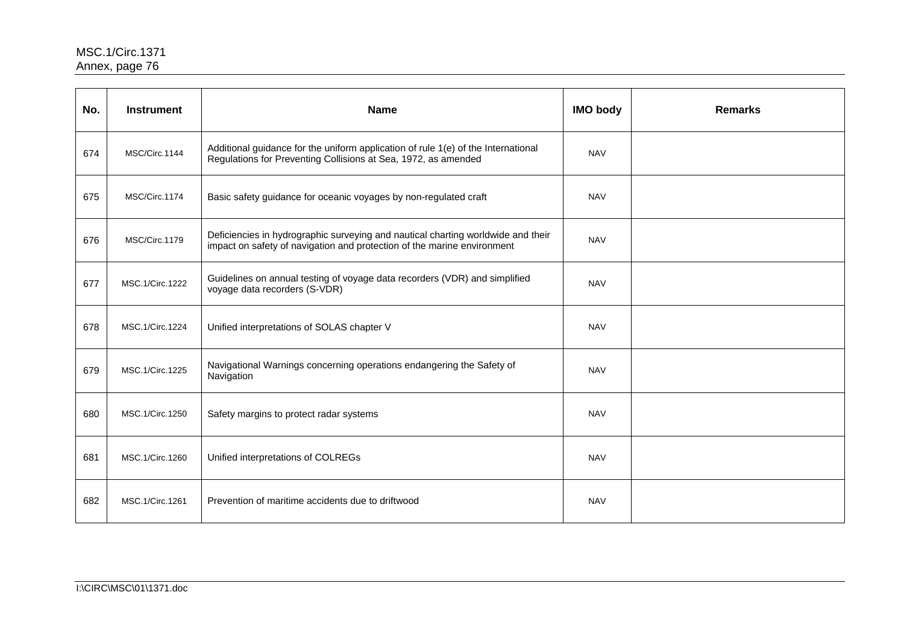| No. | Instrument | Name | IMO body | Remarks |
|---|---|---|---|---|
| 674 | MSC/Circ.1144 | Additional guidance for the uniform application of rule 1(e) of the International Regulations for Preventing Collisions at Sea, 1972, as amended | NAV | |
| 675 | MSC/Circ.1174 | Basic safety guidance for oceanic voyages by non-regulated craft | NAV | |
| 676 | MSC/Circ.1179 | Deficiencies in hydrographic surveying and nautical charting worldwide and their impact on safety of navigation and protection of the marine environment | NAV | |
| 677 | MSC.1/Circ.1222 | Guidelines on annual testing of voyage data recorders (VDR) and simplified voyage data recorders (S-VDR) | NAV | |
| 678 | MSC.1/Circ.1224 | Unified interpretations of SOLAS chapter V | NAV | |
| 679 | MSC.1/Circ.1225 | Navigational Warnings concerning operations endangering the Safety of Navigation | NAV | |
| 680 | MSC.1/Circ.1250 | Safety margins to protect radar systems | NAV | |
| 681 | MSC.1/Circ.1260 | Unified interpretations of COLREGs | NAV | |
| 682 | MSC.1/Circ.1261 | Prevention of maritime accidents due to driftwood | NAV | |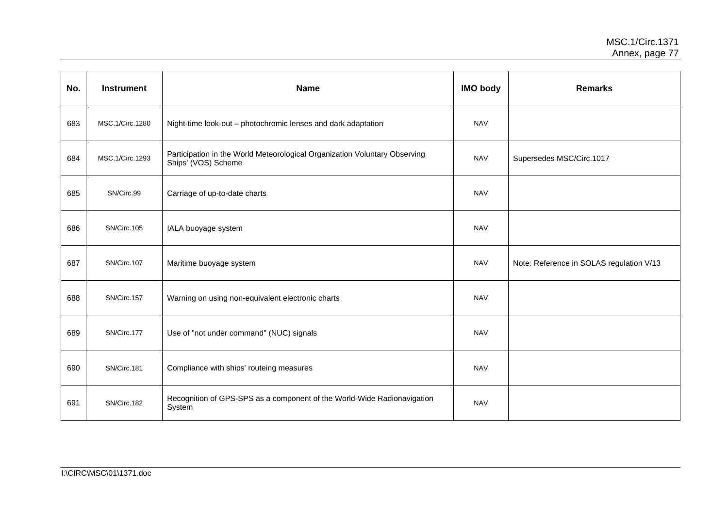| No. | Instrument | Name | IMO body | Remarks |
|---|---|---|---|---|
| 683 | MSC.1/Circ.1280 | Night-time look-out – photochromic lenses and dark adaptation | NAV | |
| 684 | MSC.1/Circ.1293 | Participation in the World Meteorological Organization Voluntary Observing Ships' (VOS) Scheme | NAV | Supersedes MSC/Circ.1017 |
| 685 | SN/Circ.99 | Carriage of up-to-date charts | NAV | |
| 686 | SN/Circ.105 | IALA buoyage system | NAV | |
| 687 | SN/Circ.107 | Maritime buoyage system | NAV | Note: Reference in SOLAS regulation V/13 |
| 688 | SN/Circ.157 | Warning on using non-equivalent electronic charts | NAV | |
| 689 | SN/Circ.177 | Use of "not under command" (NUC) signals | NAV | |
| 690 | SN/Circ.181 | Compliance with ships' routeing measures | NAV | |
| 691 | SN/Circ.182 | Recognition of GPS-SPS as a component of the World-Wide Radionavigation System | NAV | |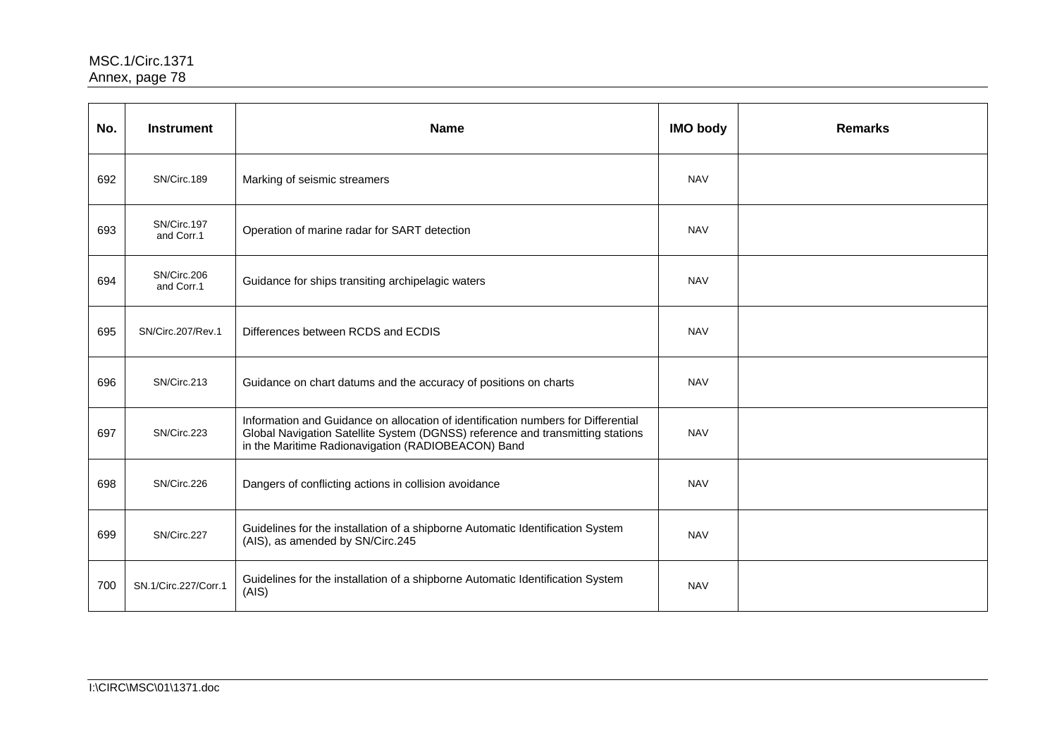| No. | Instrument | Name | IMO body | Remarks |
|---|---|---|---|---|
| 692 | SN/Circ.189 | Marking of seismic streamers | NAV | |
| 693 | SN/Circ.197 and Corr.1 | Operation of marine radar for SART detection | NAV | |
| 694 | SN/Circ.206 and Corr.1 | Guidance for ships transiting archipelagic waters | NAV | |
| 695 | SN/Circ.207/Rev.1 | Differences between RCDS and ECDIS | NAV | |
| 696 | SN/Circ.213 | Guidance on chart datums and the accuracy of positions on charts | NAV | |
| 697 | SN/Circ.223 | Information and Guidance on allocation of identification numbers for Differential Global Navigation Satellite System (DGNSS) reference and transmitting stations in the Maritime Radionavigation (RADIOBEACON) Band | NAV | |
| 698 | SN/Circ.226 | Dangers of conflicting actions in collision avoidance | NAV | |
| 699 | SN/Circ.227 | Guidelines for the installation of a shipborne Automatic Identification System (AIS), as amended by SN/Circ.245 | NAV | |
| 700 | SN.1/Circ.227/Corr.1 | Guidelines for the installation of a shipborne Automatic Identification System (AIS) | NAV | |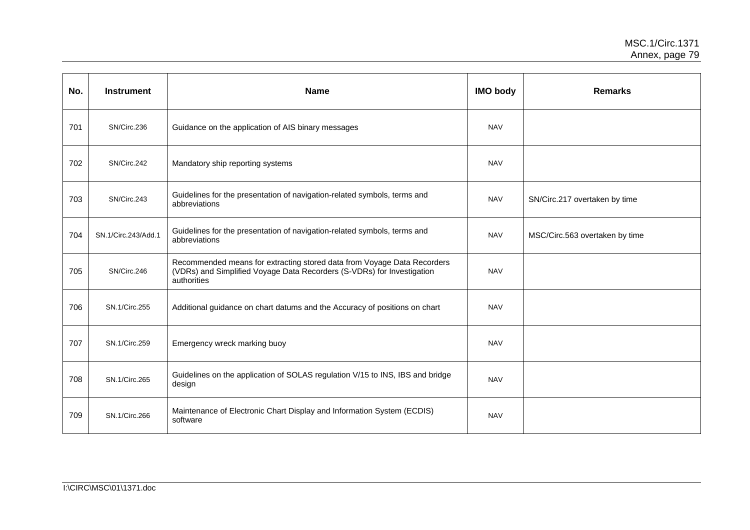| No. | Instrument | Name | IMO body | Remarks |
|---|---|---|---|---|
| 701 | SN/Circ.236 | Guidance on the application of AIS binary messages | NAV | |
| 702 | SN/Circ.242 | Mandatory ship reporting systems | NAV | |
| 703 | SN/Circ.243 | Guidelines for the presentation of navigation-related symbols, terms and abbreviations | NAV | SN/Circ.217 overtaken by time |
| 704 | SN.1/Circ.243/Add.1 | Guidelines for the presentation of navigation-related symbols, terms and abbreviations | NAV | MSC/Circ.563 overtaken by time |
| 705 | SN/Circ.246 | Recommended means for extracting stored data from Voyage Data Recorders (VDRs) and Simplified Voyage Data Recorders (S-VDRs) for Investigation authorities | NAV | |
| 706 | SN.1/Circ.255 | Additional guidance on chart datums and the Accuracy of positions on chart | NAV | |
| 707 | SN.1/Circ.259 | Emergency wreck marking buoy | NAV | |
| 708 | SN.1/Circ.265 | Guidelines on the application of SOLAS regulation V/15 to INS, IBS and bridge design | NAV | |
| 709 | SN.1/Circ.266 | Maintenance of Electronic Chart Display and Information System (ECDIS) software | NAV | |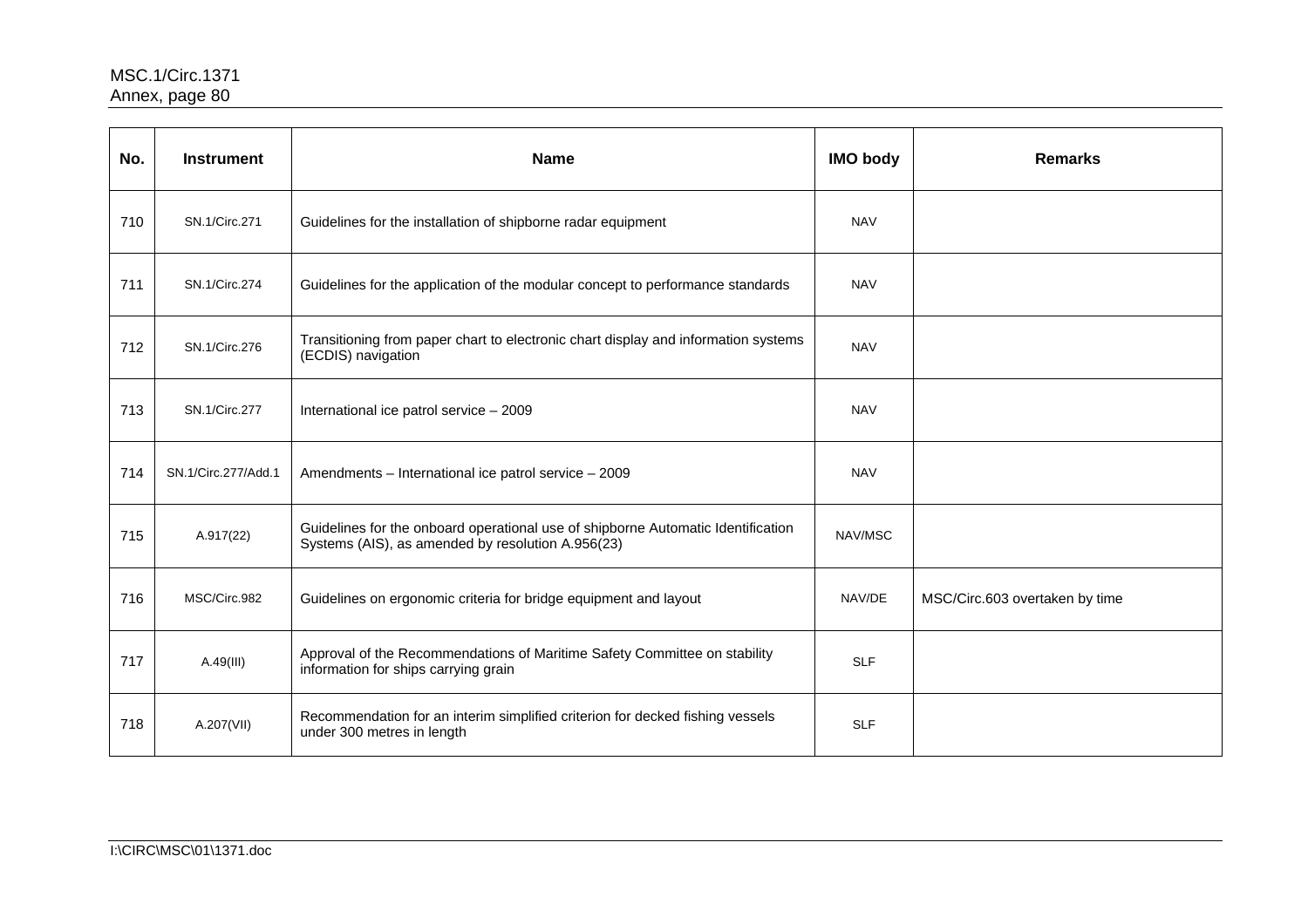| No. | Instrument | Name | IMO body | Remarks |
|---|---|---|---|---|
| 710 | SN.1/Circ.271 | Guidelines for the installation of shipborne radar equipment | NAV | |
| 711 | SN.1/Circ.274 | Guidelines for the application of the modular concept to performance standards | NAV | |
| 712 | SN.1/Circ.276 | Transitioning from paper chart to electronic chart display and information systems (ECDIS) navigation | NAV | |
| 713 | SN.1/Circ.277 | International ice patrol service – 2009 | NAV | |
| 714 | SN.1/Circ.277/Add.1 | Amendments – International ice patrol service – 2009 | NAV | |
| 715 | A.917(22) | Guidelines for the onboard operational use of shipborne Automatic Identification Systems (AIS), as amended by resolution A.956(23) | NAV/MSC | |
| 716 | MSC/Circ.982 | Guidelines on ergonomic criteria for bridge equipment and layout | NAV/DE | MSC/Circ.603 overtaken by time |
| 717 | A.49(III) | Approval of the Recommendations of Maritime Safety Committee on stability information for ships carrying grain | SLF | |
| 718 | A.207(VII) | Recommendation for an interim simplified criterion for decked fishing vessels under 300 metres in length | SLF | |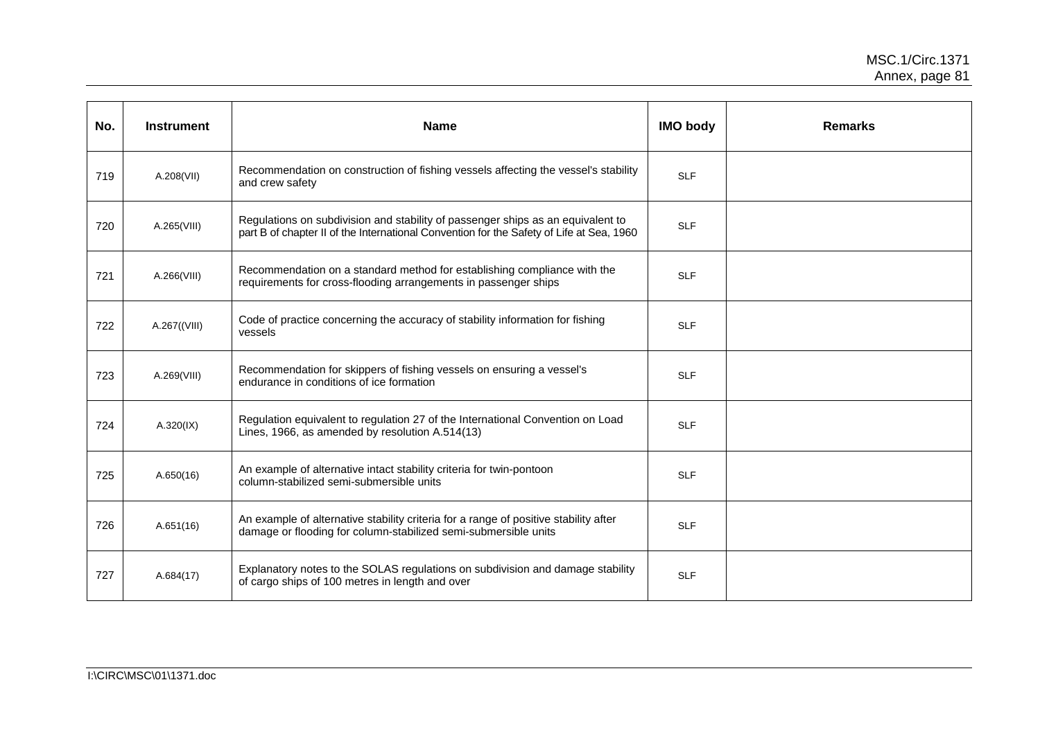| No. | Instrument | Name | IMO body | Remarks |
|---|---|---|---|---|
| 719 | A.208(VII) | Recommendation on construction of fishing vessels affecting the vessel's stability and crew safety | SLF | |
| 720 | A.265(VIII) | Regulations on subdivision and stability of passenger ships as an equivalent to part B of chapter II of the International Convention for the Safety of Life at Sea, 1960 | SLF | |
| 721 | A.266(VIII) | Recommendation on a standard method for establishing compliance with the requirements for cross-flooding arrangements in passenger ships | SLF | |
| 722 | A.267((VIII) | Code of practice concerning the accuracy of stability information for fishing vessels | SLF | |
| 723 | A.269(VIII) | Recommendation for skippers of fishing vessels on ensuring a vessel's endurance in conditions of ice formation | SLF | |
| 724 | A.320(IX) | Regulation equivalent to regulation 27 of the International Convention on Load Lines, 1966, as amended by resolution A.514(13) | SLF | |
| 725 | A.650(16) | An example of alternative intact stability criteria for twin-pontoon column-stabilized semi-submersible units | SLF | |
| 726 | A.651(16) | An example of alternative stability criteria for a range of positive stability after damage or flooding for column-stabilized semi-submersible units | SLF | |
| 727 | A.684(17) | Explanatory notes to the SOLAS regulations on subdivision and damage stability of cargo ships of 100 metres in length and over | SLF | |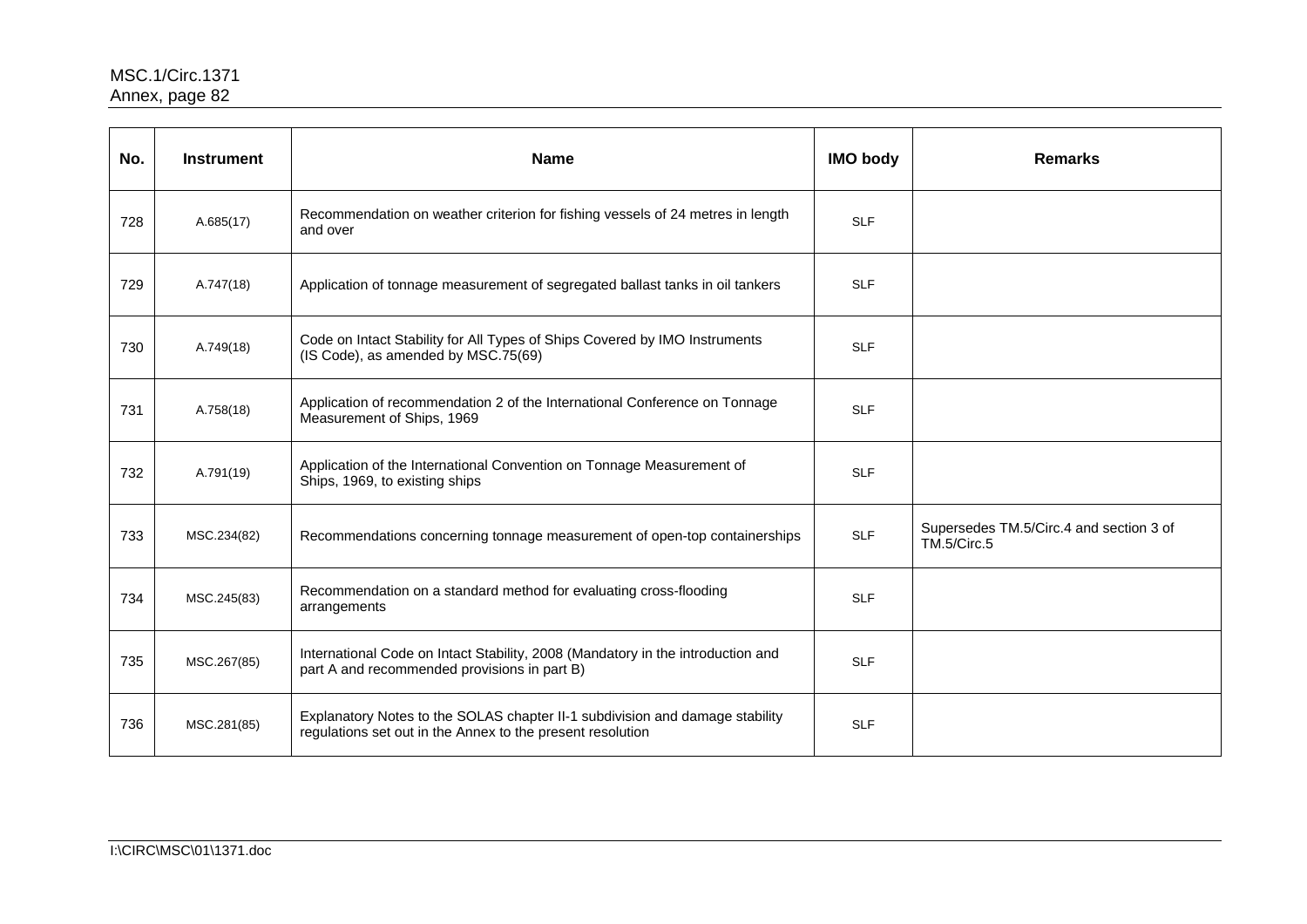| No. | Instrument | Name | IMO body | Remarks |
|---|---|---|---|---|
| 728 | A.685(17) | Recommendation on weather criterion for fishing vessels of 24 metres in length and over | SLF | |
| 729 | A.747(18) | Application of tonnage measurement of segregated ballast tanks in oil tankers | SLF | |
| 730 | A.749(18) | Code on Intact Stability for All Types of Ships Covered by IMO Instruments (IS Code), as amended by MSC.75(69) | SLF | |
| 731 | A.758(18) | Application of recommendation 2 of the International Conference on Tonnage Measurement of Ships, 1969 | SLF | |
| 732 | A.791(19) | Application of the International Convention on Tonnage Measurement of Ships, 1969, to existing ships | SLF | |
| 733 | MSC.234(82) | Recommendations concerning tonnage measurement of open-top containerships | SLF | Supersedes TM.5/Circ.4 and section 3 of TM.5/Circ.5 |
| 734 | MSC.245(83) | Recommendation on a standard method for evaluating cross-flooding arrangements | SLF | |
| 735 | MSC.267(85) | International Code on Intact Stability, 2008 (Mandatory in the introduction and part A and recommended provisions in part B) | SLF | |
| 736 | MSC.281(85) | Explanatory Notes to the SOLAS chapter II-1 subdivision and damage stability regulations set out in the Annex to the present resolution | SLF | |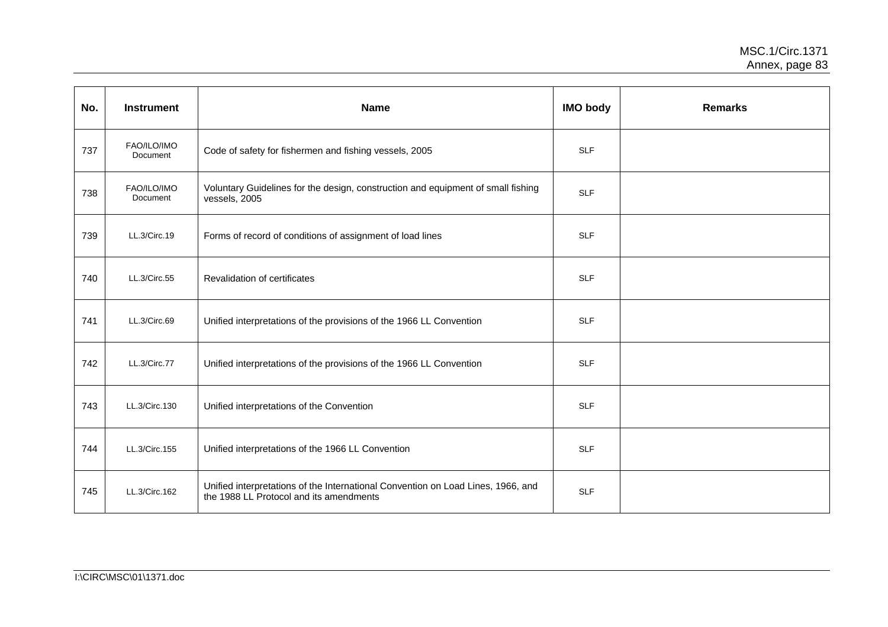| No. | Instrument | Name | IMO body | Remarks |
|---|---|---|---|---|
| 737 | FAO/ILO/IMO Document | Code of safety for fishermen and fishing vessels, 2005 | SLF | |
| 738 | FAO/ILO/IMO Document | Voluntary Guidelines for the design, construction and equipment of small fishing vessels, 2005 | SLF | |
| 739 | LL.3/Circ.19 | Forms of record of conditions of assignment of load lines | SLF | |
| 740 | LL.3/Circ.55 | Revalidation of certificates | SLF | |
| 741 | LL.3/Circ.69 | Unified interpretations of the provisions of the 1966 LL Convention | SLF | |
| 742 | LL.3/Circ.77 | Unified interpretations of the provisions of the 1966 LL Convention | SLF | |
| 743 | LL.3/Circ.130 | Unified interpretations of the Convention | SLF | |
| 744 | LL.3/Circ.155 | Unified interpretations of the 1966 LL Convention | SLF | |
| 745 | LL.3/Circ.162 | Unified interpretations of the International Convention on Load Lines, 1966, and the 1988 LL Protocol and its amendments | SLF | |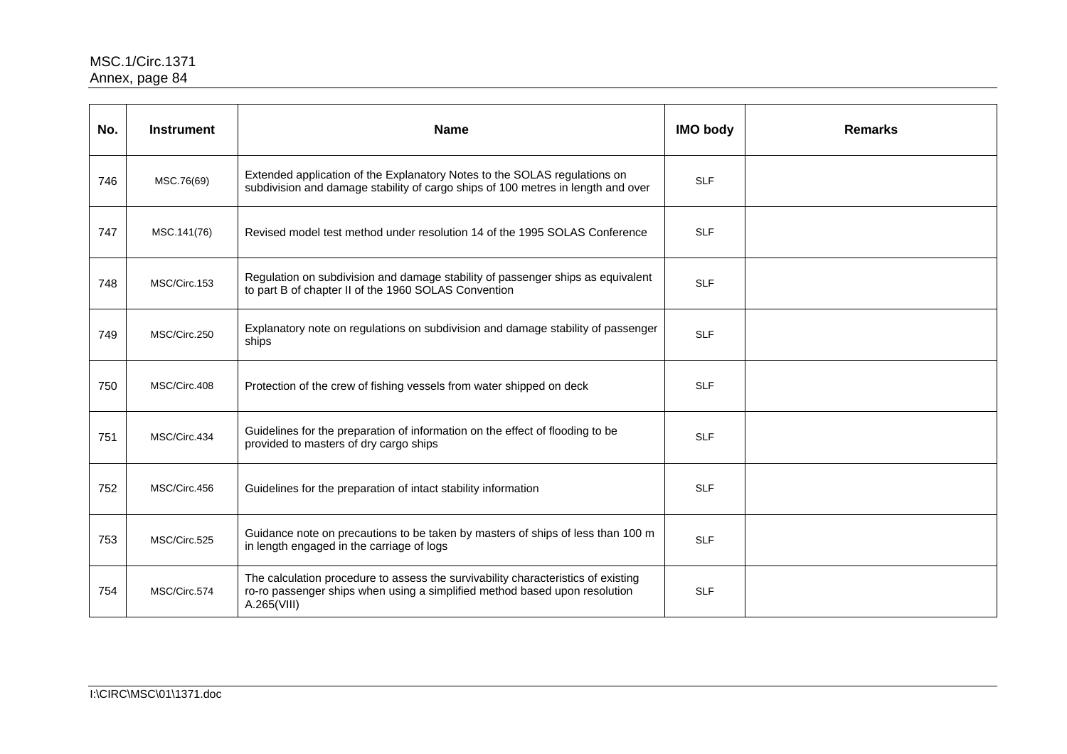| No. | Instrument | Name | IMO body | Remarks |
|---|---|---|---|---|
| 746 | MSC.76(69) | Extended application of the Explanatory Notes to the SOLAS regulations on subdivision and damage stability of cargo ships of 100 metres in length and over | SLF | |
| 747 | MSC.141(76) | Revised model test method under resolution 14 of the 1995 SOLAS Conference | SLF | |
| 748 | MSC/Circ.153 | Regulation on subdivision and damage stability of passenger ships as equivalent to part B of chapter II of the 1960 SOLAS Convention | SLF | |
| 749 | MSC/Circ.250 | Explanatory note on regulations on subdivision and damage stability of passenger ships | SLF | |
| 750 | MSC/Circ.408 | Protection of the crew of fishing vessels from water shipped on deck | SLF | |
| 751 | MSC/Circ.434 | Guidelines for the preparation of information on the effect of flooding to be provided to masters of dry cargo ships | SLF | |
| 752 | MSC/Circ.456 | Guidelines for the preparation of intact stability information | SLF | |
| 753 | MSC/Circ.525 | Guidance note on precautions to be taken by masters of ships of less than 100 m in length engaged in the carriage of logs | SLF | |
| 754 | MSC/Circ.574 | The calculation procedure to assess the survivability characteristics of existing ro-ro passenger ships when using a simplified method based upon resolution A.265(VIII) | SLF | |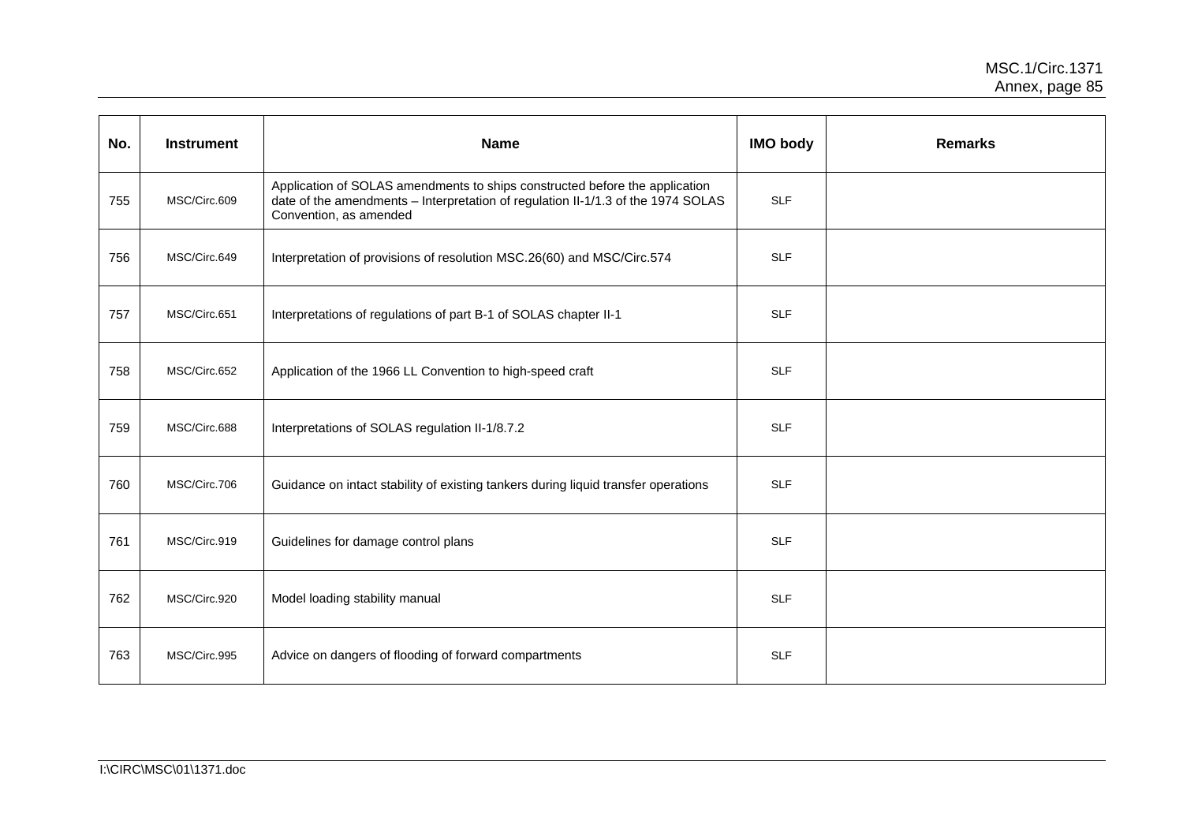| No. | Instrument | Name | IMO body | Remarks |
|---|---|---|---|---|
| 755 | MSC/Circ.609 | Application of SOLAS amendments to ships constructed before the application date of the amendments – Interpretation of regulation II-1/1.3 of the 1974 SOLAS Convention, as amended | SLF | |
| 756 | MSC/Circ.649 | Interpretation of provisions of resolution MSC.26(60) and MSC/Circ.574 | SLF | |
| 757 | MSC/Circ.651 | Interpretations of regulations of part B-1 of SOLAS chapter II-1 | SLF | |
| 758 | MSC/Circ.652 | Application of the 1966 LL Convention to high-speed craft | SLF | |
| 759 | MSC/Circ.688 | Interpretations of SOLAS regulation II-1/8.7.2 | SLF | |
| 760 | MSC/Circ.706 | Guidance on intact stability of existing tankers during liquid transfer operations | SLF | |
| 761 | MSC/Circ.919 | Guidelines for damage control plans | SLF | |
| 762 | MSC/Circ.920 | Model loading stability manual | SLF | |
| 763 | MSC/Circ.995 | Advice on dangers of flooding of forward compartments | SLF | |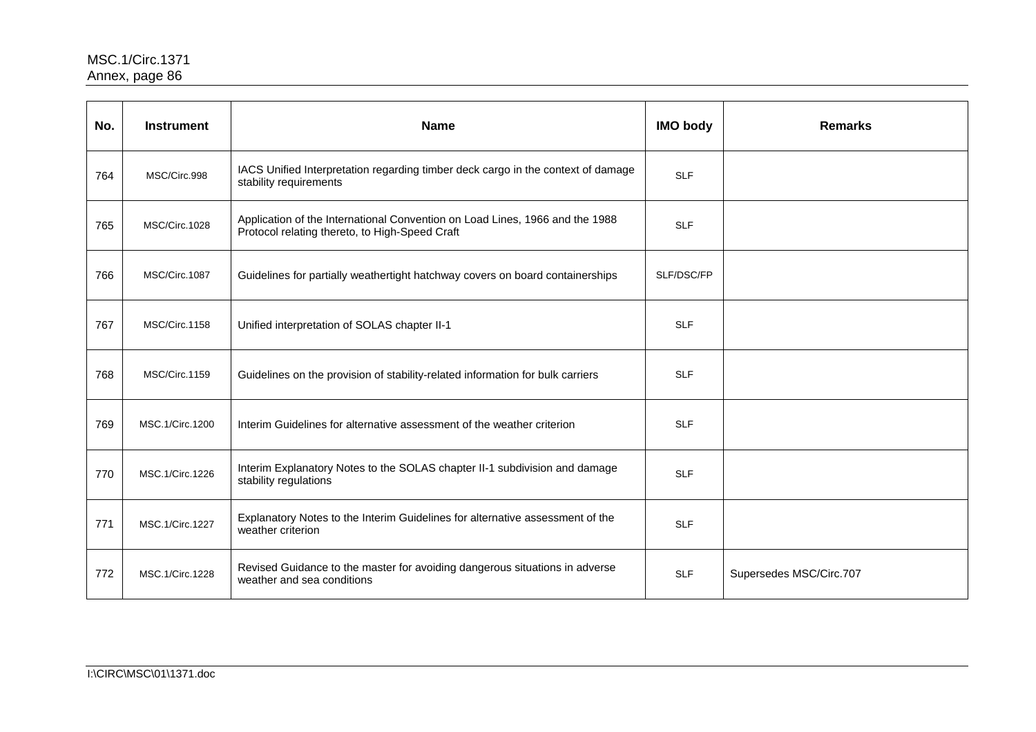| No. | Instrument | Name | IMO body | Remarks |
|---|---|---|---|---|
| 764 | MSC/Circ.998 | IACS Unified Interpretation regarding timber deck cargo in the context of damage stability requirements | SLF | |
| 765 | MSC/Circ.1028 | Application of the International Convention on Load Lines, 1966 and the 1988 Protocol relating thereto, to High-Speed Craft | SLF | |
| 766 | MSC/Circ.1087 | Guidelines for partially weathertight hatchway covers on board containerships | SLF/DSC/FP | |
| 767 | MSC/Circ.1158 | Unified interpretation of SOLAS chapter II-1 | SLF | |
| 768 | MSC/Circ.1159 | Guidelines on the provision of stability-related information for bulk carriers | SLF | |
| 769 | MSC.1/Circ.1200 | Interim Guidelines for alternative assessment of the weather criterion | SLF | |
| 770 | MSC.1/Circ.1226 | Interim Explanatory Notes to the SOLAS chapter II-1 subdivision and damage stability regulations | SLF | |
| 771 | MSC.1/Circ.1227 | Explanatory Notes to the Interim Guidelines for alternative assessment of the weather criterion | SLF | |
| 772 | MSC.1/Circ.1228 | Revised Guidance to the master for avoiding dangerous situations in adverse weather and sea conditions | SLF | Supersedes MSC/Circ.707 |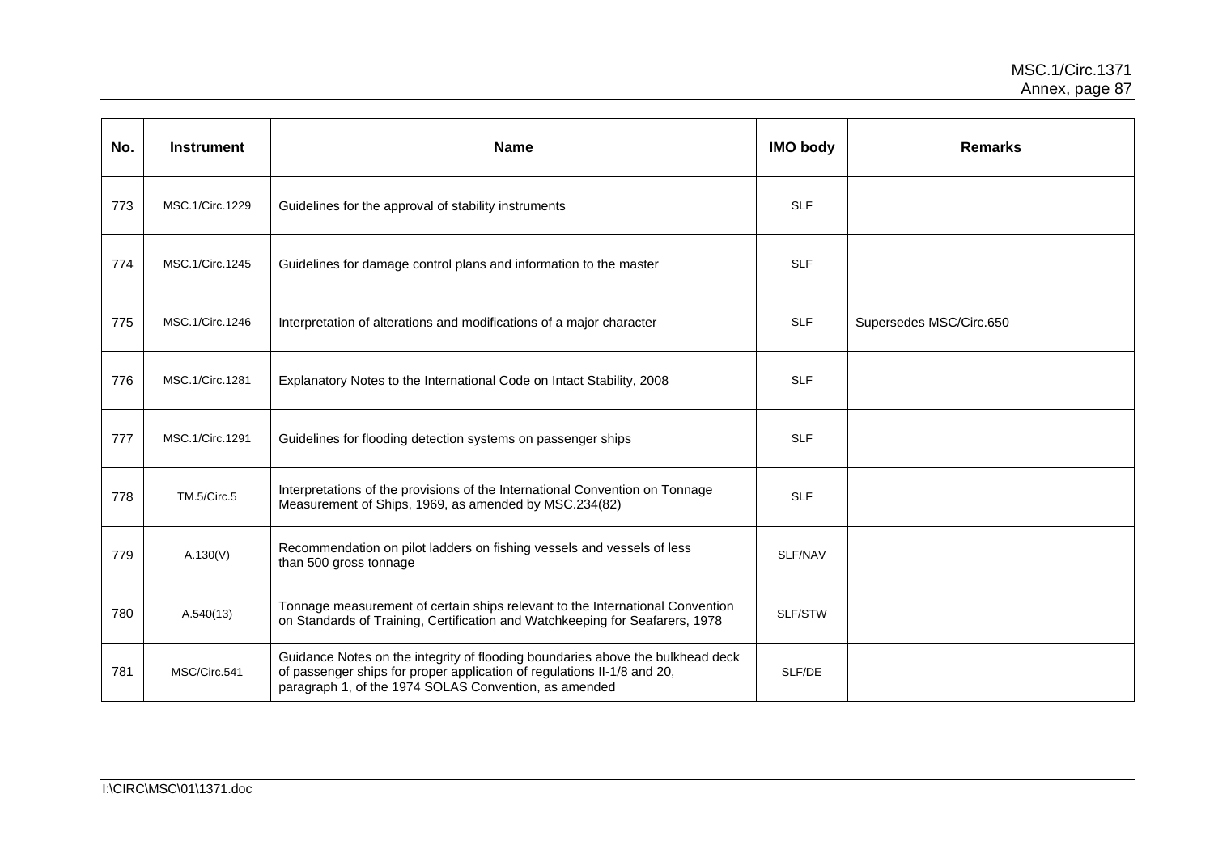| No. | Instrument | Name | IMO body | Remarks |
|---|---|---|---|---|
| 773 | MSC.1/Circ.1229 | Guidelines for the approval of stability instruments | SLF | |
| 774 | MSC.1/Circ.1245 | Guidelines for damage control plans and information to the master | SLF | |
| 775 | MSC.1/Circ.1246 | Interpretation of alterations and modifications of a major character | SLF | Supersedes MSC/Circ.650 |
| 776 | MSC.1/Circ.1281 | Explanatory Notes to the International Code on Intact Stability, 2008 | SLF | |
| 777 | MSC.1/Circ.1291 | Guidelines for flooding detection systems on passenger ships | SLF | |
| 778 | TM.5/Circ.5 | Interpretations of the provisions of the International Convention on Tonnage Measurement of Ships, 1969, as amended by MSC.234(82) | SLF | |
| 779 | A.130(V) | Recommendation on pilot ladders on fishing vessels and vessels of less than 500 gross tonnage | SLF/NAV | |
| 780 | A.540(13) | Tonnage measurement of certain ships relevant to the International Convention on Standards of Training, Certification and Watchkeeping for Seafarers, 1978 | SLF/STW | |
| 781 | MSC/Circ.541 | Guidance Notes on the integrity of flooding boundaries above the bulkhead deck of passenger ships for proper application of regulations II-1/8 and 20, paragraph 1, of the 1974 SOLAS Convention, as amended | SLF/DE | |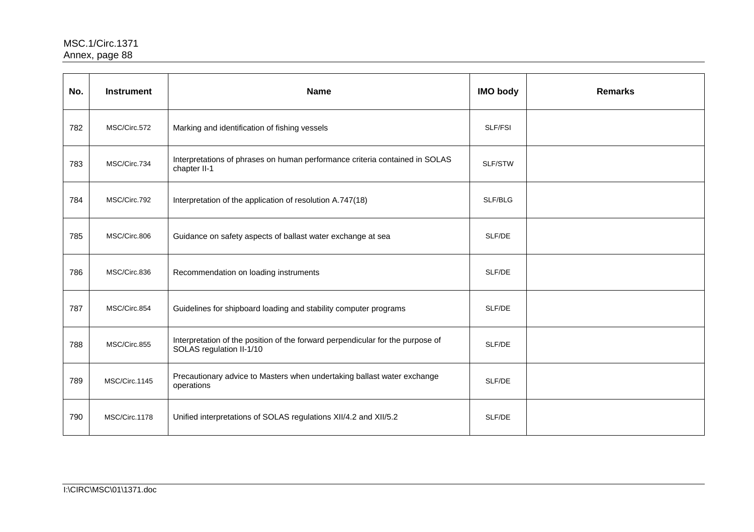| No. | Instrument | Name | IMO body | Remarks |
|---|---|---|---|---|
| 782 | MSC/Circ.572 | Marking and identification of fishing vessels | SLF/FSI | |
| 783 | MSC/Circ.734 | Interpretations of phrases on human performance criteria contained in SOLAS chapter II-1 | SLF/STW | |
| 784 | MSC/Circ.792 | Interpretation of the application of resolution A.747(18) | SLF/BLG | |
| 785 | MSC/Circ.806 | Guidance on safety aspects of ballast water exchange at sea | SLF/DE | |
| 786 | MSC/Circ.836 | Recommendation on loading instruments | SLF/DE | |
| 787 | MSC/Circ.854 | Guidelines for shipboard loading and stability computer programs | SLF/DE | |
| 788 | MSC/Circ.855 | Interpretation of the position of the forward perpendicular for the purpose of SOLAS regulation II-1/10 | SLF/DE | |
| 789 | MSC/Circ.1145 | Precautionary advice to Masters when undertaking ballast water exchange operations | SLF/DE | |
| 790 | MSC/Circ.1178 | Unified interpretations of SOLAS regulations XII/4.2 and XII/5.2 | SLF/DE | |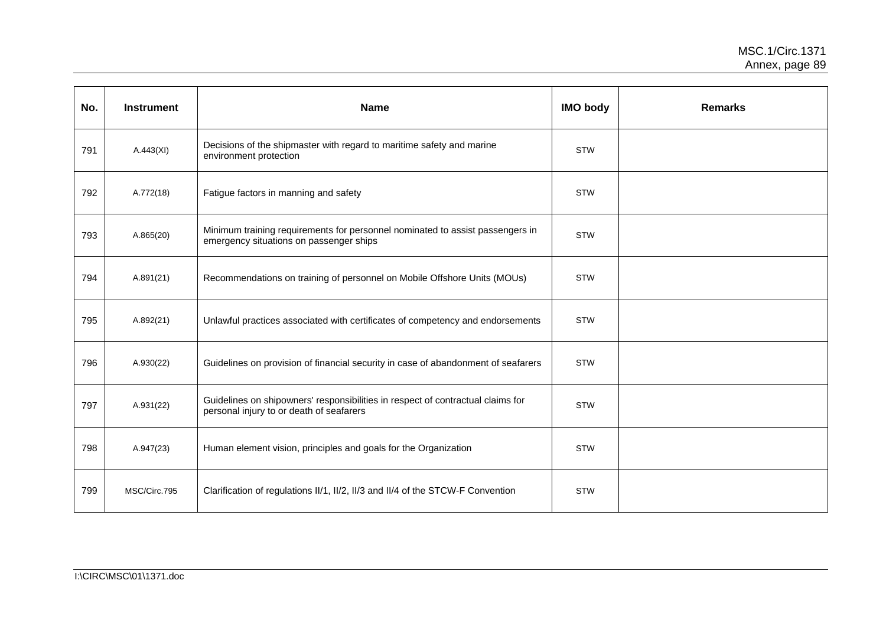| No. | Instrument | Name | IMO body | Remarks |
|---|---|---|---|---|
| 791 | A.443(XI) | Decisions of the shipmaster with regard to maritime safety and marine environment protection | STW | |
| 792 | A.772(18) | Fatigue factors in manning and safety | STW | |
| 793 | A.865(20) | Minimum training requirements for personnel nominated to assist passengers in emergency situations on passenger ships | STW | |
| 794 | A.891(21) | Recommendations on training of personnel on Mobile Offshore Units (MOUs) | STW | |
| 795 | A.892(21) | Unlawful practices associated with certificates of competency and endorsements | STW | |
| 796 | A.930(22) | Guidelines on provision of financial security in case of abandonment of seafarers | STW | |
| 797 | A.931(22) | Guidelines on shipowners' responsibilities in respect of contractual claims for personal injury to or death of seafarers | STW | |
| 798 | A.947(23) | Human element vision, principles and goals for the Organization | STW | |
| 799 | MSC/Circ.795 | Clarification of regulations II/1, II/2, II/3 and II/4 of the STCW-F Convention | STW | |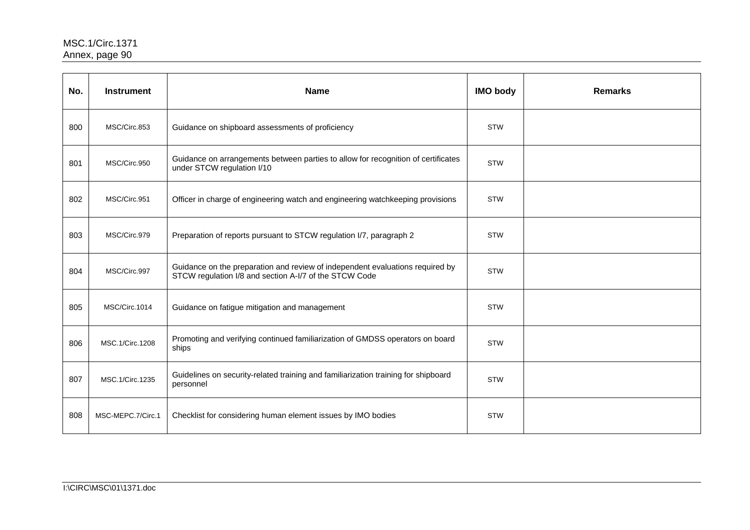| No. | Instrument | Name | IMO body | Remarks |
| --- | --- | --- | --- | --- |
| 800 | MSC/Circ.853 | Guidance on shipboard assessments of proficiency | STW | |
| 801 | MSC/Circ.950 | Guidance on arrangements between parties to allow for recognition of certificates under STCW regulation I/10 | STW | |
| 802 | MSC/Circ.951 | Officer in charge of engineering watch and engineering watchkeeping provisions | STW | |
| 803 | MSC/Circ.979 | Preparation of reports pursuant to STCW regulation I/7, paragraph 2 | STW | |
| 804 | MSC/Circ.997 | Guidance on the preparation and review of independent evaluations required by STCW regulation I/8 and section A-I/7 of the STCW Code | STW | |
| 805 | MSC/Circ.1014 | Guidance on fatigue mitigation and management | STW | |
| 806 | MSC.1/Circ.1208 | Promoting and verifying continued familiarization of GMDSS operators on board ships | STW | |
| 807 | MSC.1/Circ.1235 | Guidelines on security-related training and familiarization training for shipboard personnel | STW | |
| 808 | MSC-MEPC.7/Circ.1 | Checklist for considering human element issues by IMO bodies | STW | |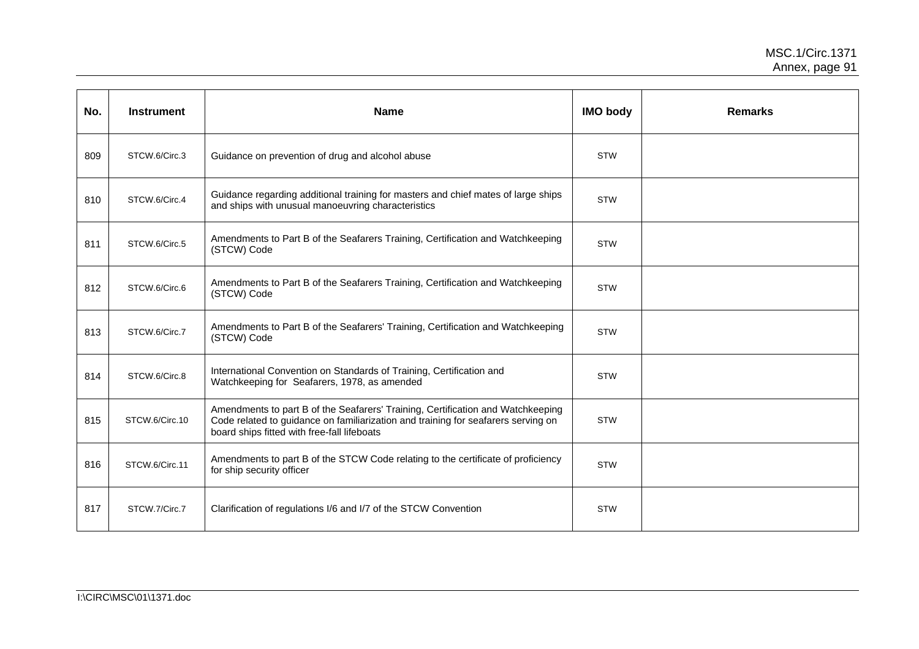| No. | Instrument | Name | IMO body | Remarks |
|---|---|---|---|---|
| 809 | STCW.6/Circ.3 | Guidance on prevention of drug and alcohol abuse | STW | |
| 810 | STCW.6/Circ.4 | Guidance regarding additional training for masters and chief mates of large ships and ships with unusual manoeuvring characteristics | STW | |
| 811 | STCW.6/Circ.5 | Amendments to Part B of the Seafarers Training, Certification and Watchkeeping (STCW) Code | STW | |
| 812 | STCW.6/Circ.6 | Amendments to Part B of the Seafarers Training, Certification and Watchkeeping (STCW) Code | STW | |
| 813 | STCW.6/Circ.7 | Amendments to Part B of the Seafarers' Training, Certification and Watchkeeping (STCW) Code | STW | |
| 814 | STCW.6/Circ.8 | International Convention on Standards of Training, Certification and Watchkeeping for Seafarers, 1978, as amended | STW | |
| 815 | STCW.6/Circ.10 | Amendments to part B of the Seafarers' Training, Certification and Watchkeeping Code related to guidance on familiarization and training for seafarers serving on board ships fitted with free-fall lifeboats | STW | |
| 816 | STCW.6/Circ.11 | Amendments to part B of the STCW Code relating to the certificate of proficiency for ship security officer | STW | |
| 817 | STCW.7/Circ.7 | Clarification of regulations I/6 and I/7 of the STCW Convention | STW | |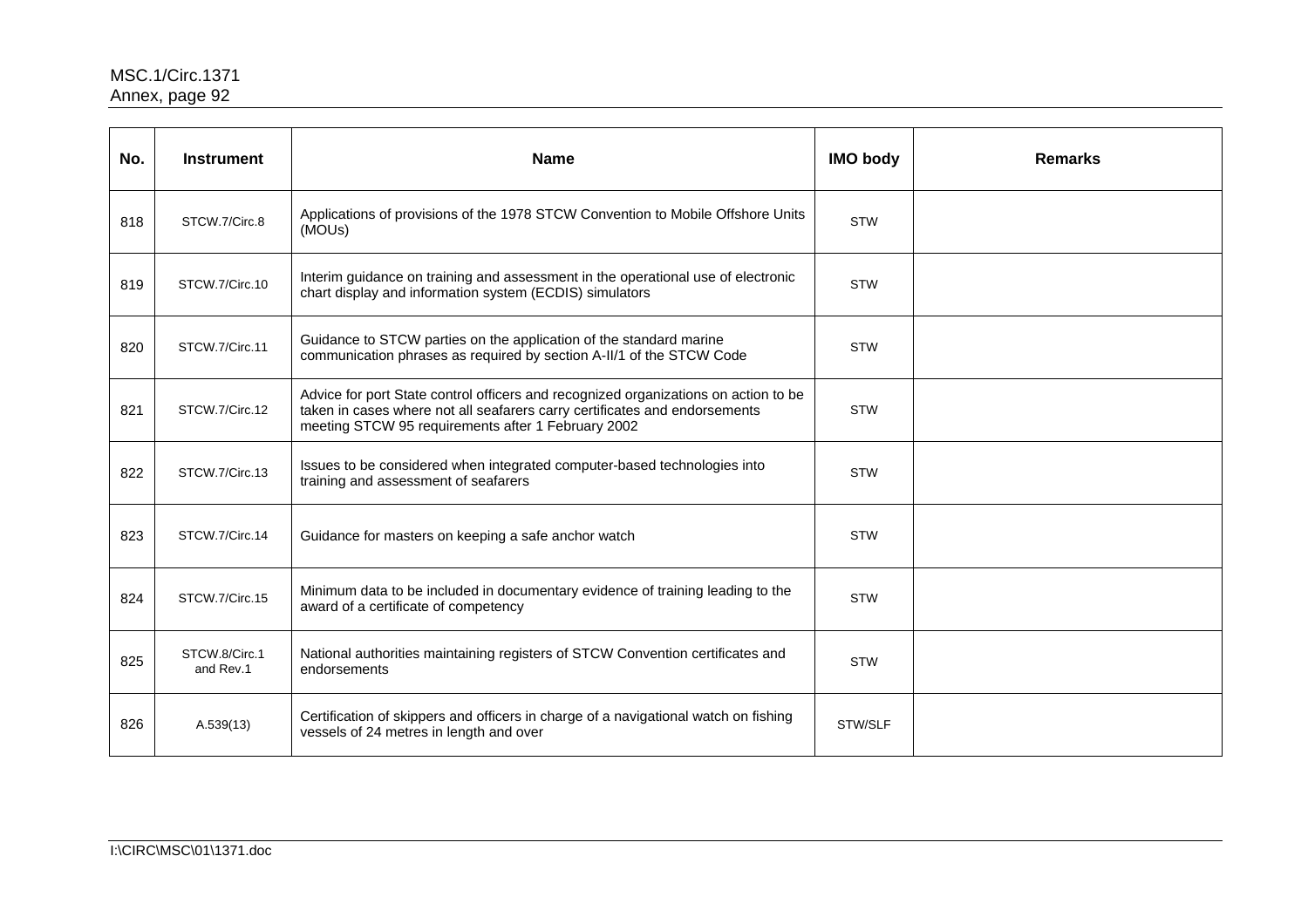| No. | Instrument | Name | IMO body | Remarks |
|---|---|---|---|---|
| 818 | STCW.7/Circ.8 | Applications of provisions of the 1978 STCW Convention to Mobile Offshore Units (MOUs) | STW | |
| 819 | STCW.7/Circ.10 | Interim guidance on training and assessment in the operational use of electronic chart display and information system (ECDIS) simulators | STW | |
| 820 | STCW.7/Circ.11 | Guidance to STCW parties on the application of the standard marine communication phrases as required by section A-II/1 of the STCW Code | STW | |
| 821 | STCW.7/Circ.12 | Advice for port State control officers and recognized organizations on action to be taken in cases where not all seafarers carry certificates and endorsements meeting STCW 95 requirements after 1 February 2002 | STW | |
| 822 | STCW.7/Circ.13 | Issues to be considered when integrated computer-based technologies into training and assessment of seafarers | STW | |
| 823 | STCW.7/Circ.14 | Guidance for masters on keeping a safe anchor watch | STW | |
| 824 | STCW.7/Circ.15 | Minimum data to be included in documentary evidence of training leading to the award of a certificate of competency | STW | |
| 825 | STCW.8/Circ.1 and Rev.1 | National authorities maintaining registers of STCW Convention certificates and endorsements | STW | |
| 826 | A.539(13) | Certification of skippers and officers in charge of a navigational watch on fishing vessels of 24 metres in length and over | STW/SLF | |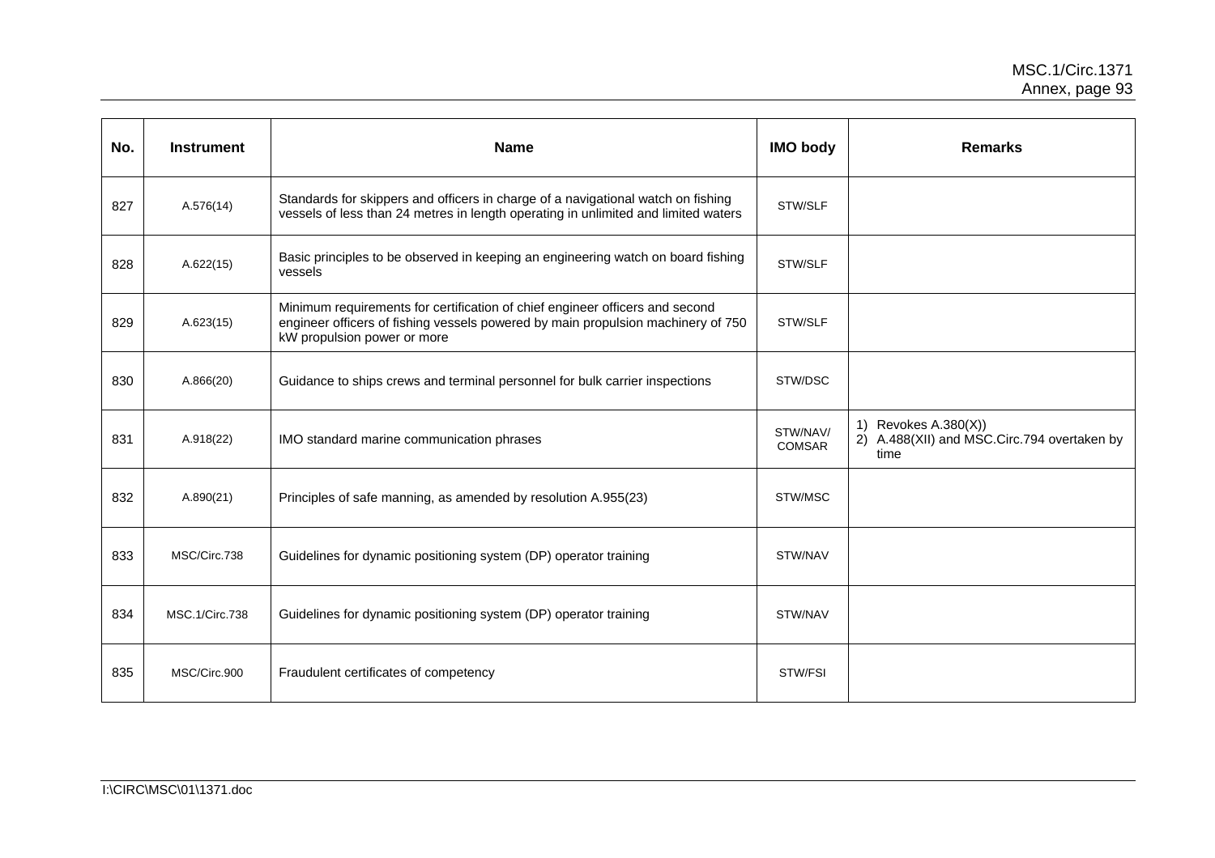| No. | Instrument | Name | IMO body | Remarks |
|---|---|---|---|---|
| 827 | A.576(14) | Standards for skippers and officers in charge of a navigational watch on fishing vessels of less than 24 metres in length operating in unlimited and limited waters | STW/SLF | |
| 828 | A.622(15) | Basic principles to be observed in keeping an engineering watch on board fishing vessels | STW/SLF | |
| 829 | A.623(15) | Minimum requirements for certification of chief engineer officers and second engineer officers of fishing vessels powered by main propulsion machinery of 750 kW propulsion power or more | STW/SLF | |
| 830 | A.866(20) | Guidance to ships crews and terminal personnel for bulk carrier inspections | STW/DSC | |
| 831 | A.918(22) | IMO standard marine communication phrases | STW/NAV/ COMSAR | 1) Revokes A.380(X)) 2) A.488(XII) and MSC.Circ.794 overtaken by time |
| 832 | A.890(21) | Principles of safe manning, as amended by resolution A.955(23) | STW/MSC | |
| 833 | MSC/Circ.738 | Guidelines for dynamic positioning system (DP) operator training | STW/NAV | |
| 834 | MSC.1/Circ.738 | Guidelines for dynamic positioning system (DP) operator training | STW/NAV | |
| 835 | MSC/Circ.900 | Fraudulent certificates of competency | STW/FSI | |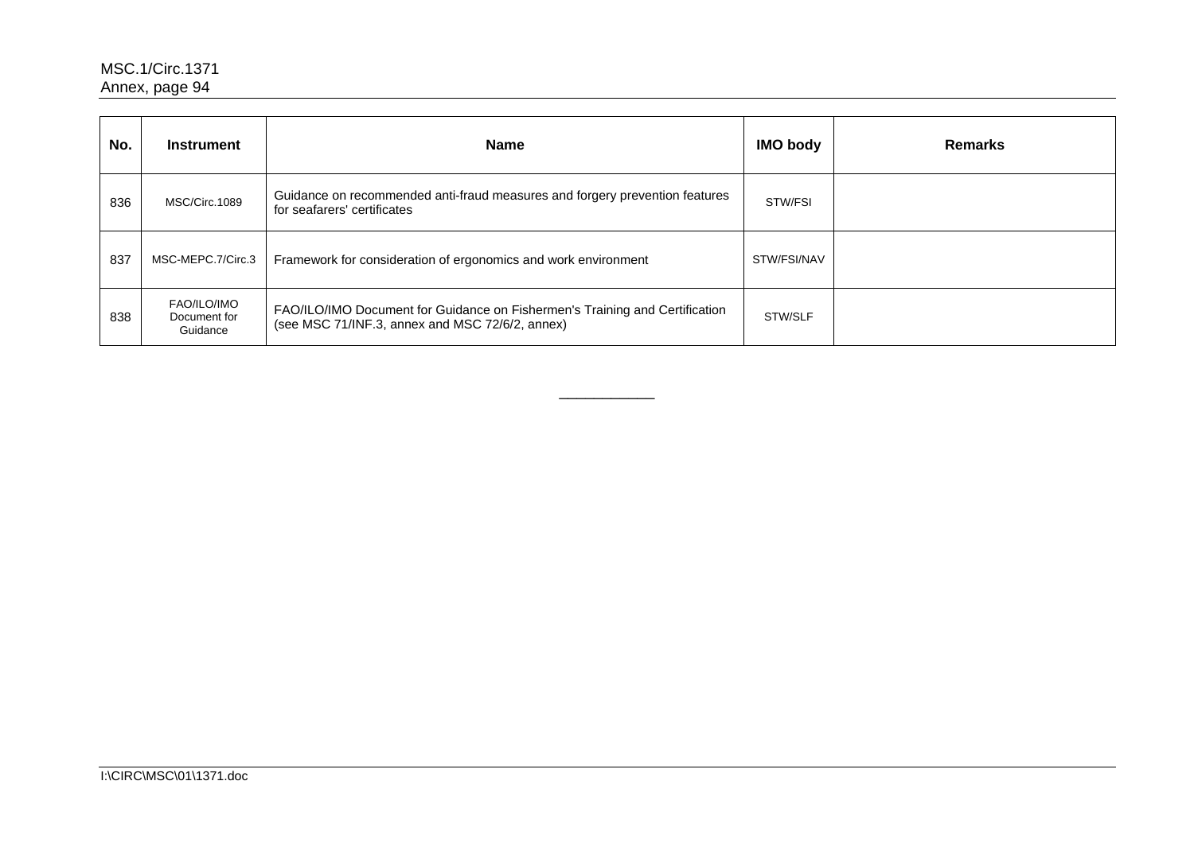| No. | Instrument | Name | IMO body | Remarks |
|---|---|---|---|---|
| 836 | MSC/Circ.1089 | Guidance on recommended anti-fraud measures and forgery prevention features for seafarers' certificates | STW/FSI | |
| 837 | MSC-MEPC.7/Circ.3 | Framework for consideration of ergonomics and work environment | STW/FSI/NAV | |
| 838 | FAO/ILO/IMO Document for Guidance | FAO/ILO/IMO Document for Guidance on Fishermen's Training and Certification (see MSC 71/INF.3, annex and MSC 72/6/2, annex) | STW/SLF | |

___________